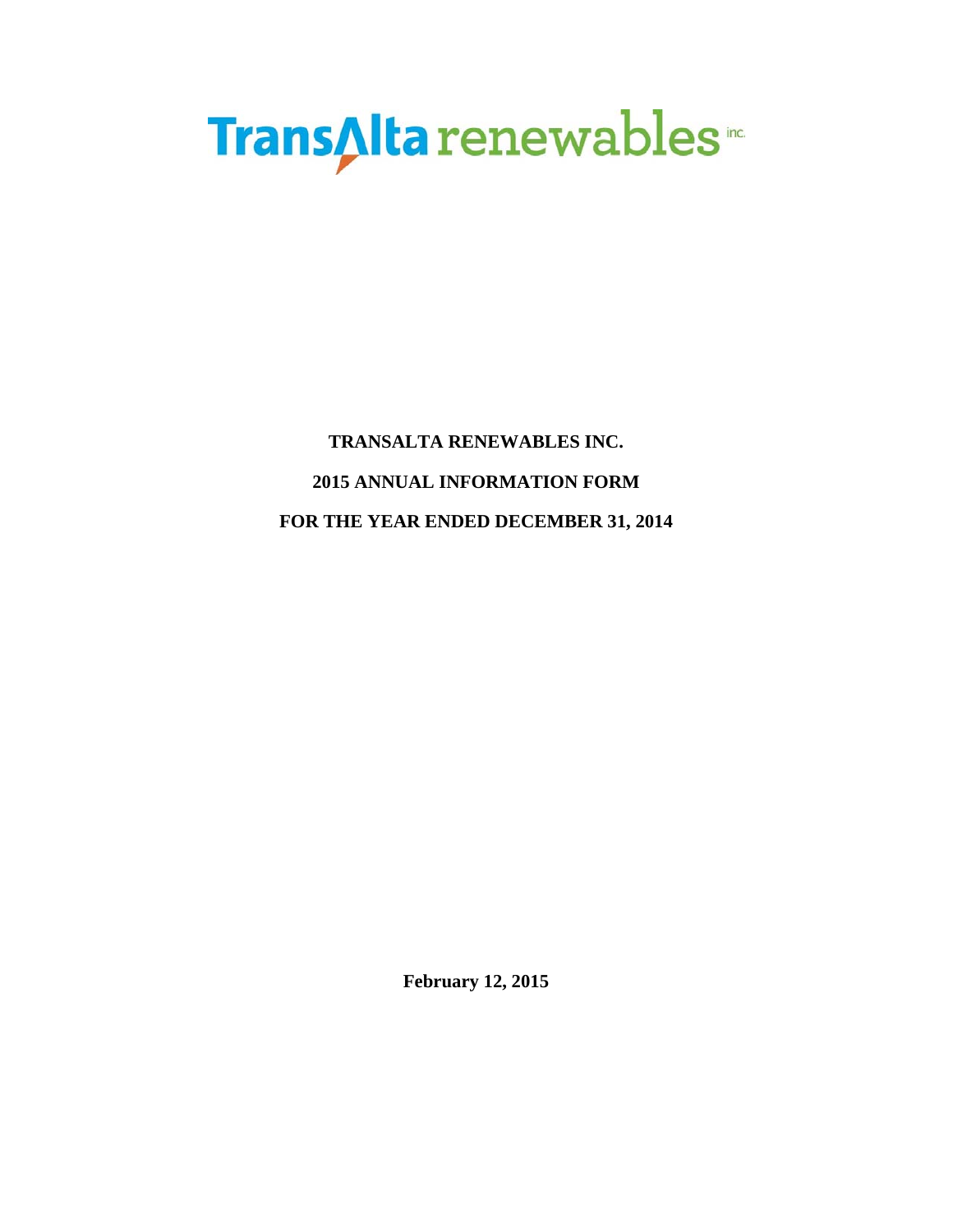TransAlta renewables inc.

# TRANSALTA RENEWABLES INC.

# 2015 ANNUAL INFORMATION FORM

# FOR THE YEAR ENDED DECEMBER 31, 2014

**February 12, 2015**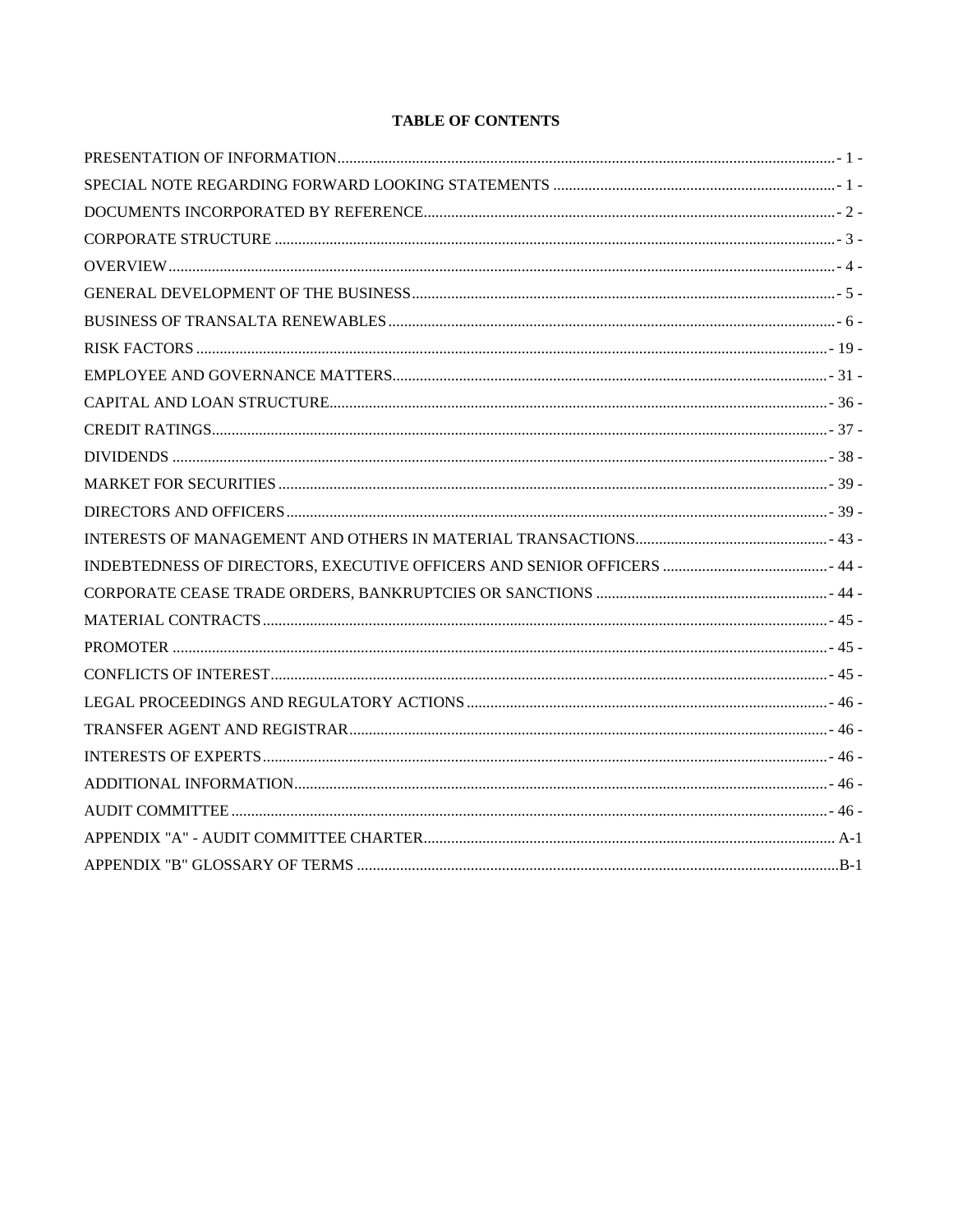# TABLE OF CONTENTS

| | |
|---|---|
| PRESENTATION OF INFORMATION | - 1 - |
| SPECIAL NOTE REGARDING FORWARD LOOKING STATEMENTS | - 1 - |
| DOCUMENTS INCORPORATED BY REFERENCE | - 2 - |
| CORPORATE STRUCTURE | - 3 - |
| OVERVIEW | - 4 - |
| GENERAL DEVELOPMENT OF THE BUSINESS | - 5 - |
| BUSINESS OF TRANSALTA RENEWABLES | - 6 - |
| RISK FACTORS | - 19 - |
| EMPLOYEE AND GOVERNANCE MATTERS | - 31 - |
| CAPITAL AND LOAN STRUCTURE | - 36 - |
| CREDIT RATINGS | - 37 - |
| DIVIDENDS | - 38 - |
| MARKET FOR SECURITIES | - 39 - |
| DIRECTORS AND OFFICERS | - 39 - |
| INTERESTS OF MANAGEMENT AND OTHERS IN MATERIAL TRANSACTIONS | - 43 - |
| INDEBTEDNESS OF DIRECTORS, EXECUTIVE OFFICERS AND SENIOR OFFICERS | - 44 - |
| CORPORATE CEASE TRADE ORDERS, BANKRUPTCIES OR SANCTIONS | - 44 - |
| MATERIAL CONTRACTS | - 45 - |
| PROMOTER | - 45 - |
| CONFLICTS OF INTEREST | - 45 - |
| LEGAL PROCEEDINGS AND REGULATORY ACTIONS | - 46 - |
| TRANSFER AGENT AND REGISTRAR | - 46 - |
| INTERESTS OF EXPERTS | - 46 - |
| ADDITIONAL INFORMATION | - 46 - |
| AUDIT COMMITTEE | - 46 - |
| APPENDIX "A" - AUDIT COMMITTEE CHARTER | A-1 |
| APPENDIX "B" GLOSSARY OF TERMS | B-1 |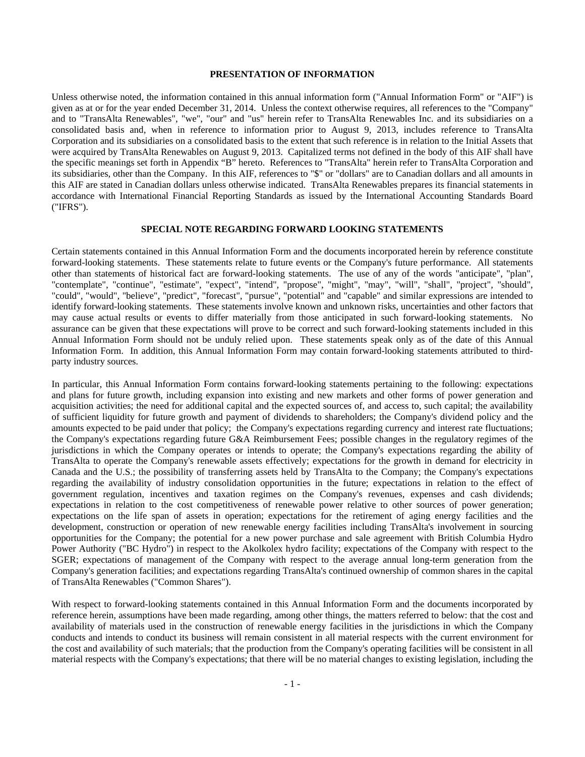## PRESENTATION OF INFORMATION

Unless otherwise noted, the information contained in this annual information form ("Annual Information Form" or "AIF") is given as at or for the year ended December 31, 2014. Unless the context otherwise requires, all references to the "Company" and to "TransAlta Renewables", "we", "our" and "us" herein refer to TransAlta Renewables Inc. and its subsidiaries on a consolidated basis and, when in reference to information prior to August 9, 2013, includes reference to TransAlta Corporation and its subsidiaries on a consolidated basis to the extent that such reference is in relation to the Initial Assets that were acquired by TransAlta Renewables on August 9, 2013. Capitalized terms not defined in the body of this AIF shall have the specific meanings set forth in Appendix "B" hereto. References to "TransAlta" herein refer to TransAlta Corporation and its subsidiaries, other than the Company. In this AIF, references to "$" or "dollars" are to Canadian dollars and all amounts in this AIF are stated in Canadian dollars unless otherwise indicated. TransAlta Renewables prepares its financial statements in accordance with International Financial Reporting Standards as issued by the International Accounting Standards Board ("IFRS").

## SPECIAL NOTE REGARDING FORWARD LOOKING STATEMENTS

Certain statements contained in this Annual Information Form and the documents incorporated herein by reference constitute forward-looking statements. These statements relate to future events or the Company's future performance. All statements other than statements of historical fact are forward-looking statements. The use of any of the words "anticipate", "plan", "contemplate", "continue", "estimate", "expect", "intend", "propose", "might", "may", "will", "shall", "project", "should", "could", "would", "believe", "predict", "forecast", "pursue", "potential" and "capable" and similar expressions are intended to identify forward-looking statements. These statements involve known and unknown risks, uncertainties and other factors that may cause actual results or events to differ materially from those anticipated in such forward-looking statements. No assurance can be given that these expectations will prove to be correct and such forward-looking statements included in this Annual Information Form should not be unduly relied upon. These statements speak only as of the date of this Annual Information Form. In addition, this Annual Information Form may contain forward-looking statements attributed to third-party industry sources.

In particular, this Annual Information Form contains forward-looking statements pertaining to the following: expectations and plans for future growth, including expansion into existing and new markets and other forms of power generation and acquisition activities; the need for additional capital and the expected sources of, and access to, such capital; the availability of sufficient liquidity for future growth and payment of dividends to shareholders; the Company's dividend policy and the amounts expected to be paid under that policy; the Company's expectations regarding currency and interest rate fluctuations; the Company's expectations regarding future G&A Reimbursement Fees; possible changes in the regulatory regimes of the jurisdictions in which the Company operates or intends to operate; the Company's expectations regarding the ability of TransAlta to operate the Company's renewable assets effectively; expectations for the growth in demand for electricity in Canada and the U.S.; the possibility of transferring assets held by TransAlta to the Company; the Company's expectations regarding the availability of industry consolidation opportunities in the future; expectations in relation to the effect of government regulation, incentives and taxation regimes on the Company's revenues, expenses and cash dividends; expectations in relation to the cost competitiveness of renewable power relative to other sources of power generation; expectations on the life span of assets in operation; expectations for the retirement of aging energy facilities and the development, construction or operation of new renewable energy facilities including TransAlta's involvement in sourcing opportunities for the Company; the potential for a new power purchase and sale agreement with British Columbia Hydro Power Authority ("BC Hydro") in respect to the Akolkolex hydro facility; expectations of the Company with respect to the SGER; expectations of management of the Company with respect to the average annual long-term generation from the Company's generation facilities; and expectations regarding TransAlta's continued ownership of common shares in the capital of TransAlta Renewables ("Common Shares").

With respect to forward-looking statements contained in this Annual Information Form and the documents incorporated by reference herein, assumptions have been made regarding, among other things, the matters referred to below: that the cost and availability of materials used in the construction of renewable energy facilities in the jurisdictions in which the Company conducts and intends to conduct its business will remain consistent in all material respects with the current environment for the cost and availability of such materials; that the production from the Company's operating facilities will be consistent in all material respects with the Company's expectations; that there will be no material changes to existing legislation, including the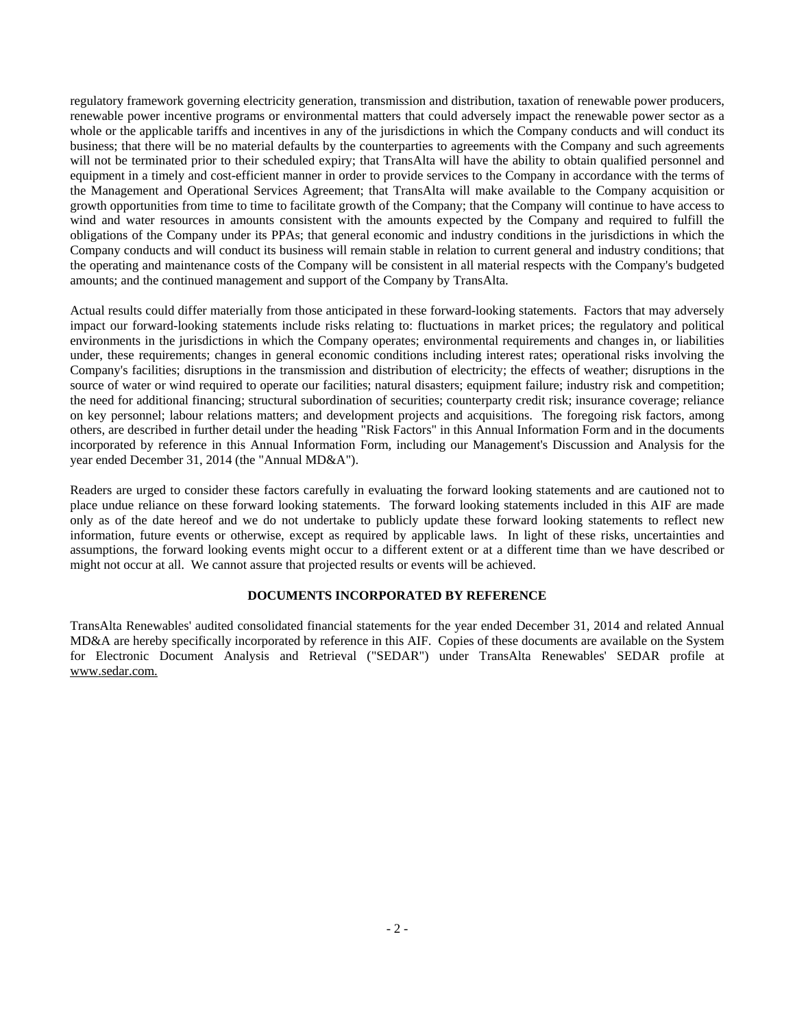regulatory framework governing electricity generation, transmission and distribution, taxation of renewable power producers, renewable power incentive programs or environmental matters that could adversely impact the renewable power sector as a whole or the applicable tariffs and incentives in any of the jurisdictions in which the Company conducts and will conduct its business; that there will be no material defaults by the counterparties to agreements with the Company and such agreements will not be terminated prior to their scheduled expiry; that TransAlta will have the ability to obtain qualified personnel and equipment in a timely and cost-efficient manner in order to provide services to the Company in accordance with the terms of the Management and Operational Services Agreement; that TransAlta will make available to the Company acquisition or growth opportunities from time to time to facilitate growth of the Company; that the Company will continue to have access to wind and water resources in amounts consistent with the amounts expected by the Company and required to fulfill the obligations of the Company under its PPAs; that general economic and industry conditions in the jurisdictions in which the Company conducts and will conduct its business will remain stable in relation to current general and industry conditions; that the operating and maintenance costs of the Company will be consistent in all material respects with the Company's budgeted amounts; and the continued management and support of the Company by TransAlta.

Actual results could differ materially from those anticipated in these forward-looking statements. Factors that may adversely impact our forward-looking statements include risks relating to: fluctuations in market prices; the regulatory and political environments in the jurisdictions in which the Company operates; environmental requirements and changes in, or liabilities under, these requirements; changes in general economic conditions including interest rates; operational risks involving the Company's facilities; disruptions in the transmission and distribution of electricity; the effects of weather; disruptions in the source of water or wind required to operate our facilities; natural disasters; equipment failure; industry risk and competition; the need for additional financing; structural subordination of securities; counterparty credit risk; insurance coverage; reliance on key personnel; labour relations matters; and development projects and acquisitions. The foregoing risk factors, among others, are described in further detail under the heading "Risk Factors" in this Annual Information Form and in the documents incorporated by reference in this Annual Information Form, including our Management's Discussion and Analysis for the year ended December 31, 2014 (the "Annual MD&A").

Readers are urged to consider these factors carefully in evaluating the forward looking statements and are cautioned not to place undue reliance on these forward looking statements. The forward looking statements included in this AIF are made only as of the date hereof and we do not undertake to publicly update these forward looking statements to reflect new information, future events or otherwise, except as required by applicable laws. In light of these risks, uncertainties and assumptions, the forward looking events might occur to a different extent or at a different time than we have described or might not occur at all. We cannot assure that projected results or events will be achieved.

## DOCUMENTS INCORPORATED BY REFERENCE

TransAlta Renewables' audited consolidated financial statements for the year ended December 31, 2014 and related Annual MD&A are hereby specifically incorporated by reference in this AIF. Copies of these documents are available on the System for Electronic Document Analysis and Retrieval ("SEDAR") under TransAlta Renewables' SEDAR profile at www.sedar.com.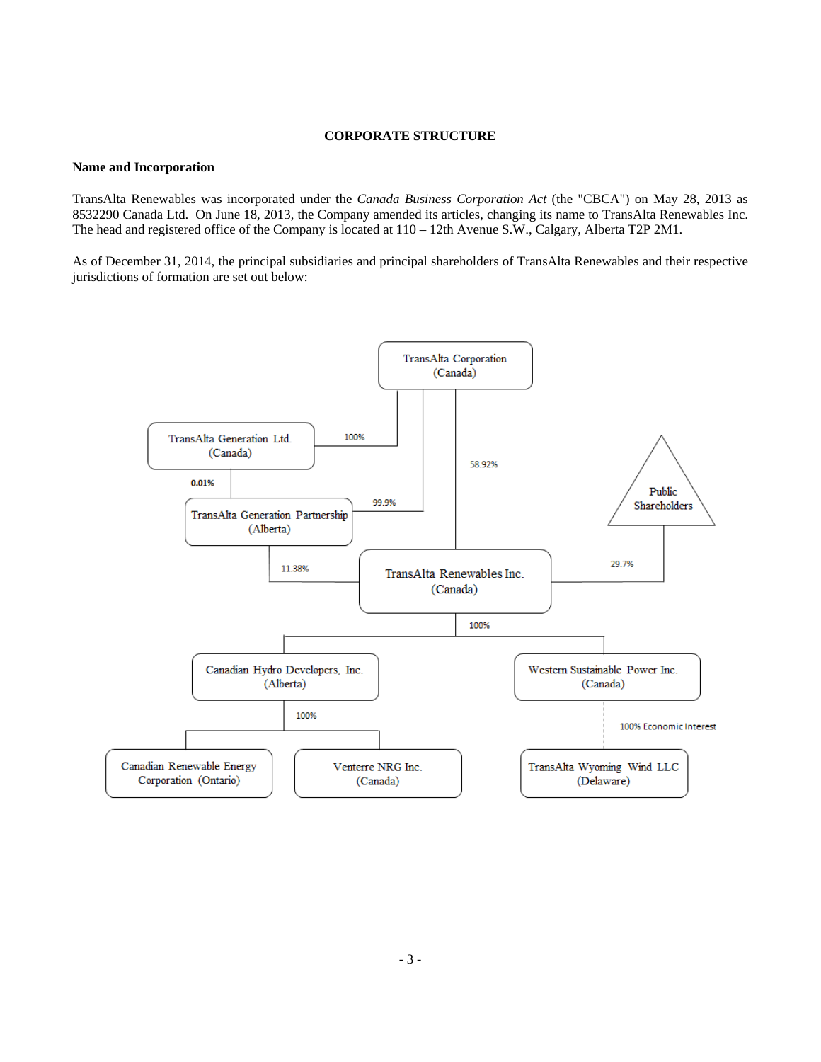## CORPORATE STRUCTURE

### Name and Incorporation

TransAlta Renewables was incorporated under the *Canada Business Corporation Act* (the "CBCA") on May 28, 2013 as 8532290 Canada Ltd. On June 18, 2013, the Company amended its articles, changing its name to TransAlta Renewables Inc. The head and registered office of the Company is located at 110 – 12th Avenue S.W., Calgary, Alberta T2P 2M1.

As of December 31, 2014, the principal subsidiaries and principal shareholders of TransAlta Renewables and their respective jurisdictions of formation are set out below:

TransAlta Corporation (Canada)

TransAlta Generation Ltd. (Canada) — 100%

TransAlta Generation Partnership (Alberta) — 0.01% (TransAlta Generation Ltd.); 99.9% (TransAlta Corporation)

TransAlta Renewables Inc. (Canada) — 58.92% (TransAlta Corporation); 11.38% (TransAlta Generation Partnership); 29.7% (Public Shareholders)

Public Shareholders

Canadian Hydro Developers, Inc. (Alberta) — 100%

Western Sustainable Power Inc. (Canada) — 100%

Canadian Renewable Energy Corporation (Ontario) — 100%

Venterre NRG Inc. (Canada) — 100%

TransAlta Wyoming Wind LLC (Delaware) — 100% Economic Interest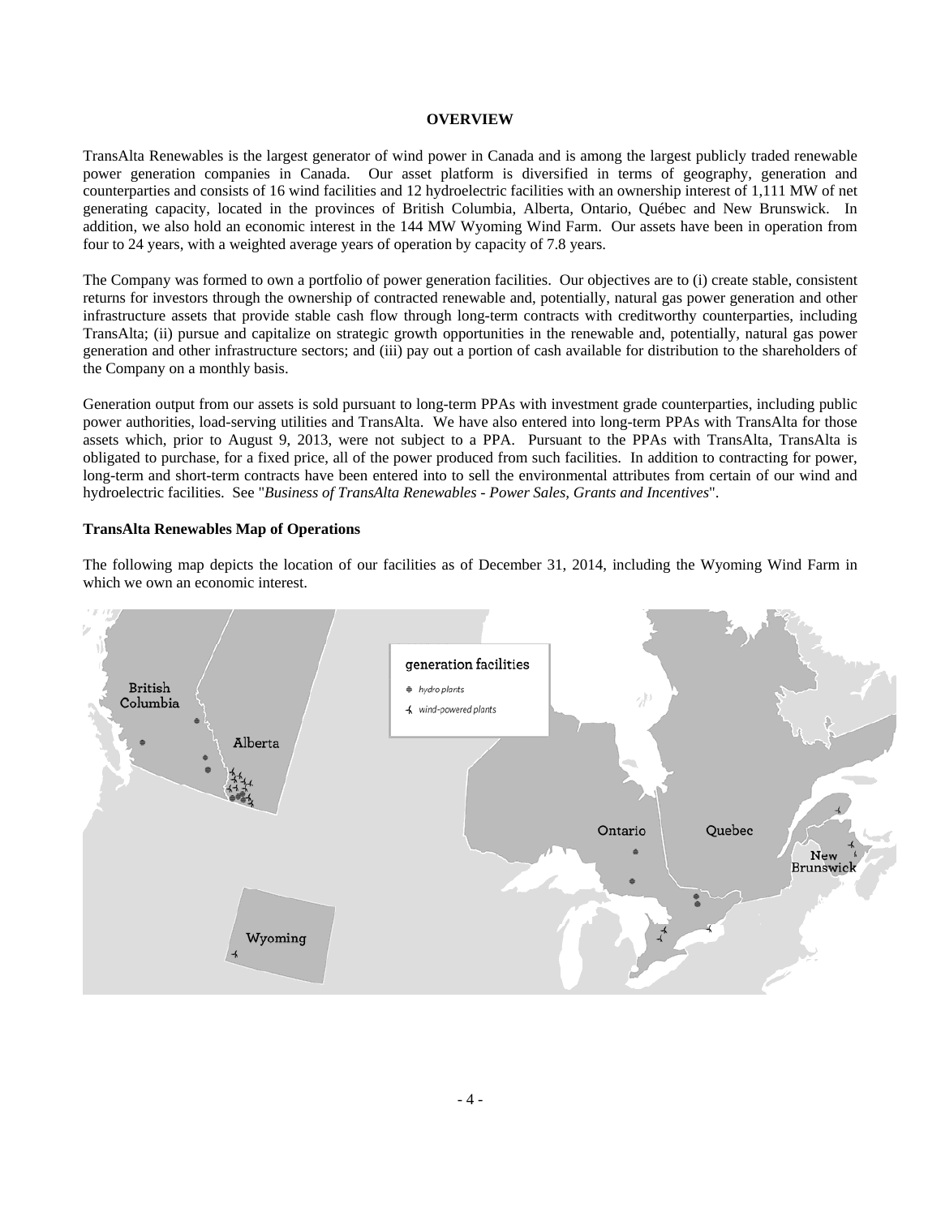## OVERVIEW

TransAlta Renewables is the largest generator of wind power in Canada and is among the largest publicly traded renewable power generation companies in Canada. Our asset platform is diversified in terms of geography, generation and counterparties and consists of 16 wind facilities and 12 hydroelectric facilities with an ownership interest of 1,111 MW of net generating capacity, located in the provinces of British Columbia, Alberta, Ontario, Québec and New Brunswick. In addition, we also hold an economic interest in the 144 MW Wyoming Wind Farm. Our assets have been in operation from four to 24 years, with a weighted average years of operation by capacity of 7.8 years.

The Company was formed to own a portfolio of power generation facilities. Our objectives are to (i) create stable, consistent returns for investors through the ownership of contracted renewable and, potentially, natural gas power generation and other infrastructure assets that provide stable cash flow through long-term contracts with creditworthy counterparties, including TransAlta; (ii) pursue and capitalize on strategic growth opportunities in the renewable and, potentially, natural gas power generation and other infrastructure sectors; and (iii) pay out a portion of cash available for distribution to the shareholders of the Company on a monthly basis.

Generation output from our assets is sold pursuant to long-term PPAs with investment grade counterparties, including public power authorities, load-serving utilities and TransAlta. We have also entered into long-term PPAs with TransAlta for those assets which, prior to August 9, 2013, were not subject to a PPA. Pursuant to the PPAs with TransAlta, TransAlta is obligated to purchase, for a fixed price, all of the power produced from such facilities. In addition to contracting for power, long-term and short-term contracts have been entered into to sell the environmental attributes from certain of our wind and hydroelectric facilities. See "*Business of TransAlta Renewables - Power Sales, Grants and Incentives*".

**TransAlta Renewables Map of Operations**

The following map depicts the location of our facilities as of December 31, 2014, including the Wyoming Wind Farm in which we own an economic interest.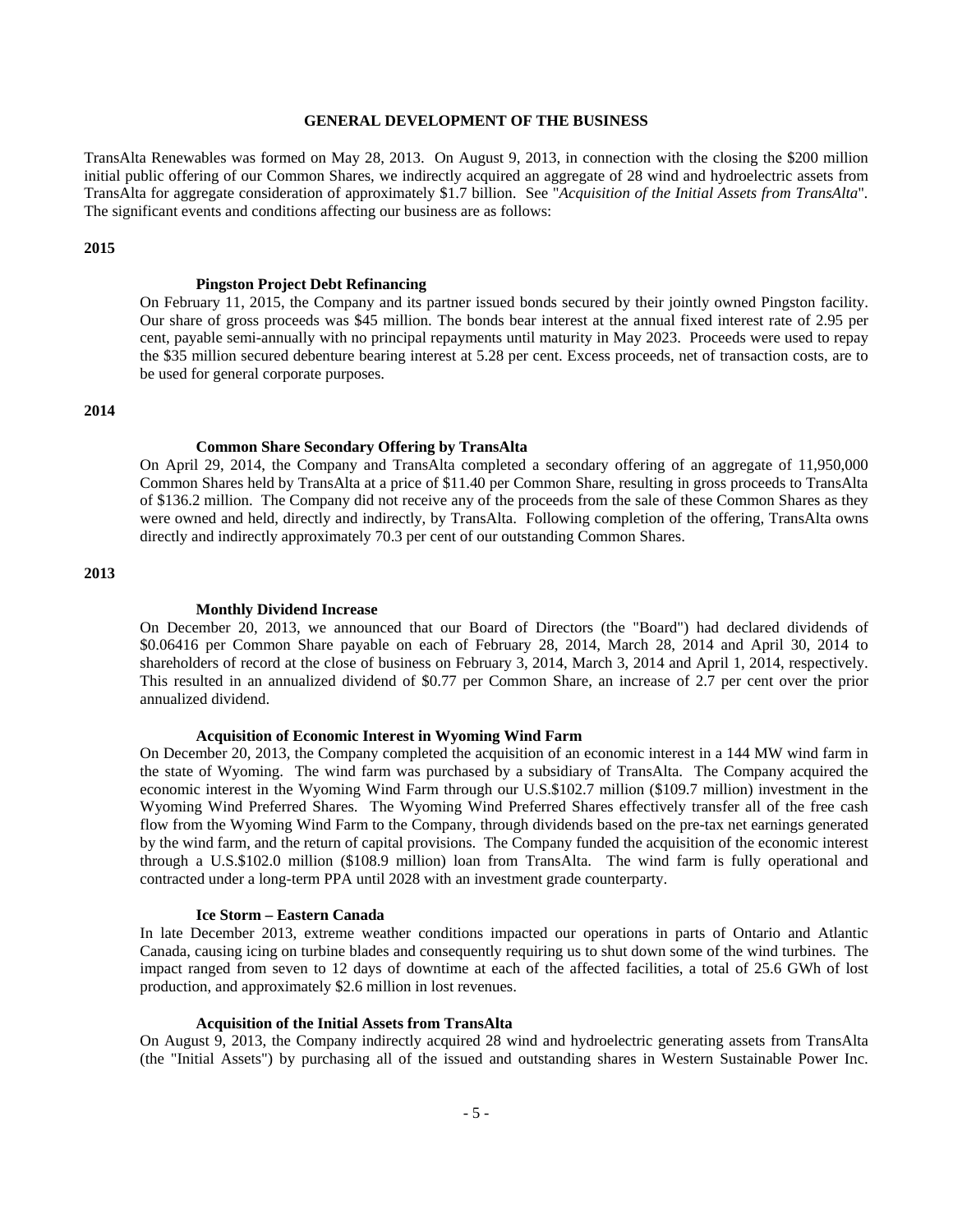## GENERAL DEVELOPMENT OF THE BUSINESS

TransAlta Renewables was formed on May 28, 2013. On August 9, 2013, in connection with the closing the $200 million initial public offering of our Common Shares, we indirectly acquired an aggregate of 28 wind and hydroelectric assets from TransAlta for aggregate consideration of approximately $1.7 billion. See "*Acquisition of the Initial Assets from TransAlta*". The significant events and conditions affecting our business are as follows:

### 2015

**Pingston Project Debt Refinancing**

On February 11, 2015, the Company and its partner issued bonds secured by their jointly owned Pingston facility. Our share of gross proceeds was $45 million. The bonds bear interest at the annual fixed interest rate of 2.95 per cent, payable semi-annually with no principal repayments until maturity in May 2023. Proceeds were used to repay the $35 million secured debenture bearing interest at 5.28 per cent. Excess proceeds, net of transaction costs, are to be used for general corporate purposes.

### 2014

**Common Share Secondary Offering by TransAlta**

On April 29, 2014, the Company and TransAlta completed a secondary offering of an aggregate of 11,950,000 Common Shares held by TransAlta at a price of $11.40 per Common Share, resulting in gross proceeds to TransAlta of $136.2 million. The Company did not receive any of the proceeds from the sale of these Common Shares as they were owned and held, directly and indirectly, by TransAlta. Following completion of the offering, TransAlta owns directly and indirectly approximately 70.3 per cent of our outstanding Common Shares.

### 2013

**Monthly Dividend Increase**

On December 20, 2013, we announced that our Board of Directors (the "Board") had declared dividends of $0.06416 per Common Share payable on each of February 28, 2014, March 28, 2014 and April 30, 2014 to shareholders of record at the close of business on February 3, 2014, March 3, 2014 and April 1, 2014, respectively. This resulted in an annualized dividend of $0.77 per Common Share, an increase of 2.7 per cent over the prior annualized dividend.

**Acquisition of Economic Interest in Wyoming Wind Farm**

On December 20, 2013, the Company completed the acquisition of an economic interest in a 144 MW wind farm in the state of Wyoming. The wind farm was purchased by a subsidiary of TransAlta. The Company acquired the economic interest in the Wyoming Wind Farm through our U.S.$102.7 million ($109.7 million) investment in the Wyoming Wind Preferred Shares. The Wyoming Wind Preferred Shares effectively transfer all of the free cash flow from the Wyoming Wind Farm to the Company, through dividends based on the pre-tax net earnings generated by the wind farm, and the return of capital provisions. The Company funded the acquisition of the economic interest through a U.S.$102.0 million ($108.9 million) loan from TransAlta. The wind farm is fully operational and contracted under a long-term PPA until 2028 with an investment grade counterparty.

**Ice Storm – Eastern Canada**

In late December 2013, extreme weather conditions impacted our operations in parts of Ontario and Atlantic Canada, causing icing on turbine blades and consequently requiring us to shut down some of the wind turbines. The impact ranged from seven to 12 days of downtime at each of the affected facilities, a total of 25.6 GWh of lost production, and approximately $2.6 million in lost revenues.

**Acquisition of the Initial Assets from TransAlta**

On August 9, 2013, the Company indirectly acquired 28 wind and hydroelectric generating assets from TransAlta (the "Initial Assets") by purchasing all of the issued and outstanding shares in Western Sustainable Power Inc.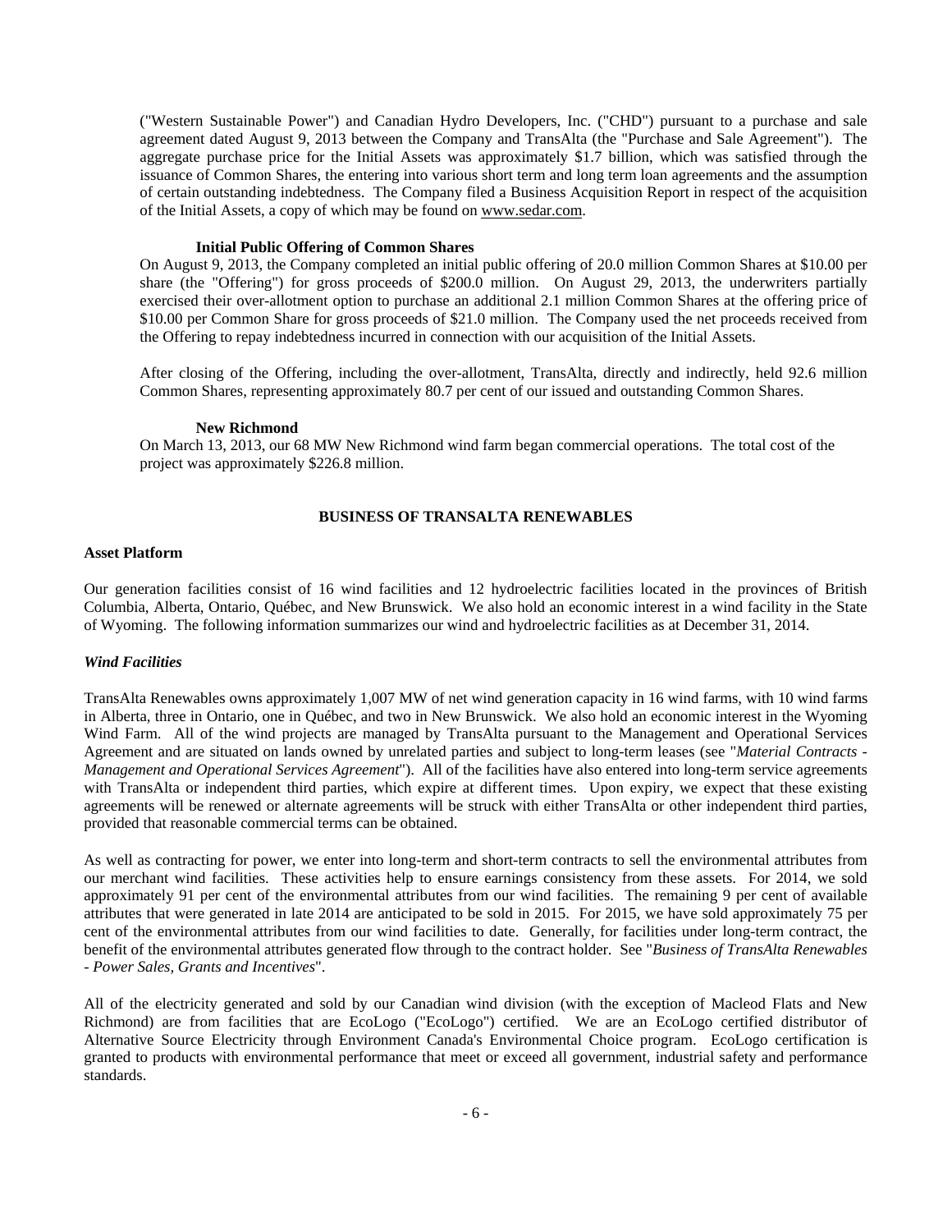("Western Sustainable Power") and Canadian Hydro Developers, Inc. ("CHD") pursuant to a purchase and sale agreement dated August 9, 2013 between the Company and TransAlta (the "Purchase and Sale Agreement"). The aggregate purchase price for the Initial Assets was approximately $1.7 billion, which was satisfied through the issuance of Common Shares, the entering into various short term and long term loan agreements and the assumption of certain outstanding indebtedness. The Company filed a Business Acquisition Report in respect of the acquisition of the Initial Assets, a copy of which may be found on www.sedar.com.

**Initial Public Offering of Common Shares**

On August 9, 2013, the Company completed an initial public offering of 20.0 million Common Shares at $10.00 per share (the "Offering") for gross proceeds of $200.0 million. On August 29, 2013, the underwriters partially exercised their over-allotment option to purchase an additional 2.1 million Common Shares at the offering price of $10.00 per Common Share for gross proceeds of $21.0 million. The Company used the net proceeds received from the Offering to repay indebtedness incurred in connection with our acquisition of the Initial Assets.

After closing of the Offering, including the over-allotment, TransAlta, directly and indirectly, held 92.6 million Common Shares, representing approximately 80.7 per cent of our issued and outstanding Common Shares.

**New Richmond**

On March 13, 2013, our 68 MW New Richmond wind farm began commercial operations. The total cost of the project was approximately $226.8 million.

## BUSINESS OF TRANSALTA RENEWABLES

### Asset Platform

Our generation facilities consist of 16 wind facilities and 12 hydroelectric facilities located in the provinces of British Columbia, Alberta, Ontario, Québec, and New Brunswick. We also hold an economic interest in a wind facility in the State of Wyoming. The following information summarizes our wind and hydroelectric facilities as at December 31, 2014.

#### *Wind Facilities*

TransAlta Renewables owns approximately 1,007 MW of net wind generation capacity in 16 wind farms, with 10 wind farms in Alberta, three in Ontario, one in Québec, and two in New Brunswick. We also hold an economic interest in the Wyoming Wind Farm. All of the wind projects are managed by TransAlta pursuant to the Management and Operational Services Agreement and are situated on lands owned by unrelated parties and subject to long-term leases (see "*Material Contracts - Management and Operational Services Agreement*"). All of the facilities have also entered into long-term service agreements with TransAlta or independent third parties, which expire at different times. Upon expiry, we expect that these existing agreements will be renewed or alternate agreements will be struck with either TransAlta or other independent third parties, provided that reasonable commercial terms can be obtained.

As well as contracting for power, we enter into long-term and short-term contracts to sell the environmental attributes from our merchant wind facilities. These activities help to ensure earnings consistency from these assets. For 2014, we sold approximately 91 per cent of the environmental attributes from our wind facilities. The remaining 9 per cent of available attributes that were generated in late 2014 are anticipated to be sold in 2015. For 2015, we have sold approximately 75 per cent of the environmental attributes from our wind facilities to date. Generally, for facilities under long-term contract, the benefit of the environmental attributes generated flow through to the contract holder. See "*Business of TransAlta Renewables - Power Sales, Grants and Incentives*".

All of the electricity generated and sold by our Canadian wind division (with the exception of Macleod Flats and New Richmond) are from facilities that are EcoLogo ("EcoLogo") certified. We are an EcoLogo certified distributor of Alternative Source Electricity through Environment Canada's Environmental Choice program. EcoLogo certification is granted to products with environmental performance that meet or exceed all government, industrial safety and performance standards.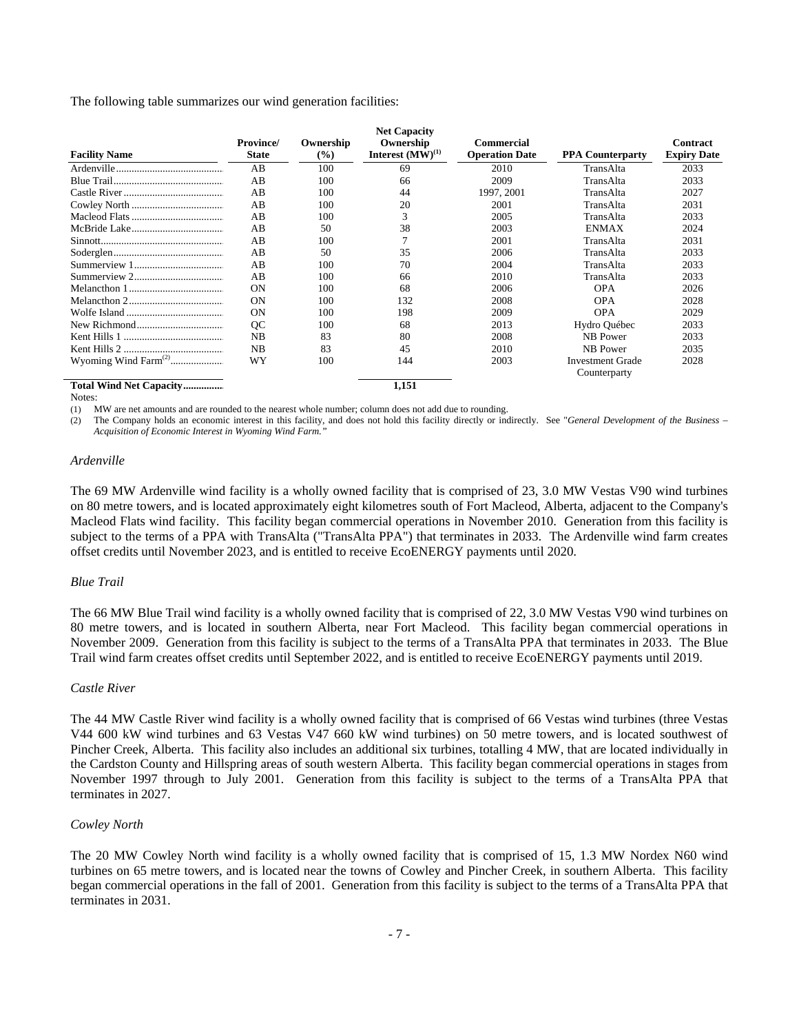The following table summarizes our wind generation facilities:

| Facility Name | Province/ State | Ownership (%) | Net Capacity Ownership Interest (MW)[(1)] | Commercial Operation Date | PPA Counterparty | Contract Expiry Date |
|---|---|---|---|---|---|---|
| Ardenville | AB | 100 | 69 | 2010 | TransAlta | 2033 |
| Blue Trail | AB | 100 | 66 | 2009 | TransAlta | 2033 |
| Castle River | AB | 100 | 44 | 1997, 2001 | TransAlta | 2027 |
| Cowley North | AB | 100 | 20 | 2001 | TransAlta | 2031 |
| Macleod Flats | AB | 100 | 3 | 2005 | TransAlta | 2033 |
| McBride Lake | AB | 50 | 38 | 2003 | ENMAX | 2024 |
| Sinnott | AB | 100 | 7 | 2001 | TransAlta | 2031 |
| Soderglen | AB | 50 | 35 | 2006 | TransAlta | 2033 |
| Summerview 1 | AB | 100 | 70 | 2004 | TransAlta | 2033 |
| Summerview 2 | AB | 100 | 66 | 2010 | TransAlta | 2033 |
| Melancthon 1 | ON | 100 | 68 | 2006 | OPA | 2026 |
| Melancthon 2 | ON | 100 | 132 | 2008 | OPA | 2028 |
| Wolfe Island | ON | 100 | 198 | 2009 | OPA | 2029 |
| New Richmond | QC | 100 | 68 | 2013 | Hydro Québec | 2033 |
| Kent Hills 1 | NB | 83 | 80 | 2008 | NB Power | 2033 |
| Kent Hills 2 | NB | 83 | 45 | 2010 | NB Power | 2035 |
| Wyoming Wind Farm[(2)] | WY | 100 | 144 | 2003 | Investment Grade Counterparty | 2028 |
| **Total Wind Net Capacity** | | | **1,151** | | | |

Notes:

(1) MW are net amounts and are rounded to the nearest whole number; column does not add due to rounding.

(2) The Company holds an economic interest in this facility, and does not hold this facility directly or indirectly. See "*General Development of the Business – Acquisition of Economic Interest in Wyoming Wind Farm.*"

*Ardenville*

The 69 MW Ardenville wind facility is a wholly owned facility that is comprised of 23, 3.0 MW Vestas V90 wind turbines on 80 metre towers, and is located approximately eight kilometres south of Fort Macleod, Alberta, adjacent to the Company's Macleod Flats wind facility. This facility began commercial operations in November 2010. Generation from this facility is subject to the terms of a PPA with TransAlta ("TransAlta PPA") that terminates in 2033. The Ardenville wind farm creates offset credits until November 2023, and is entitled to receive EcoENERGY payments until 2020.

*Blue Trail*

The 66 MW Blue Trail wind facility is a wholly owned facility that is comprised of 22, 3.0 MW Vestas V90 wind turbines on 80 metre towers, and is located in southern Alberta, near Fort Macleod. This facility began commercial operations in November 2009. Generation from this facility is subject to the terms of a TransAlta PPA that terminates in 2033. The Blue Trail wind farm creates offset credits until September 2022, and is entitled to receive EcoENERGY payments until 2019.

*Castle River*

The 44 MW Castle River wind facility is a wholly owned facility that is comprised of 66 Vestas wind turbines (three Vestas V44 600 kW wind turbines and 63 Vestas V47 660 kW wind turbines) on 50 metre towers, and is located southwest of Pincher Creek, Alberta. This facility also includes an additional six turbines, totalling 4 MW, that are located individually in the Cardston County and Hillspring areas of south western Alberta. This facility began commercial operations in stages from November 1997 through to July 2001. Generation from this facility is subject to the terms of a TransAlta PPA that terminates in 2027.

*Cowley North*

The 20 MW Cowley North wind facility is a wholly owned facility that is comprised of 15, 1.3 MW Nordex N60 wind turbines on 65 metre towers, and is located near the towns of Cowley and Pincher Creek, in southern Alberta. This facility began commercial operations in the fall of 2001. Generation from this facility is subject to the terms of a TransAlta PPA that terminates in 2031.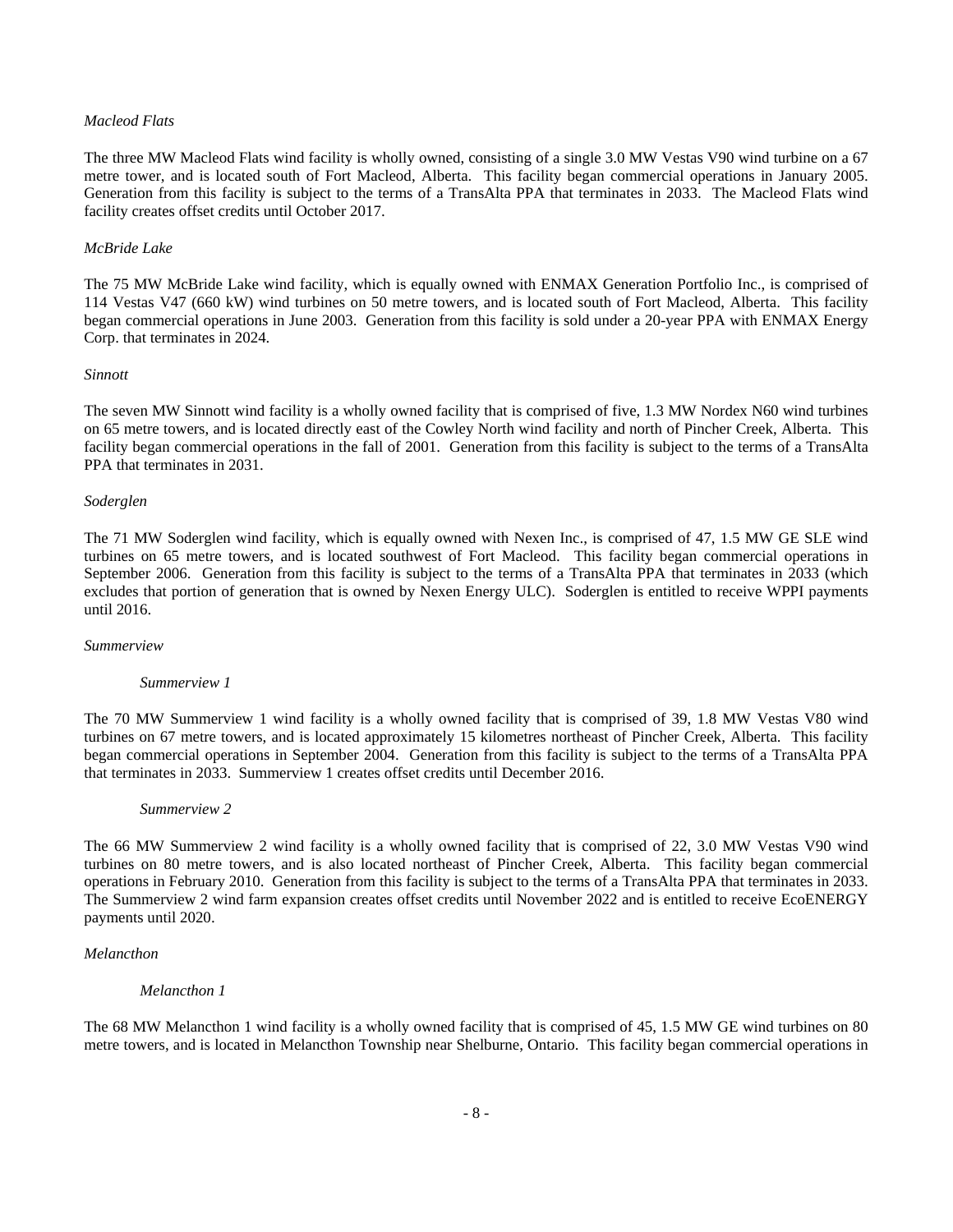*Macleod Flats*

The three MW Macleod Flats wind facility is wholly owned, consisting of a single 3.0 MW Vestas V90 wind turbine on a 67 metre tower, and is located south of Fort Macleod, Alberta. This facility began commercial operations in January 2005. Generation from this facility is subject to the terms of a TransAlta PPA that terminates in 2033. The Macleod Flats wind facility creates offset credits until October 2017.

*McBride Lake*

The 75 MW McBride Lake wind facility, which is equally owned with ENMAX Generation Portfolio Inc., is comprised of 114 Vestas V47 (660 kW) wind turbines on 50 metre towers, and is located south of Fort Macleod, Alberta. This facility began commercial operations in June 2003. Generation from this facility is sold under a 20-year PPA with ENMAX Energy Corp. that terminates in 2024.

*Sinnott*

The seven MW Sinnott wind facility is a wholly owned facility that is comprised of five, 1.3 MW Nordex N60 wind turbines on 65 metre towers, and is located directly east of the Cowley North wind facility and north of Pincher Creek, Alberta. This facility began commercial operations in the fall of 2001. Generation from this facility is subject to the terms of a TransAlta PPA that terminates in 2031.

*Soderglen*

The 71 MW Soderglen wind facility, which is equally owned with Nexen Inc., is comprised of 47, 1.5 MW GE SLE wind turbines on 65 metre towers, and is located southwest of Fort Macleod. This facility began commercial operations in September 2006. Generation from this facility is subject to the terms of a TransAlta PPA that terminates in 2033 (which excludes that portion of generation that is owned by Nexen Energy ULC). Soderglen is entitled to receive WPPI payments until 2016.

*Summerview*

*Summerview 1*

The 70 MW Summerview 1 wind facility is a wholly owned facility that is comprised of 39, 1.8 MW Vestas V80 wind turbines on 67 metre towers, and is located approximately 15 kilometres northeast of Pincher Creek, Alberta. This facility began commercial operations in September 2004. Generation from this facility is subject to the terms of a TransAlta PPA that terminates in 2033. Summerview 1 creates offset credits until December 2016.

*Summerview 2*

The 66 MW Summerview 2 wind facility is a wholly owned facility that is comprised of 22, 3.0 MW Vestas V90 wind turbines on 80 metre towers, and is also located northeast of Pincher Creek, Alberta. This facility began commercial operations in February 2010. Generation from this facility is subject to the terms of a TransAlta PPA that terminates in 2033. The Summerview 2 wind farm expansion creates offset credits until November 2022 and is entitled to receive EcoENERGY payments until 2020.

*Melancthon*

*Melancthon 1*

The 68 MW Melancthon 1 wind facility is a wholly owned facility that is comprised of 45, 1.5 MW GE wind turbines on 80 metre towers, and is located in Melancthon Township near Shelburne, Ontario. This facility began commercial operations in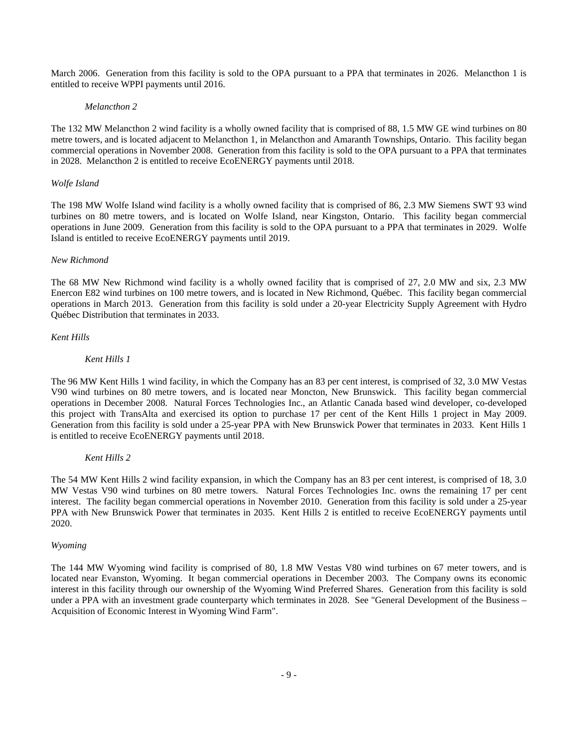March 2006. Generation from this facility is sold to the OPA pursuant to a PPA that terminates in 2026. Melancthon 1 is entitled to receive WPPI payments until 2016.

*Melancthon 2*

The 132 MW Melancthon 2 wind facility is a wholly owned facility that is comprised of 88, 1.5 MW GE wind turbines on 80 metre towers, and is located adjacent to Melancthon 1, in Melancthon and Amaranth Townships, Ontario. This facility began commercial operations in November 2008. Generation from this facility is sold to the OPA pursuant to a PPA that terminates in 2028. Melancthon 2 is entitled to receive EcoENERGY payments until 2018.

*Wolfe Island*

The 198 MW Wolfe Island wind facility is a wholly owned facility that is comprised of 86, 2.3 MW Siemens SWT 93 wind turbines on 80 metre towers, and is located on Wolfe Island, near Kingston, Ontario. This facility began commercial operations in June 2009. Generation from this facility is sold to the OPA pursuant to a PPA that terminates in 2029. Wolfe Island is entitled to receive EcoENERGY payments until 2019.

*New Richmond*

The 68 MW New Richmond wind facility is a wholly owned facility that is comprised of 27, 2.0 MW and six, 2.3 MW Enercon E82 wind turbines on 100 metre towers, and is located in New Richmond, Québec. This facility began commercial operations in March 2013. Generation from this facility is sold under a 20-year Electricity Supply Agreement with Hydro Québec Distribution that terminates in 2033.

*Kent Hills*

*Kent Hills 1*

The 96 MW Kent Hills 1 wind facility, in which the Company has an 83 per cent interest, is comprised of 32, 3.0 MW Vestas V90 wind turbines on 80 metre towers, and is located near Moncton, New Brunswick. This facility began commercial operations in December 2008. Natural Forces Technologies Inc., an Atlantic Canada based wind developer, co-developed this project with TransAlta and exercised its option to purchase 17 per cent of the Kent Hills 1 project in May 2009. Generation from this facility is sold under a 25-year PPA with New Brunswick Power that terminates in 2033. Kent Hills 1 is entitled to receive EcoENERGY payments until 2018.

*Kent Hills 2*

The 54 MW Kent Hills 2 wind facility expansion, in which the Company has an 83 per cent interest, is comprised of 18, 3.0 MW Vestas V90 wind turbines on 80 metre towers. Natural Forces Technologies Inc. owns the remaining 17 per cent interest. The facility began commercial operations in November 2010. Generation from this facility is sold under a 25-year PPA with New Brunswick Power that terminates in 2035. Kent Hills 2 is entitled to receive EcoENERGY payments until 2020.

*Wyoming*

The 144 MW Wyoming wind facility is comprised of 80, 1.8 MW Vestas V80 wind turbines on 67 meter towers, and is located near Evanston, Wyoming. It began commercial operations in December 2003. The Company owns its economic interest in this facility through our ownership of the Wyoming Wind Preferred Shares. Generation from this facility is sold under a PPA with an investment grade counterparty which terminates in 2028. See "General Development of the Business – Acquisition of Economic Interest in Wyoming Wind Farm".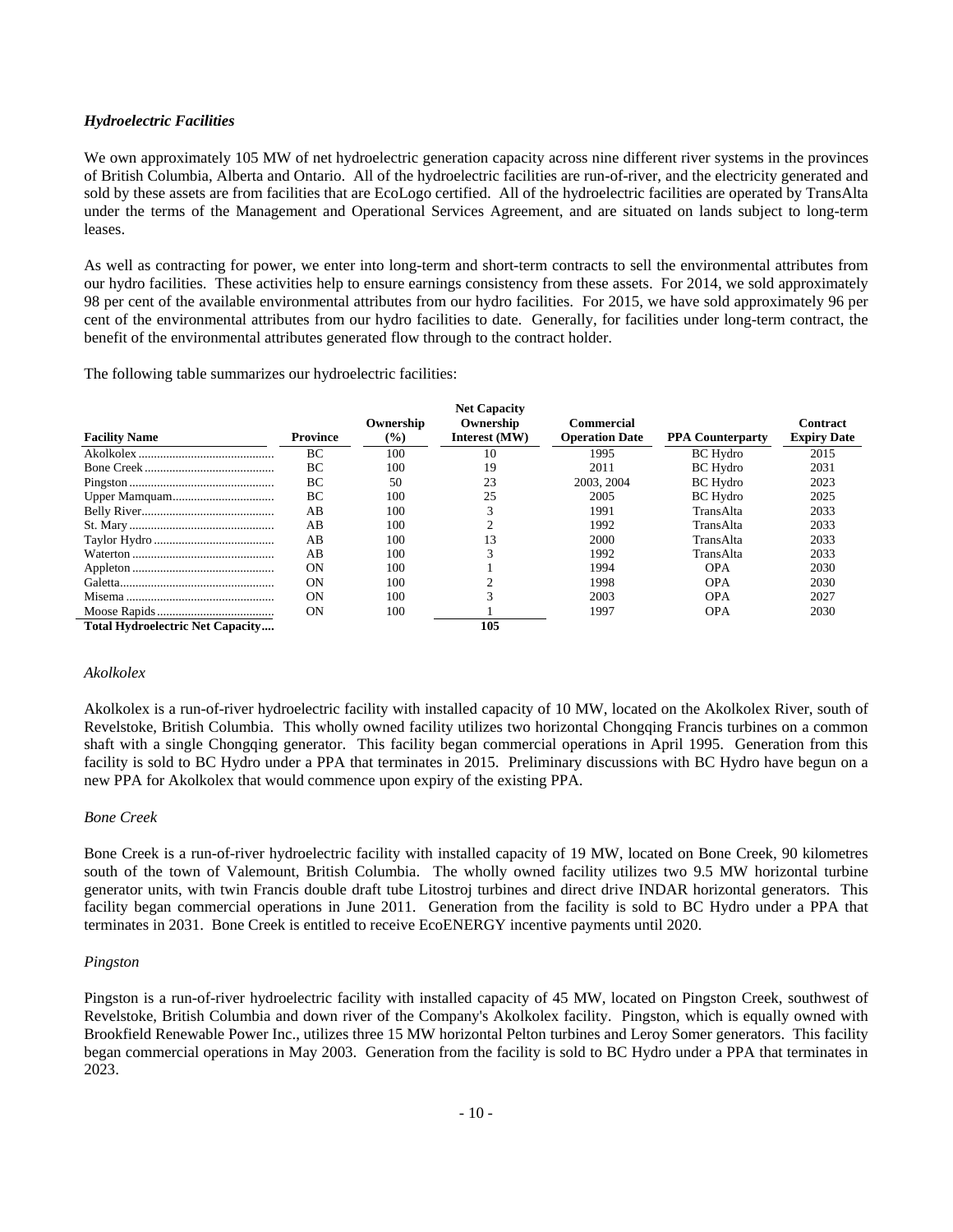### *Hydroelectric Facilities*

We own approximately 105 MW of net hydroelectric generation capacity across nine different river systems in the provinces of British Columbia, Alberta and Ontario. All of the hydroelectric facilities are run-of-river, and the electricity generated and sold by these assets are from facilities that are EcoLogo certified. All of the hydroelectric facilities are operated by TransAlta under the terms of the Management and Operational Services Agreement, and are situated on lands subject to long-term leases.

As well as contracting for power, we enter into long-term and short-term contracts to sell the environmental attributes from our hydro facilities. These activities help to ensure earnings consistency from these assets. For 2014, we sold approximately 98 per cent of the available environmental attributes from our hydro facilities. For 2015, we have sold approximately 96 per cent of the environmental attributes from our hydro facilities to date. Generally, for facilities under long-term contract, the benefit of the environmental attributes generated flow through to the contract holder.

The following table summarizes our hydroelectric facilities:

| Facility Name | Province | Ownership (%) | Net Capacity Ownership Interest (MW) | Commercial Operation Date | PPA Counterparty | Contract Expiry Date |
|---|---|---|---|---|---|---|
| Akolkolex | BC | 100 | 10 | 1995 | BC Hydro | 2015 |
| Bone Creek | BC | 100 | 19 | 2011 | BC Hydro | 2031 |
| Pingston | BC | 50 | 23 | 2003, 2004 | BC Hydro | 2023 |
| Upper Mamquam | BC | 100 | 25 | 2005 | BC Hydro | 2025 |
| Belly River | AB | 100 | 3 | 1991 | TransAlta | 2033 |
| St. Mary | AB | 100 | 2 | 1992 | TransAlta | 2033 |
| Taylor Hydro | AB | 100 | 13 | 2000 | TransAlta | 2033 |
| Waterton | AB | 100 | 3 | 1992 | TransAlta | 2033 |
| Appleton | ON | 100 | 1 | 1994 | OPA | 2030 |
| Galetta | ON | 100 | 2 | 1998 | OPA | 2030 |
| Misema | ON | 100 | 3 | 2003 | OPA | 2027 |
| Moose Rapids | ON | 100 | 1 | 1997 | OPA | 2030 |
| **Total Hydroelectric Net Capacity** | | | **105** | | | |

*Akolkolex*

Akolkolex is a run-of-river hydroelectric facility with installed capacity of 10 MW, located on the Akolkolex River, south of Revelstoke, British Columbia. This wholly owned facility utilizes two horizontal Chongqing Francis turbines on a common shaft with a single Chongqing generator. This facility began commercial operations in April 1995. Generation from this facility is sold to BC Hydro under a PPA that terminates in 2015. Preliminary discussions with BC Hydro have begun on a new PPA for Akolkolex that would commence upon expiry of the existing PPA.

*Bone Creek*

Bone Creek is a run-of-river hydroelectric facility with installed capacity of 19 MW, located on Bone Creek, 90 kilometres south of the town of Valemount, British Columbia. The wholly owned facility utilizes two 9.5 MW horizontal turbine generator units, with twin Francis double draft tube Litostroj turbines and direct drive INDAR horizontal generators. This facility began commercial operations in June 2011. Generation from the facility is sold to BC Hydro under a PPA that terminates in 2031. Bone Creek is entitled to receive EcoENERGY incentive payments until 2020.

*Pingston*

Pingston is a run-of-river hydroelectric facility with installed capacity of 45 MW, located on Pingston Creek, southwest of Revelstoke, British Columbia and down river of the Company's Akolkolex facility. Pingston, which is equally owned with Brookfield Renewable Power Inc., utilizes three 15 MW horizontal Pelton turbines and Leroy Somer generators. This facility began commercial operations in May 2003. Generation from the facility is sold to BC Hydro under a PPA that terminates in 2023.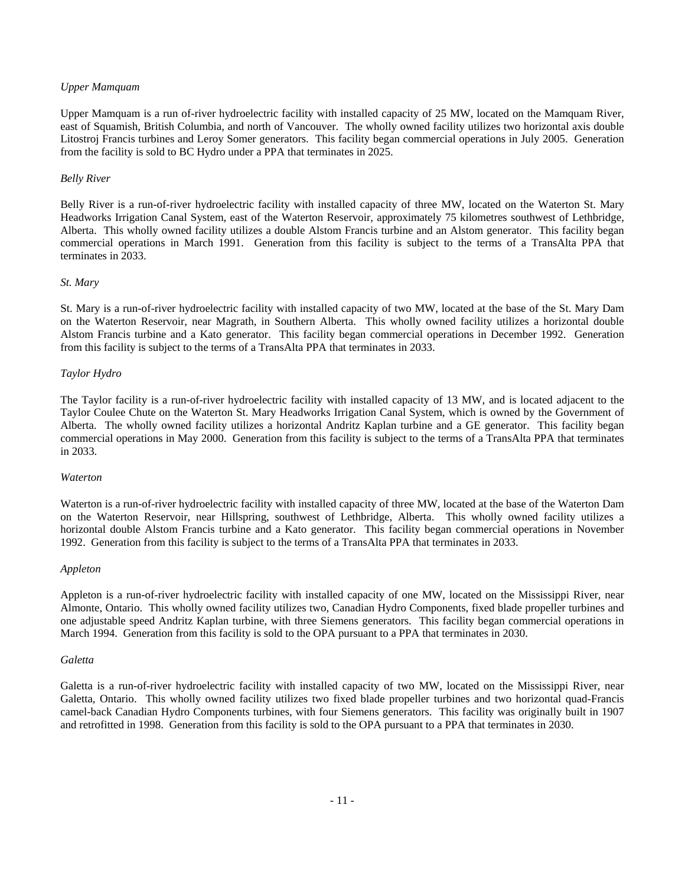*Upper Mamquam*

Upper Mamquam is a run of-river hydroelectric facility with installed capacity of 25 MW, located on the Mamquam River, east of Squamish, British Columbia, and north of Vancouver. The wholly owned facility utilizes two horizontal axis double Litostroj Francis turbines and Leroy Somer generators. This facility began commercial operations in July 2005. Generation from the facility is sold to BC Hydro under a PPA that terminates in 2025.

*Belly River*

Belly River is a run-of-river hydroelectric facility with installed capacity of three MW, located on the Waterton St. Mary Headworks Irrigation Canal System, east of the Waterton Reservoir, approximately 75 kilometres southwest of Lethbridge, Alberta. This wholly owned facility utilizes a double Alstom Francis turbine and an Alstom generator. This facility began commercial operations in March 1991. Generation from this facility is subject to the terms of a TransAlta PPA that terminates in 2033.

*St. Mary*

St. Mary is a run-of-river hydroelectric facility with installed capacity of two MW, located at the base of the St. Mary Dam on the Waterton Reservoir, near Magrath, in Southern Alberta. This wholly owned facility utilizes a horizontal double Alstom Francis turbine and a Kato generator. This facility began commercial operations in December 1992. Generation from this facility is subject to the terms of a TransAlta PPA that terminates in 2033.

*Taylor Hydro*

The Taylor facility is a run-of-river hydroelectric facility with installed capacity of 13 MW, and is located adjacent to the Taylor Coulee Chute on the Waterton St. Mary Headworks Irrigation Canal System, which is owned by the Government of Alberta. The wholly owned facility utilizes a horizontal Andritz Kaplan turbine and a GE generator. This facility began commercial operations in May 2000. Generation from this facility is subject to the terms of a TransAlta PPA that terminates in 2033.

*Waterton*

Waterton is a run-of-river hydroelectric facility with installed capacity of three MW, located at the base of the Waterton Dam on the Waterton Reservoir, near Hillspring, southwest of Lethbridge, Alberta. This wholly owned facility utilizes a horizontal double Alstom Francis turbine and a Kato generator. This facility began commercial operations in November 1992. Generation from this facility is subject to the terms of a TransAlta PPA that terminates in 2033.

*Appleton*

Appleton is a run-of-river hydroelectric facility with installed capacity of one MW, located on the Mississippi River, near Almonte, Ontario. This wholly owned facility utilizes two, Canadian Hydro Components, fixed blade propeller turbines and one adjustable speed Andritz Kaplan turbine, with three Siemens generators. This facility began commercial operations in March 1994. Generation from this facility is sold to the OPA pursuant to a PPA that terminates in 2030.

*Galetta*

Galetta is a run-of-river hydroelectric facility with installed capacity of two MW, located on the Mississippi River, near Galetta, Ontario. This wholly owned facility utilizes two fixed blade propeller turbines and two horizontal quad-Francis camel-back Canadian Hydro Components turbines, with four Siemens generators. This facility was originally built in 1907 and retrofitted in 1998. Generation from this facility is sold to the OPA pursuant to a PPA that terminates in 2030.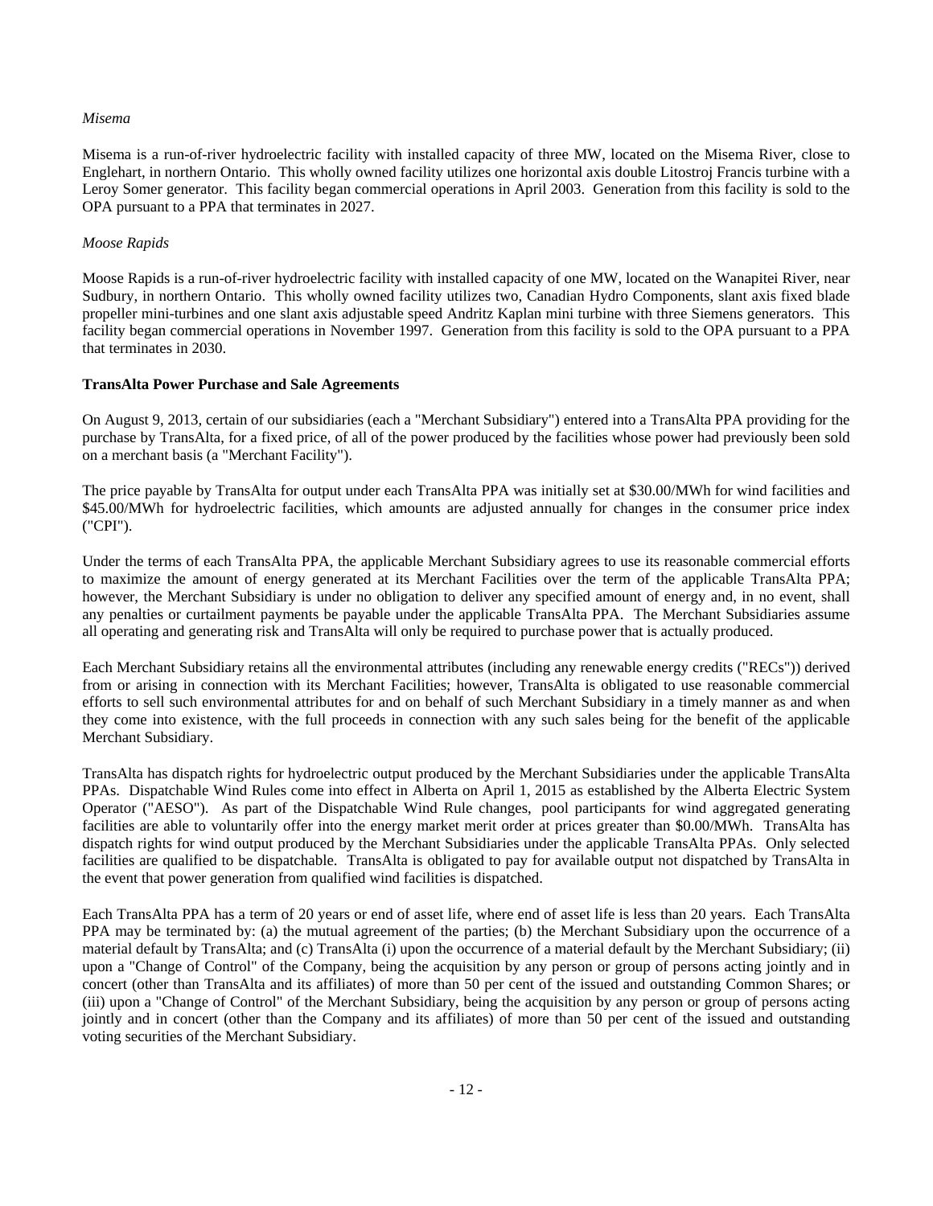*Misema*

Misema is a run-of-river hydroelectric facility with installed capacity of three MW, located on the Misema River, close to Englehart, in northern Ontario. This wholly owned facility utilizes one horizontal axis double Litostroj Francis turbine with a Leroy Somer generator. This facility began commercial operations in April 2003. Generation from this facility is sold to the OPA pursuant to a PPA that terminates in 2027.

*Moose Rapids*

Moose Rapids is a run-of-river hydroelectric facility with installed capacity of one MW, located on the Wanapitei River, near Sudbury, in northern Ontario. This wholly owned facility utilizes two, Canadian Hydro Components, slant axis fixed blade propeller mini-turbines and one slant axis adjustable speed Andritz Kaplan mini turbine with three Siemens generators. This facility began commercial operations in November 1997. Generation from this facility is sold to the OPA pursuant to a PPA that terminates in 2030.

**TransAlta Power Purchase and Sale Agreements**

On August 9, 2013, certain of our subsidiaries (each a "Merchant Subsidiary") entered into a TransAlta PPA providing for the purchase by TransAlta, for a fixed price, of all of the power produced by the facilities whose power had previously been sold on a merchant basis (a "Merchant Facility").

The price payable by TransAlta for output under each TransAlta PPA was initially set at $30.00/MWh for wind facilities and $45.00/MWh for hydroelectric facilities, which amounts are adjusted annually for changes in the consumer price index ("CPI").

Under the terms of each TransAlta PPA, the applicable Merchant Subsidiary agrees to use its reasonable commercial efforts to maximize the amount of energy generated at its Merchant Facilities over the term of the applicable TransAlta PPA; however, the Merchant Subsidiary is under no obligation to deliver any specified amount of energy and, in no event, shall any penalties or curtailment payments be payable under the applicable TransAlta PPA. The Merchant Subsidiaries assume all operating and generating risk and TransAlta will only be required to purchase power that is actually produced.

Each Merchant Subsidiary retains all the environmental attributes (including any renewable energy credits ("RECs")) derived from or arising in connection with its Merchant Facilities; however, TransAlta is obligated to use reasonable commercial efforts to sell such environmental attributes for and on behalf of such Merchant Subsidiary in a timely manner as and when they come into existence, with the full proceeds in connection with any such sales being for the benefit of the applicable Merchant Subsidiary.

TransAlta has dispatch rights for hydroelectric output produced by the Merchant Subsidiaries under the applicable TransAlta PPAs. Dispatchable Wind Rules come into effect in Alberta on April 1, 2015 as established by the Alberta Electric System Operator ("AESO"). As part of the Dispatchable Wind Rule changes, pool participants for wind aggregated generating facilities are able to voluntarily offer into the energy market merit order at prices greater than $0.00/MWh. TransAlta has dispatch rights for wind output produced by the Merchant Subsidiaries under the applicable TransAlta PPAs. Only selected facilities are qualified to be dispatchable. TransAlta is obligated to pay for available output not dispatched by TransAlta in the event that power generation from qualified wind facilities is dispatched.

Each TransAlta PPA has a term of 20 years or end of asset life, where end of asset life is less than 20 years. Each TransAlta PPA may be terminated by: (a) the mutual agreement of the parties; (b) the Merchant Subsidiary upon the occurrence of a material default by TransAlta; and (c) TransAlta (i) upon the occurrence of a material default by the Merchant Subsidiary; (ii) upon a "Change of Control" of the Company, being the acquisition by any person or group of persons acting jointly and in concert (other than TransAlta and its affiliates) of more than 50 per cent of the issued and outstanding Common Shares; or (iii) upon a "Change of Control" of the Merchant Subsidiary, being the acquisition by any person or group of persons acting jointly and in concert (other than the Company and its affiliates) of more than 50 per cent of the issued and outstanding voting securities of the Merchant Subsidiary.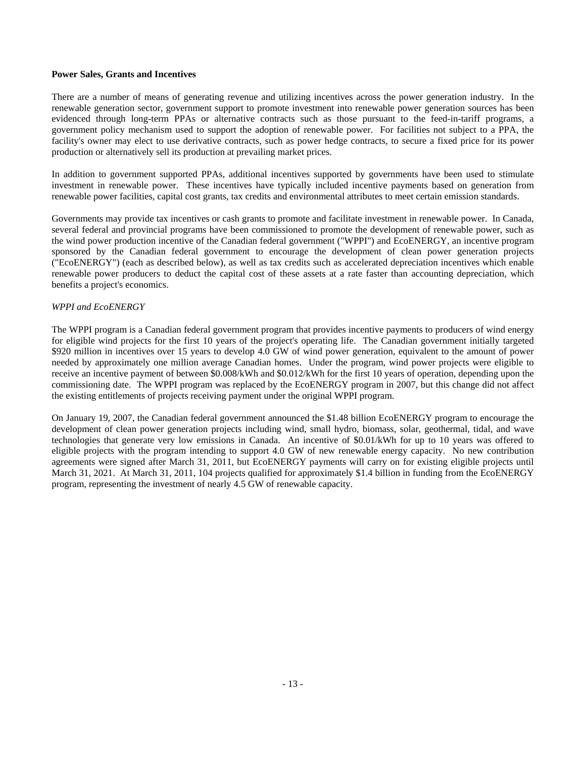**Power Sales, Grants and Incentives**

There are a number of means of generating revenue and utilizing incentives across the power generation industry. In the renewable generation sector, government support to promote investment into renewable power generation sources has been evidenced through long-term PPAs or alternative contracts such as those pursuant to the feed-in-tariff programs, a government policy mechanism used to support the adoption of renewable power. For facilities not subject to a PPA, the facility's owner may elect to use derivative contracts, such as power hedge contracts, to secure a fixed price for its power production or alternatively sell its production at prevailing market prices.

In addition to government supported PPAs, additional incentives supported by governments have been used to stimulate investment in renewable power. These incentives have typically included incentive payments based on generation from renewable power facilities, capital cost grants, tax credits and environmental attributes to meet certain emission standards.

Governments may provide tax incentives or cash grants to promote and facilitate investment in renewable power. In Canada, several federal and provincial programs have been commissioned to promote the development of renewable power, such as the wind power production incentive of the Canadian federal government ("WPPI") and EcoENERGY, an incentive program sponsored by the Canadian federal government to encourage the development of clean power generation projects ("EcoENERGY") (each as described below), as well as tax credits such as accelerated depreciation incentives which enable renewable power producers to deduct the capital cost of these assets at a rate faster than accounting depreciation, which benefits a project's economics.

*WPPI and EcoENERGY*

The WPPI program is a Canadian federal government program that provides incentive payments to producers of wind energy for eligible wind projects for the first 10 years of the project's operating life. The Canadian government initially targeted $920 million in incentives over 15 years to develop 4.0 GW of wind power generation, equivalent to the amount of power needed by approximately one million average Canadian homes. Under the program, wind power projects were eligible to receive an incentive payment of between $0.008/kWh and $0.012/kWh for the first 10 years of operation, depending upon the commissioning date. The WPPI program was replaced by the EcoENERGY program in 2007, but this change did not affect the existing entitlements of projects receiving payment under the original WPPI program.

On January 19, 2007, the Canadian federal government announced the $1.48 billion EcoENERGY program to encourage the development of clean power generation projects including wind, small hydro, biomass, solar, geothermal, tidal, and wave technologies that generate very low emissions in Canada. An incentive of $0.01/kWh for up to 10 years was offered to eligible projects with the program intending to support 4.0 GW of new renewable energy capacity. No new contribution agreements were signed after March 31, 2011, but EcoENERGY payments will carry on for existing eligible projects until March 31, 2021. At March 31, 2011, 104 projects qualified for approximately $1.4 billion in funding from the EcoENERGY program, representing the investment of nearly 4.5 GW of renewable capacity.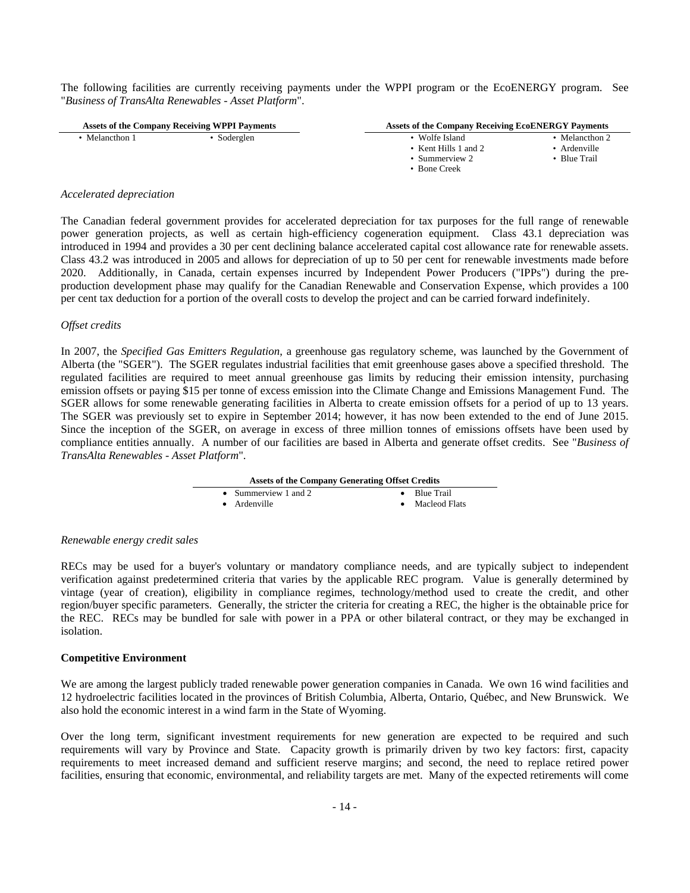The following facilities are currently receiving payments under the WPPI program or the EcoENERGY program. See "*Business of TransAlta Renewables - Asset Platform*".

| Assets of the Company Receiving WPPI Payments | |
|---|---|
| • Melancthon 1 | • Soderglen |

| Assets of the Company Receiving EcoENERGY Payments | |
|---|---|
| • Wolfe Island | • Melancthon 2 |
| • Kent Hills 1 and 2 | • Ardenville |
| • Summerview 2 | • Blue Trail |
| • Bone Creek | |

*Accelerated depreciation*

The Canadian federal government provides for accelerated depreciation for tax purposes for the full range of renewable power generation projects, as well as certain high-efficiency cogeneration equipment. Class 43.1 depreciation was introduced in 1994 and provides a 30 per cent declining balance accelerated capital cost allowance rate for renewable assets. Class 43.2 was introduced in 2005 and allows for depreciation of up to 50 per cent for renewable investments made before 2020. Additionally, in Canada, certain expenses incurred by Independent Power Producers ("IPPs") during the pre-production development phase may qualify for the Canadian Renewable and Conservation Expense, which provides a 100 per cent tax deduction for a portion of the overall costs to develop the project and can be carried forward indefinitely.

*Offset credits*

In 2007, the *Specified Gas Emitters Regulation*, a greenhouse gas regulatory scheme, was launched by the Government of Alberta (the "SGER"). The SGER regulates industrial facilities that emit greenhouse gases above a specified threshold. The regulated facilities are required to meet annual greenhouse gas limits by reducing their emission intensity, purchasing emission offsets or paying $15 per tonne of excess emission into the Climate Change and Emissions Management Fund. The SGER allows for some renewable generating facilities in Alberta to create emission offsets for a period of up to 13 years. The SGER was previously set to expire in September 2014; however, it has now been extended to the end of June 2015. Since the inception of the SGER, on average in excess of three million tonnes of emissions offsets have been used by compliance entities annually. A number of our facilities are based in Alberta and generate offset credits. See "*Business of TransAlta Renewables - Asset Platform*".

| Assets of the Company Generating Offset Credits | |
|---|---|
| • Summerview 1 and 2 | • Blue Trail |
| • Ardenville | • Macleod Flats |

*Renewable energy credit sales*

RECs may be used for a buyer's voluntary or mandatory compliance needs, and are typically subject to independent verification against predetermined criteria that varies by the applicable REC program. Value is generally determined by vintage (year of creation), eligibility in compliance regimes, technology/method used to create the credit, and other region/buyer specific parameters. Generally, the stricter the criteria for creating a REC, the higher is the obtainable price for the REC. RECs may be bundled for sale with power in a PPA or other bilateral contract, or they may be exchanged in isolation.

**Competitive Environment**

We are among the largest publicly traded renewable power generation companies in Canada. We own 16 wind facilities and 12 hydroelectric facilities located in the provinces of British Columbia, Alberta, Ontario, Québec, and New Brunswick. We also hold the economic interest in a wind farm in the State of Wyoming.

Over the long term, significant investment requirements for new generation are expected to be required and such requirements will vary by Province and State. Capacity growth is primarily driven by two key factors: first, capacity requirements to meet increased demand and sufficient reserve margins; and second, the need to replace retired power facilities, ensuring that economic, environmental, and reliability targets are met. Many of the expected retirements will come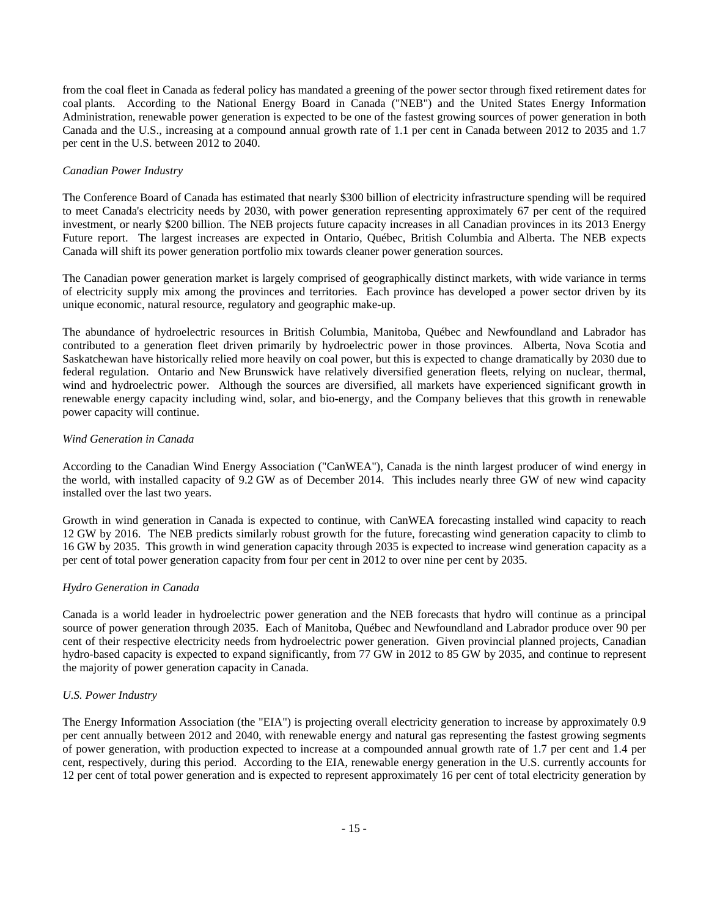from the coal fleet in Canada as federal policy has mandated a greening of the power sector through fixed retirement dates for coal plants. According to the National Energy Board in Canada ("NEB") and the United States Energy Information Administration, renewable power generation is expected to be one of the fastest growing sources of power generation in both Canada and the U.S., increasing at a compound annual growth rate of 1.1 per cent in Canada between 2012 to 2035 and 1.7 per cent in the U.S. between 2012 to 2040.

*Canadian Power Industry*

The Conference Board of Canada has estimated that nearly $300 billion of electricity infrastructure spending will be required to meet Canada's electricity needs by 2030, with power generation representing approximately 67 per cent of the required investment, or nearly $200 billion. The NEB projects future capacity increases in all Canadian provinces in its 2013 Energy Future report. The largest increases are expected in Ontario, Québec, British Columbia and Alberta. The NEB expects Canada will shift its power generation portfolio mix towards cleaner power generation sources.

The Canadian power generation market is largely comprised of geographically distinct markets, with wide variance in terms of electricity supply mix among the provinces and territories. Each province has developed a power sector driven by its unique economic, natural resource, regulatory and geographic make-up.

The abundance of hydroelectric resources in British Columbia, Manitoba, Québec and Newfoundland and Labrador has contributed to a generation fleet driven primarily by hydroelectric power in those provinces. Alberta, Nova Scotia and Saskatchewan have historically relied more heavily on coal power, but this is expected to change dramatically by 2030 due to federal regulation. Ontario and New Brunswick have relatively diversified generation fleets, relying on nuclear, thermal, wind and hydroelectric power. Although the sources are diversified, all markets have experienced significant growth in renewable energy capacity including wind, solar, and bio-energy, and the Company believes that this growth in renewable power capacity will continue.

*Wind Generation in Canada*

According to the Canadian Wind Energy Association ("CanWEA"), Canada is the ninth largest producer of wind energy in the world, with installed capacity of 9.2 GW as of December 2014. This includes nearly three GW of new wind capacity installed over the last two years.

Growth in wind generation in Canada is expected to continue, with CanWEA forecasting installed wind capacity to reach 12 GW by 2016. The NEB predicts similarly robust growth for the future, forecasting wind generation capacity to climb to 16 GW by 2035. This growth in wind generation capacity through 2035 is expected to increase wind generation capacity as a per cent of total power generation capacity from four per cent in 2012 to over nine per cent by 2035.

*Hydro Generation in Canada*

Canada is a world leader in hydroelectric power generation and the NEB forecasts that hydro will continue as a principal source of power generation through 2035. Each of Manitoba, Québec and Newfoundland and Labrador produce over 90 per cent of their respective electricity needs from hydroelectric power generation. Given provincial planned projects, Canadian hydro-based capacity is expected to expand significantly, from 77 GW in 2012 to 85 GW by 2035, and continue to represent the majority of power generation capacity in Canada.

*U.S. Power Industry*

The Energy Information Association (the "EIA") is projecting overall electricity generation to increase by approximately 0.9 per cent annually between 2012 and 2040, with renewable energy and natural gas representing the fastest growing segments of power generation, with production expected to increase at a compounded annual growth rate of 1.7 per cent and 1.4 per cent, respectively, during this period. According to the EIA, renewable energy generation in the U.S. currently accounts for 12 per cent of total power generation and is expected to represent approximately 16 per cent of total electricity generation by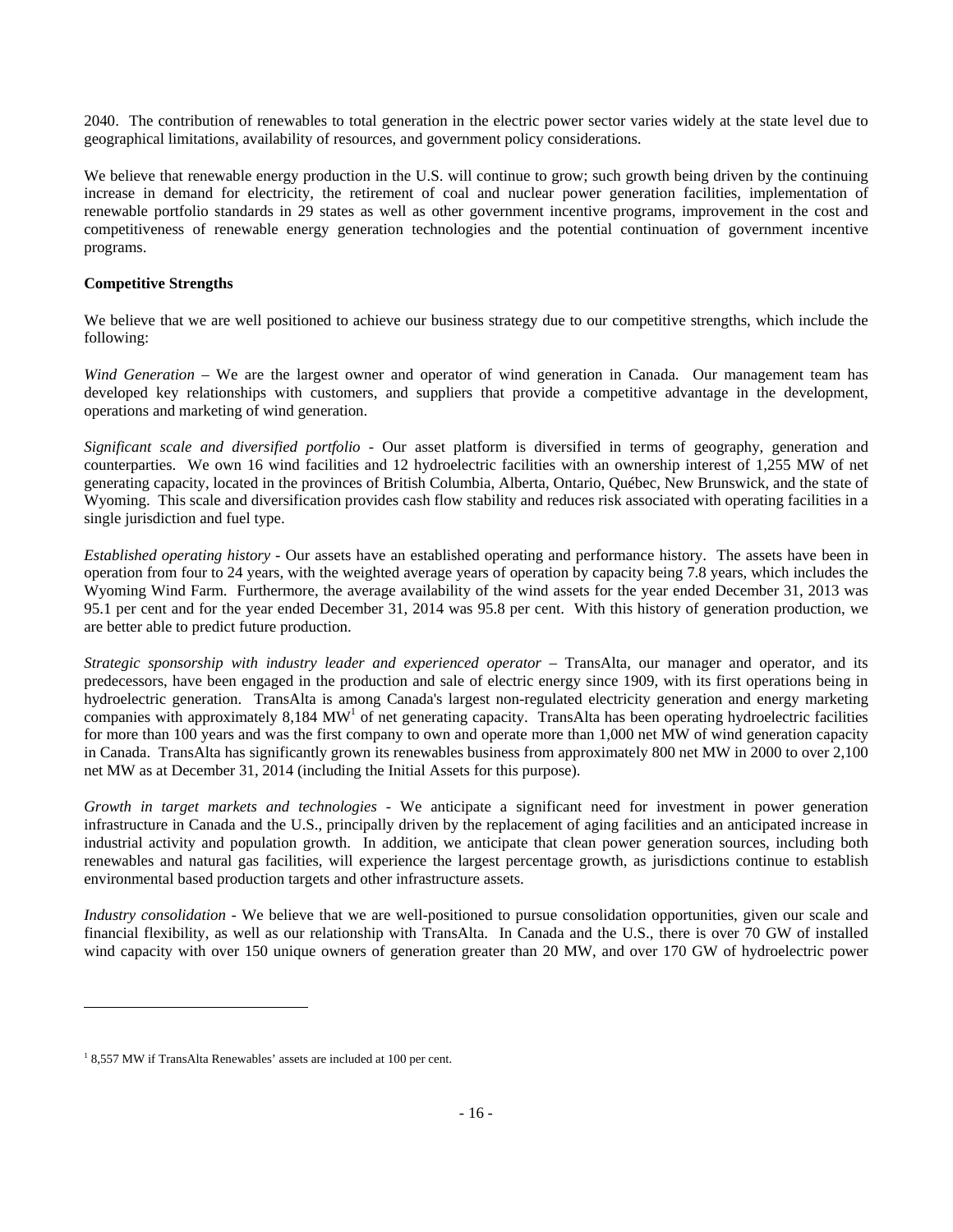2040. The contribution of renewables to total generation in the electric power sector varies widely at the state level due to geographical limitations, availability of resources, and government policy considerations.

We believe that renewable energy production in the U.S. will continue to grow; such growth being driven by the continuing increase in demand for electricity, the retirement of coal and nuclear power generation facilities, implementation of renewable portfolio standards in 29 states as well as other government incentive programs, improvement in the cost and competitiveness of renewable energy generation technologies and the potential continuation of government incentive programs.

**Competitive Strengths**

We believe that we are well positioned to achieve our business strategy due to our competitive strengths, which include the following:

*Wind Generation* – We are the largest owner and operator of wind generation in Canada. Our management team has developed key relationships with customers, and suppliers that provide a competitive advantage in the development, operations and marketing of wind generation.

*Significant scale and diversified portfolio* - Our asset platform is diversified in terms of geography, generation and counterparties. We own 16 wind facilities and 12 hydroelectric facilities with an ownership interest of 1,255 MW of net generating capacity, located in the provinces of British Columbia, Alberta, Ontario, Québec, New Brunswick, and the state of Wyoming. This scale and diversification provides cash flow stability and reduces risk associated with operating facilities in a single jurisdiction and fuel type.

*Established operating history* - Our assets have an established operating and performance history. The assets have been in operation from four to 24 years, with the weighted average years of operation by capacity being 7.8 years, which includes the Wyoming Wind Farm. Furthermore, the average availability of the wind assets for the year ended December 31, 2013 was 95.1 per cent and for the year ended December 31, 2014 was 95.8 per cent. With this history of generation production, we are better able to predict future production.

*Strategic sponsorship with industry leader and experienced operator* – TransAlta, our manager and operator, and its predecessors, have been engaged in the production and sale of electric energy since 1909, with its first operations being in hydroelectric generation. TransAlta is among Canada's largest non-regulated electricity generation and energy marketing companies with approximately 8,184 MW[1] of net generating capacity. TransAlta has been operating hydroelectric facilities for more than 100 years and was the first company to own and operate more than 1,000 net MW of wind generation capacity in Canada. TransAlta has significantly grown its renewables business from approximately 800 net MW in 2000 to over 2,100 net MW as at December 31, 2014 (including the Initial Assets for this purpose).

*Growth in target markets and technologies* - We anticipate a significant need for investment in power generation infrastructure in Canada and the U.S., principally driven by the replacement of aging facilities and an anticipated increase in industrial activity and population growth. In addition, we anticipate that clean power generation sources, including both renewables and natural gas facilities, will experience the largest percentage growth, as jurisdictions continue to establish environmental based production targets and other infrastructure assets.

*Industry consolidation* - We believe that we are well-positioned to pursue consolidation opportunities, given our scale and financial flexibility, as well as our relationship with TransAlta. In Canada and the U.S., there is over 70 GW of installed wind capacity with over 150 unique owners of generation greater than 20 MW, and over 170 GW of hydroelectric power

[1] 8,557 MW if TransAlta Renewables' assets are included at 100 per cent.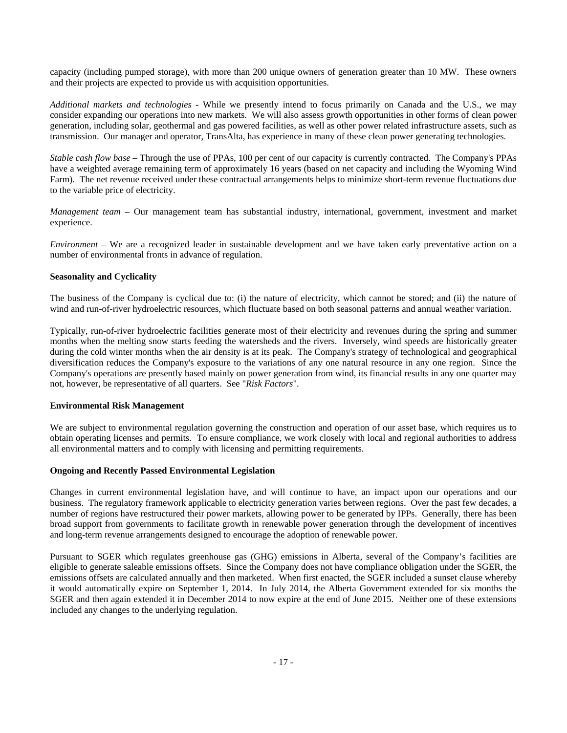capacity (including pumped storage), with more than 200 unique owners of generation greater than 10 MW. These owners and their projects are expected to provide us with acquisition opportunities.

*Additional markets and technologies* - While we presently intend to focus primarily on Canada and the U.S., we may consider expanding our operations into new markets. We will also assess growth opportunities in other forms of clean power generation, including solar, geothermal and gas powered facilities, as well as other power related infrastructure assets, such as transmission. Our manager and operator, TransAlta, has experience in many of these clean power generating technologies.

*Stable cash flow base* – Through the use of PPAs, 100 per cent of our capacity is currently contracted. The Company's PPAs have a weighted average remaining term of approximately 16 years (based on net capacity and including the Wyoming Wind Farm). The net revenue received under these contractual arrangements helps to minimize short-term revenue fluctuations due to the variable price of electricity.

*Management team* – Our management team has substantial industry, international, government, investment and market experience.

*Environment* – We are a recognized leader in sustainable development and we have taken early preventative action on a number of environmental fronts in advance of regulation.

**Seasonality and Cyclicality**

The business of the Company is cyclical due to: (i) the nature of electricity, which cannot be stored; and (ii) the nature of wind and run-of-river hydroelectric resources, which fluctuate based on both seasonal patterns and annual weather variation.

Typically, run-of-river hydroelectric facilities generate most of their electricity and revenues during the spring and summer months when the melting snow starts feeding the watersheds and the rivers. Inversely, wind speeds are historically greater during the cold winter months when the air density is at its peak. The Company's strategy of technological and geographical diversification reduces the Company's exposure to the variations of any one natural resource in any one region. Since the Company's operations are presently based mainly on power generation from wind, its financial results in any one quarter may not, however, be representative of all quarters. See "*Risk Factors*".

**Environmental Risk Management**

We are subject to environmental regulation governing the construction and operation of our asset base, which requires us to obtain operating licenses and permits. To ensure compliance, we work closely with local and regional authorities to address all environmental matters and to comply with licensing and permitting requirements.

**Ongoing and Recently Passed Environmental Legislation**

Changes in current environmental legislation have, and will continue to have, an impact upon our operations and our business. The regulatory framework applicable to electricity generation varies between regions. Over the past few decades, a number of regions have restructured their power markets, allowing power to be generated by IPPs. Generally, there has been broad support from governments to facilitate growth in renewable power generation through the development of incentives and long-term revenue arrangements designed to encourage the adoption of renewable power.

Pursuant to SGER which regulates greenhouse gas (GHG) emissions in Alberta, several of the Company's facilities are eligible to generate saleable emissions offsets. Since the Company does not have compliance obligation under the SGER, the emissions offsets are calculated annually and then marketed. When first enacted, the SGER included a sunset clause whereby it would automatically expire on September 1, 2014. In July 2014, the Alberta Government extended for six months the SGER and then again extended it in December 2014 to now expire at the end of June 2015. Neither one of these extensions included any changes to the underlying regulation.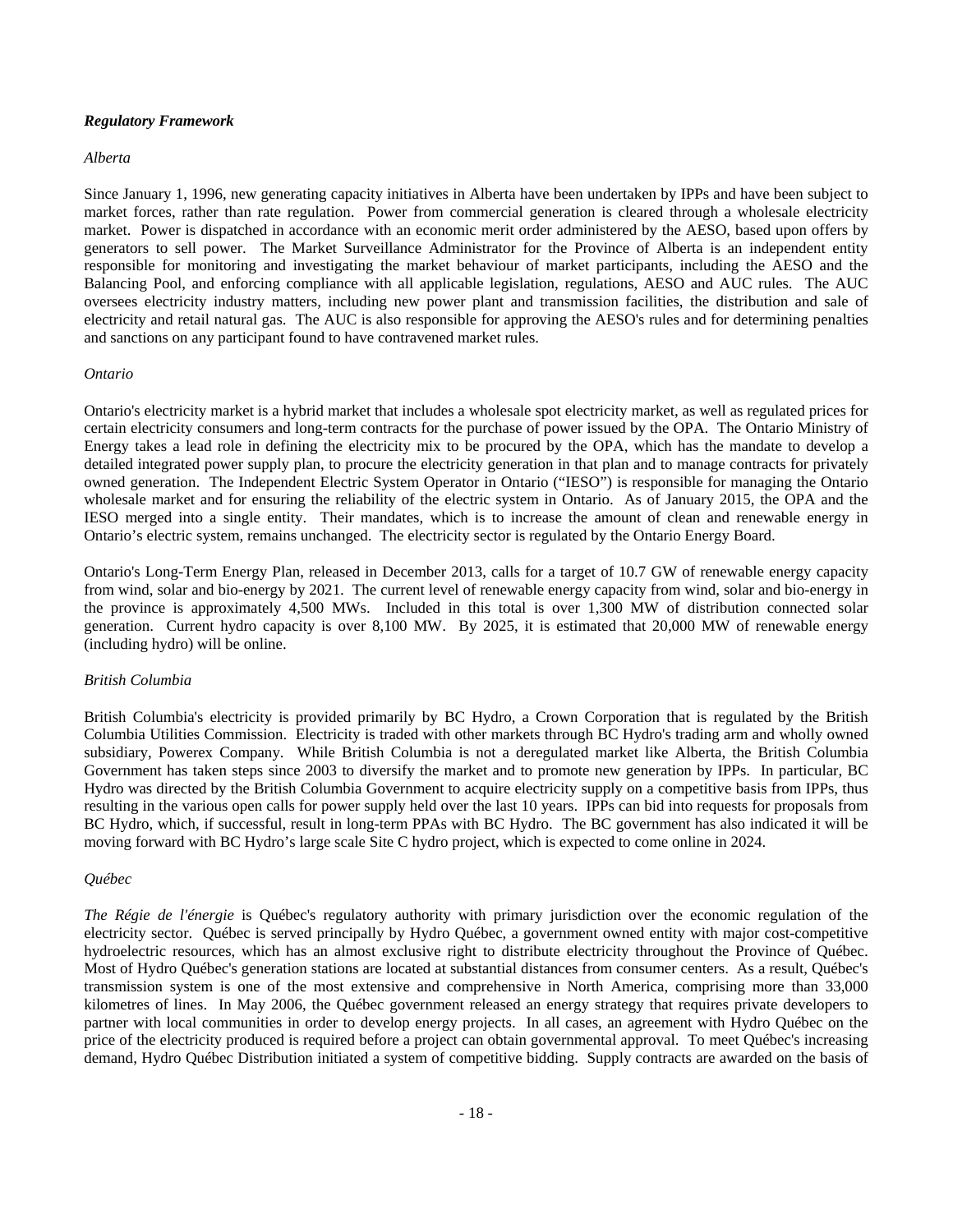***Regulatory Framework***

*Alberta*

Since January 1, 1996, new generating capacity initiatives in Alberta have been undertaken by IPPs and have been subject to market forces, rather than rate regulation. Power from commercial generation is cleared through a wholesale electricity market. Power is dispatched in accordance with an economic merit order administered by the AESO, based upon offers by generators to sell power. The Market Surveillance Administrator for the Province of Alberta is an independent entity responsible for monitoring and investigating the market behaviour of market participants, including the AESO and the Balancing Pool, and enforcing compliance with all applicable legislation, regulations, AESO and AUC rules. The AUC oversees electricity industry matters, including new power plant and transmission facilities, the distribution and sale of electricity and retail natural gas. The AUC is also responsible for approving the AESO's rules and for determining penalties and sanctions on any participant found to have contravened market rules.

*Ontario*

Ontario's electricity market is a hybrid market that includes a wholesale spot electricity market, as well as regulated prices for certain electricity consumers and long-term contracts for the purchase of power issued by the OPA. The Ontario Ministry of Energy takes a lead role in defining the electricity mix to be procured by the OPA, which has the mandate to develop a detailed integrated power supply plan, to procure the electricity generation in that plan and to manage contracts for privately owned generation. The Independent Electric System Operator in Ontario ("IESO") is responsible for managing the Ontario wholesale market and for ensuring the reliability of the electric system in Ontario. As of January 2015, the OPA and the IESO merged into a single entity. Their mandates, which is to increase the amount of clean and renewable energy in Ontario's electric system, remains unchanged. The electricity sector is regulated by the Ontario Energy Board.

Ontario's Long-Term Energy Plan, released in December 2013, calls for a target of 10.7 GW of renewable energy capacity from wind, solar and bio-energy by 2021. The current level of renewable energy capacity from wind, solar and bio-energy in the province is approximately 4,500 MWs. Included in this total is over 1,300 MW of distribution connected solar generation. Current hydro capacity is over 8,100 MW. By 2025, it is estimated that 20,000 MW of renewable energy (including hydro) will be online.

*British Columbia*

British Columbia's electricity is provided primarily by BC Hydro, a Crown Corporation that is regulated by the British Columbia Utilities Commission. Electricity is traded with other markets through BC Hydro's trading arm and wholly owned subsidiary, Powerex Company. While British Columbia is not a deregulated market like Alberta, the British Columbia Government has taken steps since 2003 to diversify the market and to promote new generation by IPPs. In particular, BC Hydro was directed by the British Columbia Government to acquire electricity supply on a competitive basis from IPPs, thus resulting in the various open calls for power supply held over the last 10 years. IPPs can bid into requests for proposals from BC Hydro, which, if successful, result in long-term PPAs with BC Hydro. The BC government has also indicated it will be moving forward with BC Hydro's large scale Site C hydro project, which is expected to come online in 2024.

*Québec*

*The Régie de l'énergie* is Québec's regulatory authority with primary jurisdiction over the economic regulation of the electricity sector. Québec is served principally by Hydro Québec, a government owned entity with major cost-competitive hydroelectric resources, which has an almost exclusive right to distribute electricity throughout the Province of Québec. Most of Hydro Québec's generation stations are located at substantial distances from consumer centers. As a result, Québec's transmission system is one of the most extensive and comprehensive in North America, comprising more than 33,000 kilometres of lines. In May 2006, the Québec government released an energy strategy that requires private developers to partner with local communities in order to develop energy projects. In all cases, an agreement with Hydro Québec on the price of the electricity produced is required before a project can obtain governmental approval. To meet Québec's increasing demand, Hydro Québec Distribution initiated a system of competitive bidding. Supply contracts are awarded on the basis of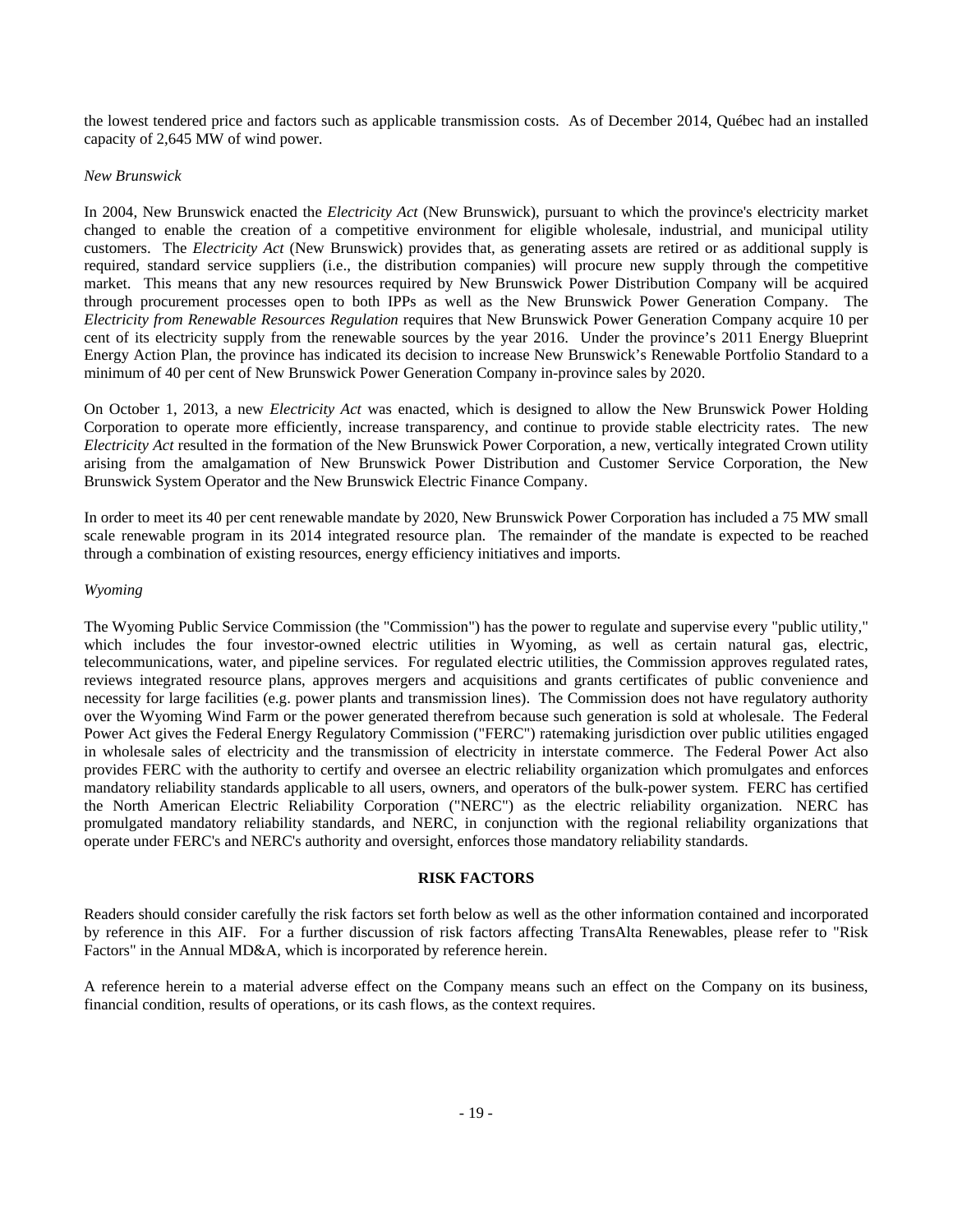the lowest tendered price and factors such as applicable transmission costs. As of December 2014, Québec had an installed capacity of 2,645 MW of wind power.

*New Brunswick*

In 2004, New Brunswick enacted the *Electricity Act* (New Brunswick), pursuant to which the province's electricity market changed to enable the creation of a competitive environment for eligible wholesale, industrial, and municipal utility customers. The *Electricity Act* (New Brunswick) provides that, as generating assets are retired or as additional supply is required, standard service suppliers (i.e., the distribution companies) will procure new supply through the competitive market. This means that any new resources required by New Brunswick Power Distribution Company will be acquired through procurement processes open to both IPPs as well as the New Brunswick Power Generation Company. The *Electricity from Renewable Resources Regulation* requires that New Brunswick Power Generation Company acquire 10 per cent of its electricity supply from the renewable sources by the year 2016. Under the province's 2011 Energy Blueprint Energy Action Plan, the province has indicated its decision to increase New Brunswick's Renewable Portfolio Standard to a minimum of 40 per cent of New Brunswick Power Generation Company in-province sales by 2020.

On October 1, 2013, a new *Electricity Act* was enacted, which is designed to allow the New Brunswick Power Holding Corporation to operate more efficiently, increase transparency, and continue to provide stable electricity rates. The new *Electricity Act* resulted in the formation of the New Brunswick Power Corporation, a new, vertically integrated Crown utility arising from the amalgamation of New Brunswick Power Distribution and Customer Service Corporation, the New Brunswick System Operator and the New Brunswick Electric Finance Company.

In order to meet its 40 per cent renewable mandate by 2020, New Brunswick Power Corporation has included a 75 MW small scale renewable program in its 2014 integrated resource plan. The remainder of the mandate is expected to be reached through a combination of existing resources, energy efficiency initiatives and imports.

*Wyoming*

The Wyoming Public Service Commission (the "Commission") has the power to regulate and supervise every "public utility," which includes the four investor-owned electric utilities in Wyoming, as well as certain natural gas, electric, telecommunications, water, and pipeline services. For regulated electric utilities, the Commission approves regulated rates, reviews integrated resource plans, approves mergers and acquisitions and grants certificates of public convenience and necessity for large facilities (e.g. power plants and transmission lines). The Commission does not have regulatory authority over the Wyoming Wind Farm or the power generated therefrom because such generation is sold at wholesale. The Federal Power Act gives the Federal Energy Regulatory Commission ("FERC") ratemaking jurisdiction over public utilities engaged in wholesale sales of electricity and the transmission of electricity in interstate commerce. The Federal Power Act also provides FERC with the authority to certify and oversee an electric reliability organization which promulgates and enforces mandatory reliability standards applicable to all users, owners, and operators of the bulk-power system. FERC has certified the North American Electric Reliability Corporation ("NERC") as the electric reliability organization. NERC has promulgated mandatory reliability standards, and NERC, in conjunction with the regional reliability organizations that operate under FERC's and NERC's authority and oversight, enforces those mandatory reliability standards.

## RISK FACTORS

Readers should consider carefully the risk factors set forth below as well as the other information contained and incorporated by reference in this AIF. For a further discussion of risk factors affecting TransAlta Renewables, please refer to "Risk Factors" in the Annual MD&A, which is incorporated by reference herein.

A reference herein to a material adverse effect on the Company means such an effect on the Company on its business, financial condition, results of operations, or its cash flows, as the context requires.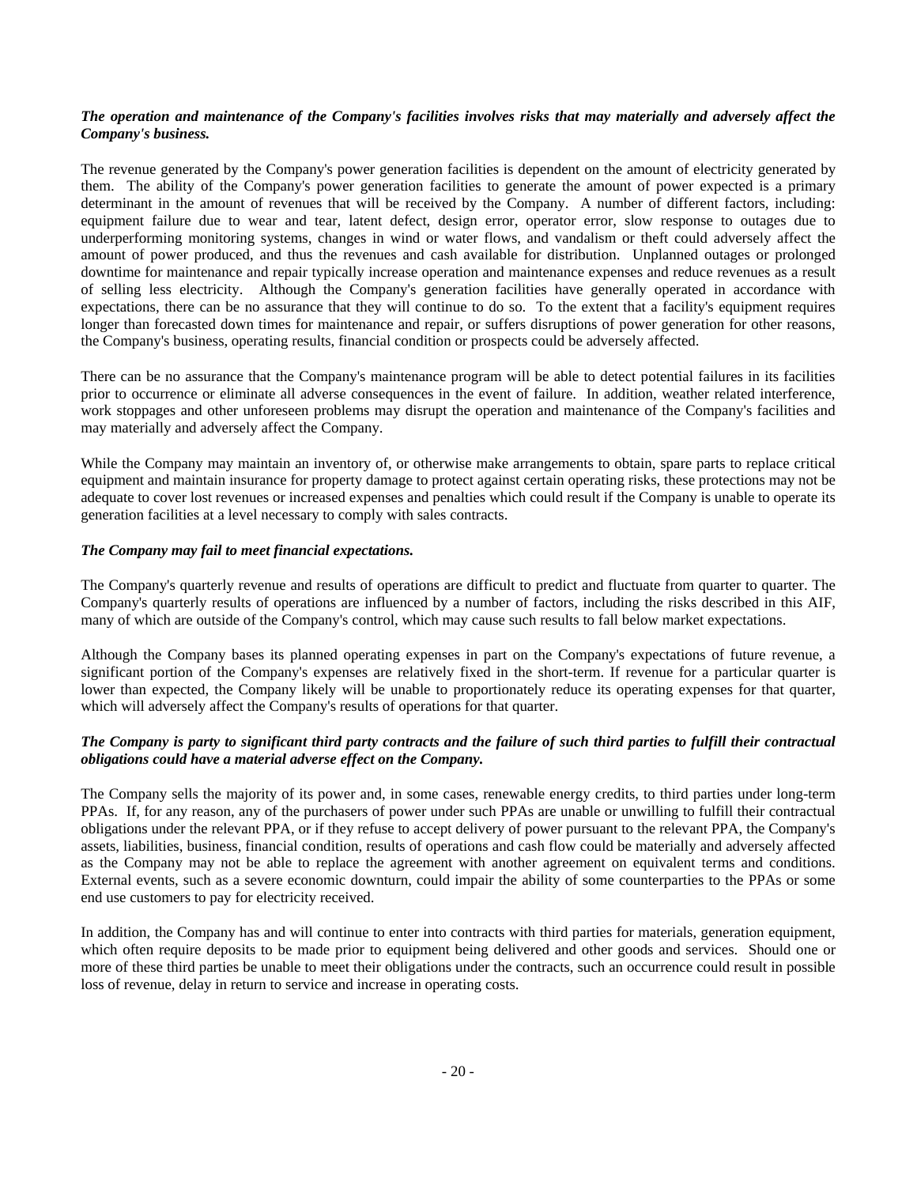***The operation and maintenance of the Company's facilities involves risks that may materially and adversely affect the Company's business.***

The revenue generated by the Company's power generation facilities is dependent on the amount of electricity generated by them. The ability of the Company's power generation facilities to generate the amount of power expected is a primary determinant in the amount of revenues that will be received by the Company. A number of different factors, including: equipment failure due to wear and tear, latent defect, design error, operator error, slow response to outages due to underperforming monitoring systems, changes in wind or water flows, and vandalism or theft could adversely affect the amount of power produced, and thus the revenues and cash available for distribution. Unplanned outages or prolonged downtime for maintenance and repair typically increase operation and maintenance expenses and reduce revenues as a result of selling less electricity. Although the Company's generation facilities have generally operated in accordance with expectations, there can be no assurance that they will continue to do so. To the extent that a facility's equipment requires longer than forecasted down times for maintenance and repair, or suffers disruptions of power generation for other reasons, the Company's business, operating results, financial condition or prospects could be adversely affected.

There can be no assurance that the Company's maintenance program will be able to detect potential failures in its facilities prior to occurrence or eliminate all adverse consequences in the event of failure. In addition, weather related interference, work stoppages and other unforeseen problems may disrupt the operation and maintenance of the Company's facilities and may materially and adversely affect the Company.

While the Company may maintain an inventory of, or otherwise make arrangements to obtain, spare parts to replace critical equipment and maintain insurance for property damage to protect against certain operating risks, these protections may not be adequate to cover lost revenues or increased expenses and penalties which could result if the Company is unable to operate its generation facilities at a level necessary to comply with sales contracts.

***The Company may fail to meet financial expectations.***

The Company's quarterly revenue and results of operations are difficult to predict and fluctuate from quarter to quarter. The Company's quarterly results of operations are influenced by a number of factors, including the risks described in this AIF, many of which are outside of the Company's control, which may cause such results to fall below market expectations.

Although the Company bases its planned operating expenses in part on the Company's expectations of future revenue, a significant portion of the Company's expenses are relatively fixed in the short-term. If revenue for a particular quarter is lower than expected, the Company likely will be unable to proportionately reduce its operating expenses for that quarter, which will adversely affect the Company's results of operations for that quarter.

***The Company is party to significant third party contracts and the failure of such third parties to fulfill their contractual obligations could have a material adverse effect on the Company.***

The Company sells the majority of its power and, in some cases, renewable energy credits, to third parties under long-term PPAs. If, for any reason, any of the purchasers of power under such PPAs are unable or unwilling to fulfill their contractual obligations under the relevant PPA, or if they refuse to accept delivery of power pursuant to the relevant PPA, the Company's assets, liabilities, business, financial condition, results of operations and cash flow could be materially and adversely affected as the Company may not be able to replace the agreement with another agreement on equivalent terms and conditions. External events, such as a severe economic downturn, could impair the ability of some counterparties to the PPAs or some end use customers to pay for electricity received.

In addition, the Company has and will continue to enter into contracts with third parties for materials, generation equipment, which often require deposits to be made prior to equipment being delivered and other goods and services. Should one or more of these third parties be unable to meet their obligations under the contracts, such an occurrence could result in possible loss of revenue, delay in return to service and increase in operating costs.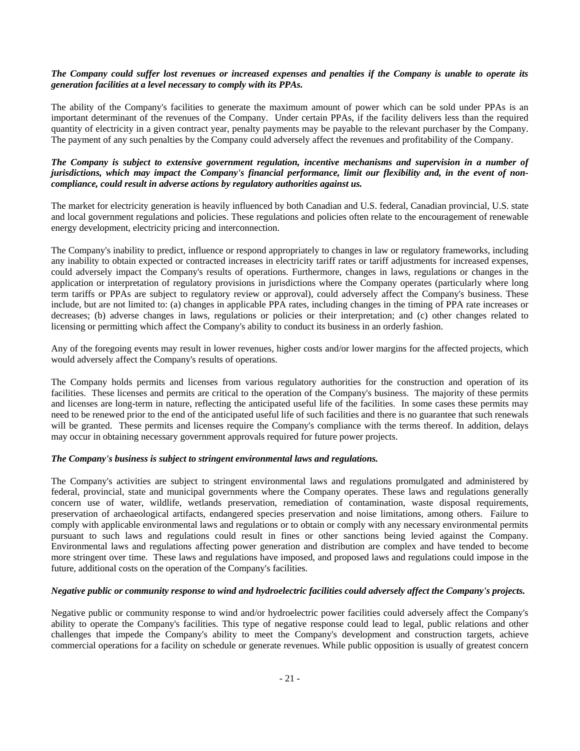***The Company could suffer lost revenues or increased expenses and penalties if the Company is unable to operate its generation facilities at a level necessary to comply with its PPAs.***

The ability of the Company's facilities to generate the maximum amount of power which can be sold under PPAs is an important determinant of the revenues of the Company. Under certain PPAs, if the facility delivers less than the required quantity of electricity in a given contract year, penalty payments may be payable to the relevant purchaser by the Company. The payment of any such penalties by the Company could adversely affect the revenues and profitability of the Company.

***The Company is subject to extensive government regulation, incentive mechanisms and supervision in a number of jurisdictions, which may impact the Company's financial performance, limit our flexibility and, in the event of non-compliance, could result in adverse actions by regulatory authorities against us.***

The market for electricity generation is heavily influenced by both Canadian and U.S. federal, Canadian provincial, U.S. state and local government regulations and policies. These regulations and policies often relate to the encouragement of renewable energy development, electricity pricing and interconnection.

The Company's inability to predict, influence or respond appropriately to changes in law or regulatory frameworks, including any inability to obtain expected or contracted increases in electricity tariff rates or tariff adjustments for increased expenses, could adversely impact the Company's results of operations. Furthermore, changes in laws, regulations or changes in the application or interpretation of regulatory provisions in jurisdictions where the Company operates (particularly where long term tariffs or PPAs are subject to regulatory review or approval), could adversely affect the Company's business. These include, but are not limited to: (a) changes in applicable PPA rates, including changes in the timing of PPA rate increases or decreases; (b) adverse changes in laws, regulations or policies or their interpretation; and (c) other changes related to licensing or permitting which affect the Company's ability to conduct its business in an orderly fashion.

Any of the foregoing events may result in lower revenues, higher costs and/or lower margins for the affected projects, which would adversely affect the Company's results of operations.

The Company holds permits and licenses from various regulatory authorities for the construction and operation of its facilities. These licenses and permits are critical to the operation of the Company's business. The majority of these permits and licenses are long-term in nature, reflecting the anticipated useful life of the facilities. In some cases these permits may need to be renewed prior to the end of the anticipated useful life of such facilities and there is no guarantee that such renewals will be granted. These permits and licenses require the Company's compliance with the terms thereof. In addition, delays may occur in obtaining necessary government approvals required for future power projects.

***The Company's business is subject to stringent environmental laws and regulations.***

The Company's activities are subject to stringent environmental laws and regulations promulgated and administered by federal, provincial, state and municipal governments where the Company operates. These laws and regulations generally concern use of water, wildlife, wetlands preservation, remediation of contamination, waste disposal requirements, preservation of archaeological artifacts, endangered species preservation and noise limitations, among others. Failure to comply with applicable environmental laws and regulations or to obtain or comply with any necessary environmental permits pursuant to such laws and regulations could result in fines or other sanctions being levied against the Company. Environmental laws and regulations affecting power generation and distribution are complex and have tended to become more stringent over time. These laws and regulations have imposed, and proposed laws and regulations could impose in the future, additional costs on the operation of the Company's facilities.

***Negative public or community response to wind and hydroelectric facilities could adversely affect the Company's projects.***

Negative public or community response to wind and/or hydroelectric power facilities could adversely affect the Company's ability to operate the Company's facilities. This type of negative response could lead to legal, public relations and other challenges that impede the Company's ability to meet the Company's development and construction targets, achieve commercial operations for a facility on schedule or generate revenues. While public opposition is usually of greatest concern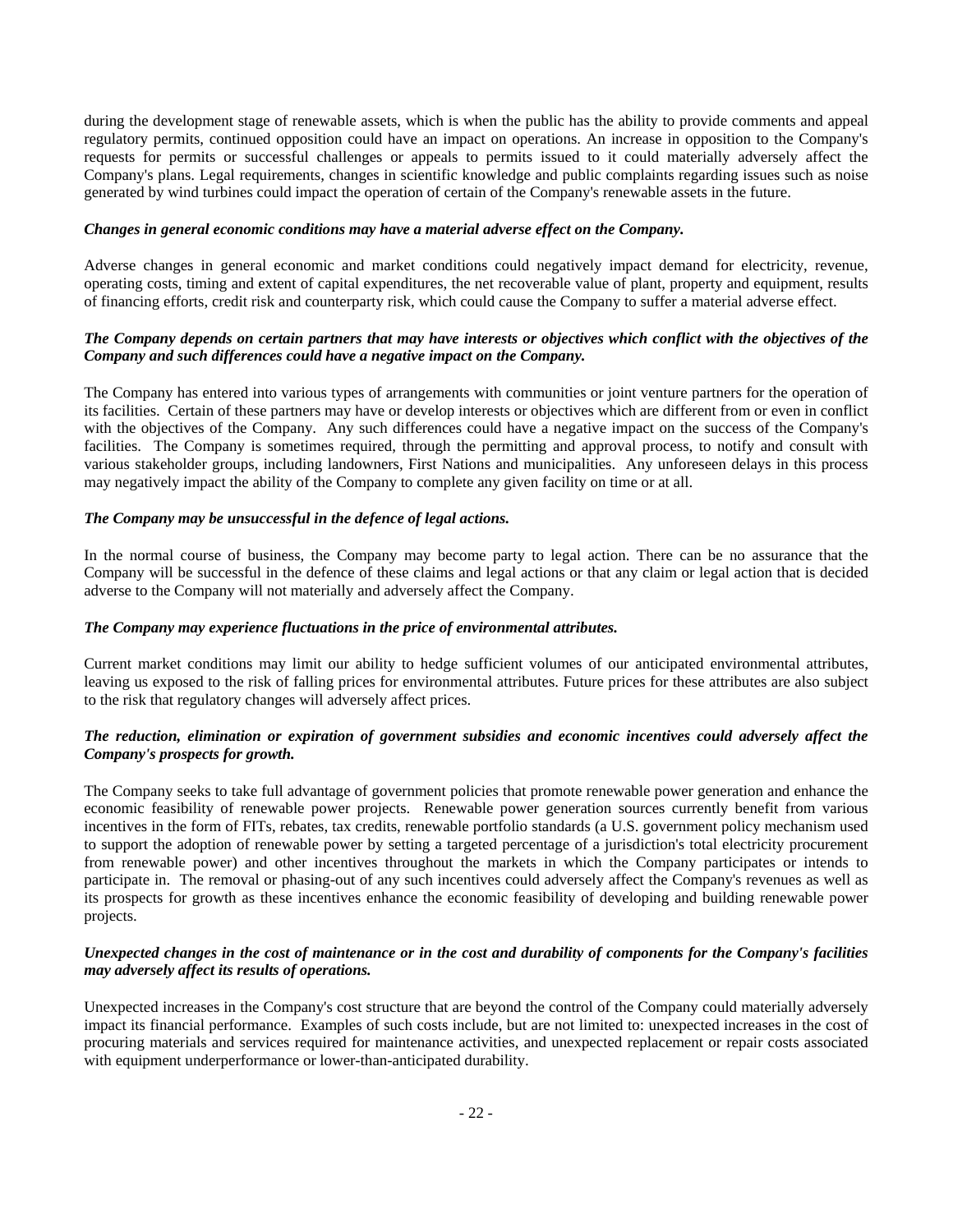during the development stage of renewable assets, which is when the public has the ability to provide comments and appeal regulatory permits, continued opposition could have an impact on operations. An increase in opposition to the Company's requests for permits or successful challenges or appeals to permits issued to it could materially adversely affect the Company's plans. Legal requirements, changes in scientific knowledge and public complaints regarding issues such as noise generated by wind turbines could impact the operation of certain of the Company's renewable assets in the future.

***Changes in general economic conditions may have a material adverse effect on the Company.***

Adverse changes in general economic and market conditions could negatively impact demand for electricity, revenue, operating costs, timing and extent of capital expenditures, the net recoverable value of plant, property and equipment, results of financing efforts, credit risk and counterparty risk, which could cause the Company to suffer a material adverse effect.

***The Company depends on certain partners that may have interests or objectives which conflict with the objectives of the Company and such differences could have a negative impact on the Company.***

The Company has entered into various types of arrangements with communities or joint venture partners for the operation of its facilities. Certain of these partners may have or develop interests or objectives which are different from or even in conflict with the objectives of the Company. Any such differences could have a negative impact on the success of the Company's facilities. The Company is sometimes required, through the permitting and approval process, to notify and consult with various stakeholder groups, including landowners, First Nations and municipalities. Any unforeseen delays in this process may negatively impact the ability of the Company to complete any given facility on time or at all.

***The Company may be unsuccessful in the defence of legal actions.***

In the normal course of business, the Company may become party to legal action. There can be no assurance that the Company will be successful in the defence of these claims and legal actions or that any claim or legal action that is decided adverse to the Company will not materially and adversely affect the Company.

***The Company may experience fluctuations in the price of environmental attributes.***

Current market conditions may limit our ability to hedge sufficient volumes of our anticipated environmental attributes, leaving us exposed to the risk of falling prices for environmental attributes. Future prices for these attributes are also subject to the risk that regulatory changes will adversely affect prices.

***The reduction, elimination or expiration of government subsidies and economic incentives could adversely affect the Company's prospects for growth.***

The Company seeks to take full advantage of government policies that promote renewable power generation and enhance the economic feasibility of renewable power projects. Renewable power generation sources currently benefit from various incentives in the form of FITs, rebates, tax credits, renewable portfolio standards (a U.S. government policy mechanism used to support the adoption of renewable power by setting a targeted percentage of a jurisdiction's total electricity procurement from renewable power) and other incentives throughout the markets in which the Company participates or intends to participate in. The removal or phasing-out of any such incentives could adversely affect the Company's revenues as well as its prospects for growth as these incentives enhance the economic feasibility of developing and building renewable power projects.

***Unexpected changes in the cost of maintenance or in the cost and durability of components for the Company's facilities may adversely affect its results of operations.***

Unexpected increases in the Company's cost structure that are beyond the control of the Company could materially adversely impact its financial performance. Examples of such costs include, but are not limited to: unexpected increases in the cost of procuring materials and services required for maintenance activities, and unexpected replacement or repair costs associated with equipment underperformance or lower-than-anticipated durability.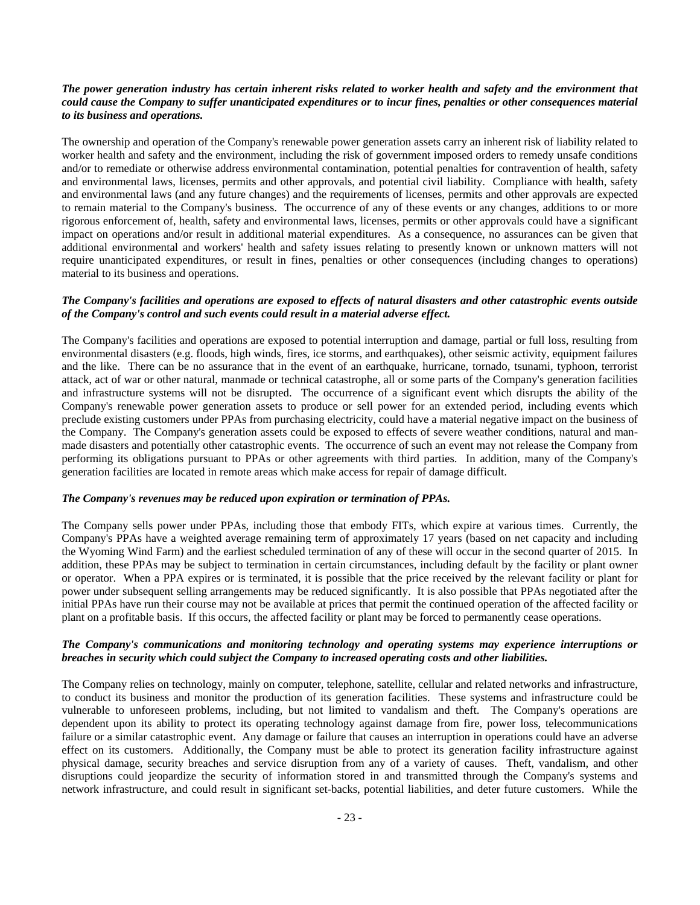***The power generation industry has certain inherent risks related to worker health and safety and the environment that could cause the Company to suffer unanticipated expenditures or to incur fines, penalties or other consequences material to its business and operations.***

The ownership and operation of the Company's renewable power generation assets carry an inherent risk of liability related to worker health and safety and the environment, including the risk of government imposed orders to remedy unsafe conditions and/or to remediate or otherwise address environmental contamination, potential penalties for contravention of health, safety and environmental laws, licenses, permits and other approvals, and potential civil liability. Compliance with health, safety and environmental laws (and any future changes) and the requirements of licenses, permits and other approvals are expected to remain material to the Company's business. The occurrence of any of these events or any changes, additions to or more rigorous enforcement of, health, safety and environmental laws, licenses, permits or other approvals could have a significant impact on operations and/or result in additional material expenditures. As a consequence, no assurances can be given that additional environmental and workers' health and safety issues relating to presently known or unknown matters will not require unanticipated expenditures, or result in fines, penalties or other consequences (including changes to operations) material to its business and operations.

***The Company's facilities and operations are exposed to effects of natural disasters and other catastrophic events outside of the Company's control and such events could result in a material adverse effect.***

The Company's facilities and operations are exposed to potential interruption and damage, partial or full loss, resulting from environmental disasters (e.g. floods, high winds, fires, ice storms, and earthquakes), other seismic activity, equipment failures and the like. There can be no assurance that in the event of an earthquake, hurricane, tornado, tsunami, typhoon, terrorist attack, act of war or other natural, manmade or technical catastrophe, all or some parts of the Company's generation facilities and infrastructure systems will not be disrupted. The occurrence of a significant event which disrupts the ability of the Company's renewable power generation assets to produce or sell power for an extended period, including events which preclude existing customers under PPAs from purchasing electricity, could have a material negative impact on the business of the Company. The Company's generation assets could be exposed to effects of severe weather conditions, natural and man-made disasters and potentially other catastrophic events. The occurrence of such an event may not release the Company from performing its obligations pursuant to PPAs or other agreements with third parties. In addition, many of the Company's generation facilities are located in remote areas which make access for repair of damage difficult.

***The Company's revenues may be reduced upon expiration or termination of PPAs.***

The Company sells power under PPAs, including those that embody FITs, which expire at various times. Currently, the Company's PPAs have a weighted average remaining term of approximately 17 years (based on net capacity and including the Wyoming Wind Farm) and the earliest scheduled termination of any of these will occur in the second quarter of 2015. In addition, these PPAs may be subject to termination in certain circumstances, including default by the facility or plant owner or operator. When a PPA expires or is terminated, it is possible that the price received by the relevant facility or plant for power under subsequent selling arrangements may be reduced significantly. It is also possible that PPAs negotiated after the initial PPAs have run their course may not be available at prices that permit the continued operation of the affected facility or plant on a profitable basis. If this occurs, the affected facility or plant may be forced to permanently cease operations.

***The Company's communications and monitoring technology and operating systems may experience interruptions or breaches in security which could subject the Company to increased operating costs and other liabilities.***

The Company relies on technology, mainly on computer, telephone, satellite, cellular and related networks and infrastructure, to conduct its business and monitor the production of its generation facilities. These systems and infrastructure could be vulnerable to unforeseen problems, including, but not limited to vandalism and theft. The Company's operations are dependent upon its ability to protect its operating technology against damage from fire, power loss, telecommunications failure or a similar catastrophic event. Any damage or failure that causes an interruption in operations could have an adverse effect on its customers. Additionally, the Company must be able to protect its generation facility infrastructure against physical damage, security breaches and service disruption from any of a variety of causes. Theft, vandalism, and other disruptions could jeopardize the security of information stored in and transmitted through the Company's systems and network infrastructure, and could result in significant set-backs, potential liabilities, and deter future customers. While the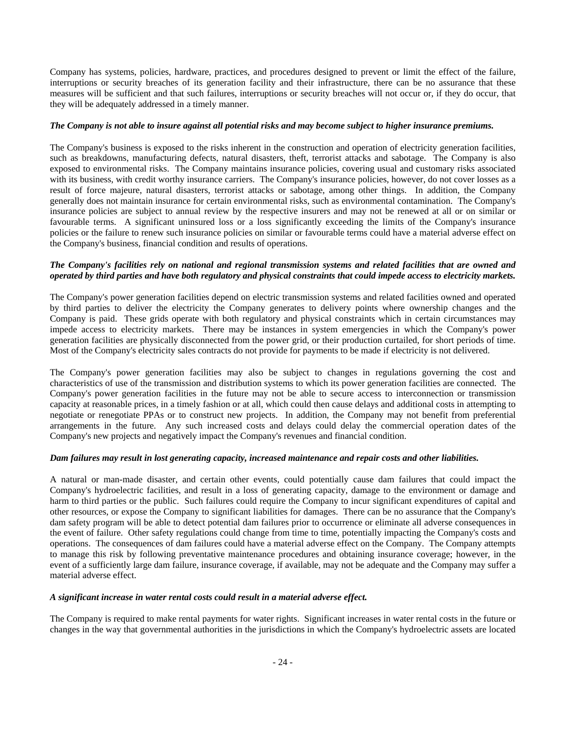Company has systems, policies, hardware, practices, and procedures designed to prevent or limit the effect of the failure, interruptions or security breaches of its generation facility and their infrastructure, there can be no assurance that these measures will be sufficient and that such failures, interruptions or security breaches will not occur or, if they do occur, that they will be adequately addressed in a timely manner.

***The Company is not able to insure against all potential risks and may become subject to higher insurance premiums.***

The Company's business is exposed to the risks inherent in the construction and operation of electricity generation facilities, such as breakdowns, manufacturing defects, natural disasters, theft, terrorist attacks and sabotage. The Company is also exposed to environmental risks. The Company maintains insurance policies, covering usual and customary risks associated with its business, with credit worthy insurance carriers. The Company's insurance policies, however, do not cover losses as a result of force majeure, natural disasters, terrorist attacks or sabotage, among other things. In addition, the Company generally does not maintain insurance for certain environmental risks, such as environmental contamination. The Company's insurance policies are subject to annual review by the respective insurers and may not be renewed at all or on similar or favourable terms. A significant uninsured loss or a loss significantly exceeding the limits of the Company's insurance policies or the failure to renew such insurance policies on similar or favourable terms could have a material adverse effect on the Company's business, financial condition and results of operations.

***The Company's facilities rely on national and regional transmission systems and related facilities that are owned and operated by third parties and have both regulatory and physical constraints that could impede access to electricity markets.***

The Company's power generation facilities depend on electric transmission systems and related facilities owned and operated by third parties to deliver the electricity the Company generates to delivery points where ownership changes and the Company is paid. These grids operate with both regulatory and physical constraints which in certain circumstances may impede access to electricity markets. There may be instances in system emergencies in which the Company's power generation facilities are physically disconnected from the power grid, or their production curtailed, for short periods of time. Most of the Company's electricity sales contracts do not provide for payments to be made if electricity is not delivered.

The Company's power generation facilities may also be subject to changes in regulations governing the cost and characteristics of use of the transmission and distribution systems to which its power generation facilities are connected. The Company's power generation facilities in the future may not be able to secure access to interconnection or transmission capacity at reasonable prices, in a timely fashion or at all, which could then cause delays and additional costs in attempting to negotiate or renegotiate PPAs or to construct new projects. In addition, the Company may not benefit from preferential arrangements in the future. Any such increased costs and delays could delay the commercial operation dates of the Company's new projects and negatively impact the Company's revenues and financial condition.

***Dam failures may result in lost generating capacity, increased maintenance and repair costs and other liabilities.***

A natural or man-made disaster, and certain other events, could potentially cause dam failures that could impact the Company's hydroelectric facilities, and result in a loss of generating capacity, damage to the environment or damage and harm to third parties or the public. Such failures could require the Company to incur significant expenditures of capital and other resources, or expose the Company to significant liabilities for damages. There can be no assurance that the Company's dam safety program will be able to detect potential dam failures prior to occurrence or eliminate all adverse consequences in the event of failure. Other safety regulations could change from time to time, potentially impacting the Company's costs and operations. The consequences of dam failures could have a material adverse effect on the Company. The Company attempts to manage this risk by following preventative maintenance procedures and obtaining insurance coverage; however, in the event of a sufficiently large dam failure, insurance coverage, if available, may not be adequate and the Company may suffer a material adverse effect.

***A significant increase in water rental costs could result in a material adverse effect.***

The Company is required to make rental payments for water rights. Significant increases in water rental costs in the future or changes in the way that governmental authorities in the jurisdictions in which the Company's hydroelectric assets are located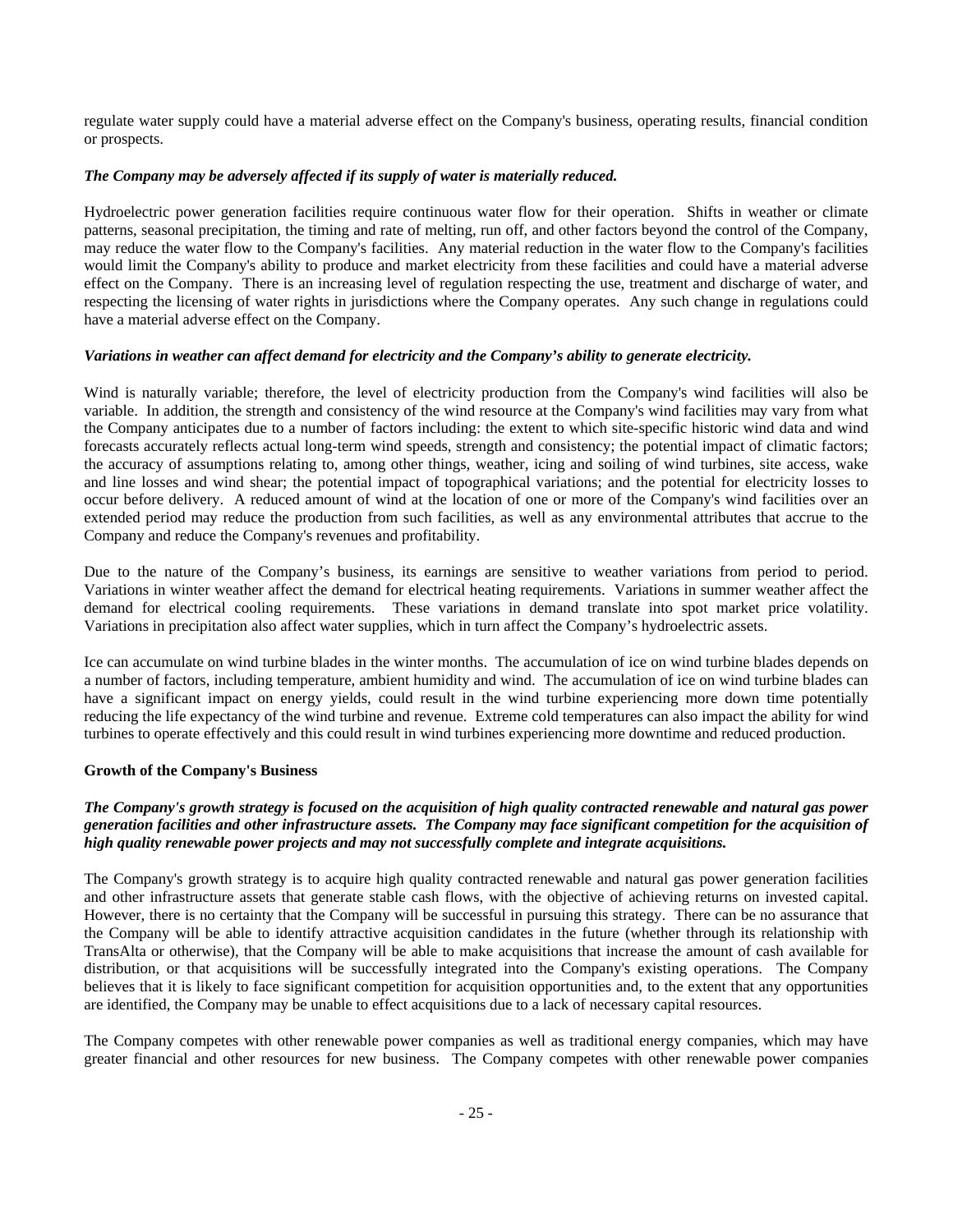regulate water supply could have a material adverse effect on the Company's business, operating results, financial condition or prospects.

***The Company may be adversely affected if its supply of water is materially reduced.***

Hydroelectric power generation facilities require continuous water flow for their operation. Shifts in weather or climate patterns, seasonal precipitation, the timing and rate of melting, run off, and other factors beyond the control of the Company, may reduce the water flow to the Company's facilities. Any material reduction in the water flow to the Company's facilities would limit the Company's ability to produce and market electricity from these facilities and could have a material adverse effect on the Company. There is an increasing level of regulation respecting the use, treatment and discharge of water, and respecting the licensing of water rights in jurisdictions where the Company operates. Any such change in regulations could have a material adverse effect on the Company.

***Variations in weather can affect demand for electricity and the Company's ability to generate electricity.***

Wind is naturally variable; therefore, the level of electricity production from the Company's wind facilities will also be variable. In addition, the strength and consistency of the wind resource at the Company's wind facilities may vary from what the Company anticipates due to a number of factors including: the extent to which site-specific historic wind data and wind forecasts accurately reflects actual long-term wind speeds, strength and consistency; the potential impact of climatic factors; the accuracy of assumptions relating to, among other things, weather, icing and soiling of wind turbines, site access, wake and line losses and wind shear; the potential impact of topographical variations; and the potential for electricity losses to occur before delivery. A reduced amount of wind at the location of one or more of the Company's wind facilities over an extended period may reduce the production from such facilities, as well as any environmental attributes that accrue to the Company and reduce the Company's revenues and profitability.

Due to the nature of the Company's business, its earnings are sensitive to weather variations from period to period. Variations in winter weather affect the demand for electrical heating requirements. Variations in summer weather affect the demand for electrical cooling requirements. These variations in demand translate into spot market price volatility. Variations in precipitation also affect water supplies, which in turn affect the Company's hydroelectric assets.

Ice can accumulate on wind turbine blades in the winter months. The accumulation of ice on wind turbine blades depends on a number of factors, including temperature, ambient humidity and wind. The accumulation of ice on wind turbine blades can have a significant impact on energy yields, could result in the wind turbine experiencing more down time potentially reducing the life expectancy of the wind turbine and revenue. Extreme cold temperatures can also impact the ability for wind turbines to operate effectively and this could result in wind turbines experiencing more downtime and reduced production.

**Growth of the Company's Business**

***The Company's growth strategy is focused on the acquisition of high quality contracted renewable and natural gas power generation facilities and other infrastructure assets. The Company may face significant competition for the acquisition of high quality renewable power projects and may not successfully complete and integrate acquisitions.***

The Company's growth strategy is to acquire high quality contracted renewable and natural gas power generation facilities and other infrastructure assets that generate stable cash flows, with the objective of achieving returns on invested capital. However, there is no certainty that the Company will be successful in pursuing this strategy. There can be no assurance that the Company will be able to identify attractive acquisition candidates in the future (whether through its relationship with TransAlta or otherwise), that the Company will be able to make acquisitions that increase the amount of cash available for distribution, or that acquisitions will be successfully integrated into the Company's existing operations. The Company believes that it is likely to face significant competition for acquisition opportunities and, to the extent that any opportunities are identified, the Company may be unable to effect acquisitions due to a lack of necessary capital resources.

The Company competes with other renewable power companies as well as traditional energy companies, which may have greater financial and other resources for new business. The Company competes with other renewable power companies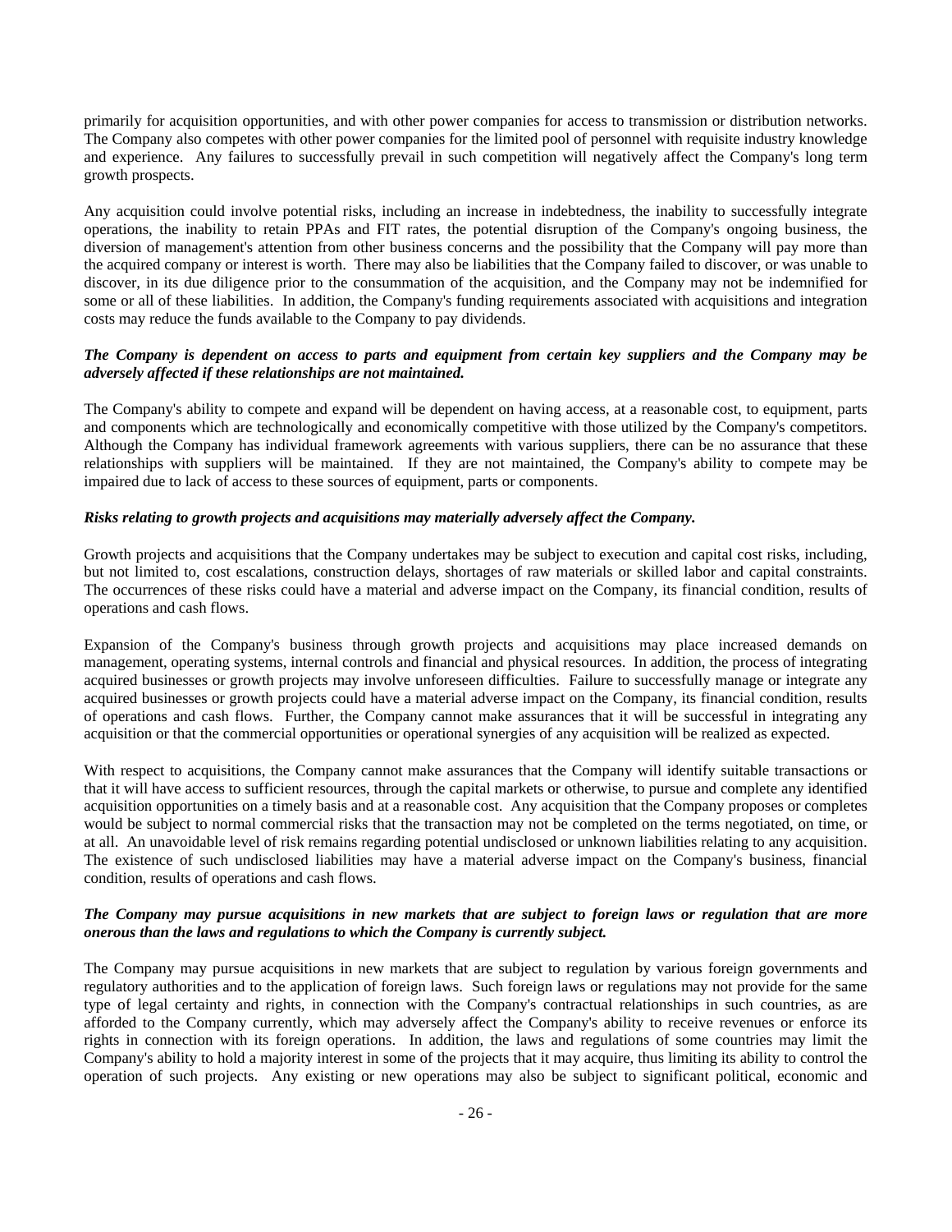primarily for acquisition opportunities, and with other power companies for access to transmission or distribution networks. The Company also competes with other power companies for the limited pool of personnel with requisite industry knowledge and experience. Any failures to successfully prevail in such competition will negatively affect the Company's long term growth prospects.

Any acquisition could involve potential risks, including an increase in indebtedness, the inability to successfully integrate operations, the inability to retain PPAs and FIT rates, the potential disruption of the Company's ongoing business, the diversion of management's attention from other business concerns and the possibility that the Company will pay more than the acquired company or interest is worth. There may also be liabilities that the Company failed to discover, or was unable to discover, in its due diligence prior to the consummation of the acquisition, and the Company may not be indemnified for some or all of these liabilities. In addition, the Company's funding requirements associated with acquisitions and integration costs may reduce the funds available to the Company to pay dividends.

***The Company is dependent on access to parts and equipment from certain key suppliers and the Company may be adversely affected if these relationships are not maintained.***

The Company's ability to compete and expand will be dependent on having access, at a reasonable cost, to equipment, parts and components which are technologically and economically competitive with those utilized by the Company's competitors. Although the Company has individual framework agreements with various suppliers, there can be no assurance that these relationships with suppliers will be maintained. If they are not maintained, the Company's ability to compete may be impaired due to lack of access to these sources of equipment, parts or components.

***Risks relating to growth projects and acquisitions may materially adversely affect the Company.***

Growth projects and acquisitions that the Company undertakes may be subject to execution and capital cost risks, including, but not limited to, cost escalations, construction delays, shortages of raw materials or skilled labor and capital constraints. The occurrences of these risks could have a material and adverse impact on the Company, its financial condition, results of operations and cash flows.

Expansion of the Company's business through growth projects and acquisitions may place increased demands on management, operating systems, internal controls and financial and physical resources. In addition, the process of integrating acquired businesses or growth projects may involve unforeseen difficulties. Failure to successfully manage or integrate any acquired businesses or growth projects could have a material adverse impact on the Company, its financial condition, results of operations and cash flows. Further, the Company cannot make assurances that it will be successful in integrating any acquisition or that the commercial opportunities or operational synergies of any acquisition will be realized as expected.

With respect to acquisitions, the Company cannot make assurances that the Company will identify suitable transactions or that it will have access to sufficient resources, through the capital markets or otherwise, to pursue and complete any identified acquisition opportunities on a timely basis and at a reasonable cost. Any acquisition that the Company proposes or completes would be subject to normal commercial risks that the transaction may not be completed on the terms negotiated, on time, or at all. An unavoidable level of risk remains regarding potential undisclosed or unknown liabilities relating to any acquisition. The existence of such undisclosed liabilities may have a material adverse impact on the Company's business, financial condition, results of operations and cash flows.

***The Company may pursue acquisitions in new markets that are subject to foreign laws or regulation that are more onerous than the laws and regulations to which the Company is currently subject.***

The Company may pursue acquisitions in new markets that are subject to regulation by various foreign governments and regulatory authorities and to the application of foreign laws. Such foreign laws or regulations may not provide for the same type of legal certainty and rights, in connection with the Company's contractual relationships in such countries, as are afforded to the Company currently, which may adversely affect the Company's ability to receive revenues or enforce its rights in connection with its foreign operations. In addition, the laws and regulations of some countries may limit the Company's ability to hold a majority interest in some of the projects that it may acquire, thus limiting its ability to control the operation of such projects. Any existing or new operations may also be subject to significant political, economic and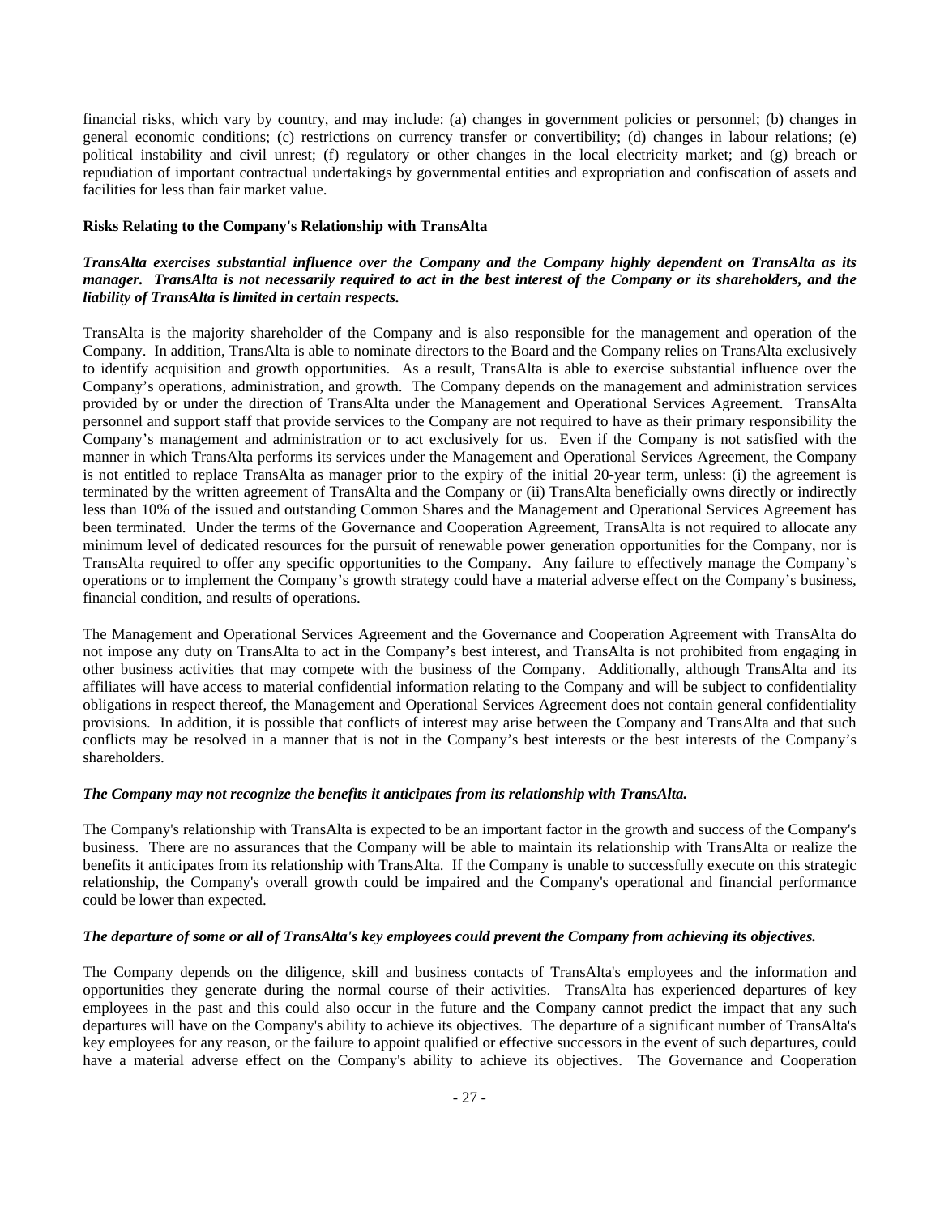financial risks, which vary by country, and may include: (a) changes in government policies or personnel; (b) changes in general economic conditions; (c) restrictions on currency transfer or convertibility; (d) changes in labour relations; (e) political instability and civil unrest; (f) regulatory or other changes in the local electricity market; and (g) breach or repudiation of important contractual undertakings by governmental entities and expropriation and confiscation of assets and facilities for less than fair market value.

**Risks Relating to the Company's Relationship with TransAlta**

***TransAlta exercises substantial influence over the Company and the Company highly dependent on TransAlta as its manager. TransAlta is not necessarily required to act in the best interest of the Company or its shareholders, and the liability of TransAlta is limited in certain respects.***

TransAlta is the majority shareholder of the Company and is also responsible for the management and operation of the Company. In addition, TransAlta is able to nominate directors to the Board and the Company relies on TransAlta exclusively to identify acquisition and growth opportunities. As a result, TransAlta is able to exercise substantial influence over the Company's operations, administration, and growth. The Company depends on the management and administration services provided by or under the direction of TransAlta under the Management and Operational Services Agreement. TransAlta personnel and support staff that provide services to the Company are not required to have as their primary responsibility the Company's management and administration or to act exclusively for us. Even if the Company is not satisfied with the manner in which TransAlta performs its services under the Management and Operational Services Agreement, the Company is not entitled to replace TransAlta as manager prior to the expiry of the initial 20-year term, unless: (i) the agreement is terminated by the written agreement of TransAlta and the Company or (ii) TransAlta beneficially owns directly or indirectly less than 10% of the issued and outstanding Common Shares and the Management and Operational Services Agreement has been terminated. Under the terms of the Governance and Cooperation Agreement, TransAlta is not required to allocate any minimum level of dedicated resources for the pursuit of renewable power generation opportunities for the Company, nor is TransAlta required to offer any specific opportunities to the Company. Any failure to effectively manage the Company's operations or to implement the Company's growth strategy could have a material adverse effect on the Company's business, financial condition, and results of operations.

The Management and Operational Services Agreement and the Governance and Cooperation Agreement with TransAlta do not impose any duty on TransAlta to act in the Company's best interest, and TransAlta is not prohibited from engaging in other business activities that may compete with the business of the Company. Additionally, although TransAlta and its affiliates will have access to material confidential information relating to the Company and will be subject to confidentiality obligations in respect thereof, the Management and Operational Services Agreement does not contain general confidentiality provisions. In addition, it is possible that conflicts of interest may arise between the Company and TransAlta and that such conflicts may be resolved in a manner that is not in the Company's best interests or the best interests of the Company's shareholders.

***The Company may not recognize the benefits it anticipates from its relationship with TransAlta.***

The Company's relationship with TransAlta is expected to be an important factor in the growth and success of the Company's business. There are no assurances that the Company will be able to maintain its relationship with TransAlta or realize the benefits it anticipates from its relationship with TransAlta. If the Company is unable to successfully execute on this strategic relationship, the Company's overall growth could be impaired and the Company's operational and financial performance could be lower than expected.

***The departure of some or all of TransAlta's key employees could prevent the Company from achieving its objectives.***

The Company depends on the diligence, skill and business contacts of TransAlta's employees and the information and opportunities they generate during the normal course of their activities. TransAlta has experienced departures of key employees in the past and this could also occur in the future and the Company cannot predict the impact that any such departures will have on the Company's ability to achieve its objectives. The departure of a significant number of TransAlta's key employees for any reason, or the failure to appoint qualified or effective successors in the event of such departures, could have a material adverse effect on the Company's ability to achieve its objectives. The Governance and Cooperation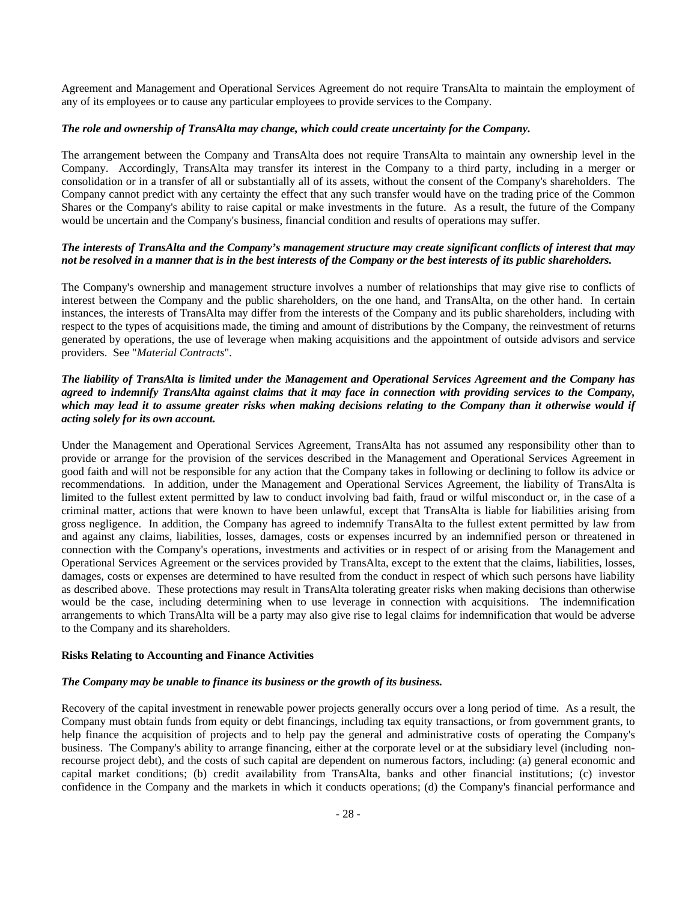Agreement and Management and Operational Services Agreement do not require TransAlta to maintain the employment of any of its employees or to cause any particular employees to provide services to the Company.

***The role and ownership of TransAlta may change, which could create uncertainty for the Company.***

The arrangement between the Company and TransAlta does not require TransAlta to maintain any ownership level in the Company. Accordingly, TransAlta may transfer its interest in the Company to a third party, including in a merger or consolidation or in a transfer of all or substantially all of its assets, without the consent of the Company's shareholders. The Company cannot predict with any certainty the effect that any such transfer would have on the trading price of the Common Shares or the Company's ability to raise capital or make investments in the future. As a result, the future of the Company would be uncertain and the Company's business, financial condition and results of operations may suffer.

***The interests of TransAlta and the Company's management structure may create significant conflicts of interest that may not be resolved in a manner that is in the best interests of the Company or the best interests of its public shareholders.***

The Company's ownership and management structure involves a number of relationships that may give rise to conflicts of interest between the Company and the public shareholders, on the one hand, and TransAlta, on the other hand. In certain instances, the interests of TransAlta may differ from the interests of the Company and its public shareholders, including with respect to the types of acquisitions made, the timing and amount of distributions by the Company, the reinvestment of returns generated by operations, the use of leverage when making acquisitions and the appointment of outside advisors and service providers. See "*Material Contracts*".

***The liability of TransAlta is limited under the Management and Operational Services Agreement and the Company has agreed to indemnify TransAlta against claims that it may face in connection with providing services to the Company, which may lead it to assume greater risks when making decisions relating to the Company than it otherwise would if acting solely for its own account.***

Under the Management and Operational Services Agreement, TransAlta has not assumed any responsibility other than to provide or arrange for the provision of the services described in the Management and Operational Services Agreement in good faith and will not be responsible for any action that the Company takes in following or declining to follow its advice or recommendations. In addition, under the Management and Operational Services Agreement, the liability of TransAlta is limited to the fullest extent permitted by law to conduct involving bad faith, fraud or wilful misconduct or, in the case of a criminal matter, actions that were known to have been unlawful, except that TransAlta is liable for liabilities arising from gross negligence. In addition, the Company has agreed to indemnify TransAlta to the fullest extent permitted by law from and against any claims, liabilities, losses, damages, costs or expenses incurred by an indemnified person or threatened in connection with the Company's operations, investments and activities or in respect of or arising from the Management and Operational Services Agreement or the services provided by TransAlta, except to the extent that the claims, liabilities, losses, damages, costs or expenses are determined to have resulted from the conduct in respect of which such persons have liability as described above. These protections may result in TransAlta tolerating greater risks when making decisions than otherwise would be the case, including determining when to use leverage in connection with acquisitions. The indemnification arrangements to which TransAlta will be a party may also give rise to legal claims for indemnification that would be adverse to the Company and its shareholders.

**Risks Relating to Accounting and Finance Activities**

***The Company may be unable to finance its business or the growth of its business.***

Recovery of the capital investment in renewable power projects generally occurs over a long period of time. As a result, the Company must obtain funds from equity or debt financings, including tax equity transactions, or from government grants, to help finance the acquisition of projects and to help pay the general and administrative costs of operating the Company's business. The Company's ability to arrange financing, either at the corporate level or at the subsidiary level (including non-recourse project debt), and the costs of such capital are dependent on numerous factors, including: (a) general economic and capital market conditions; (b) credit availability from TransAlta, banks and other financial institutions; (c) investor confidence in the Company and the markets in which it conducts operations; (d) the Company's financial performance and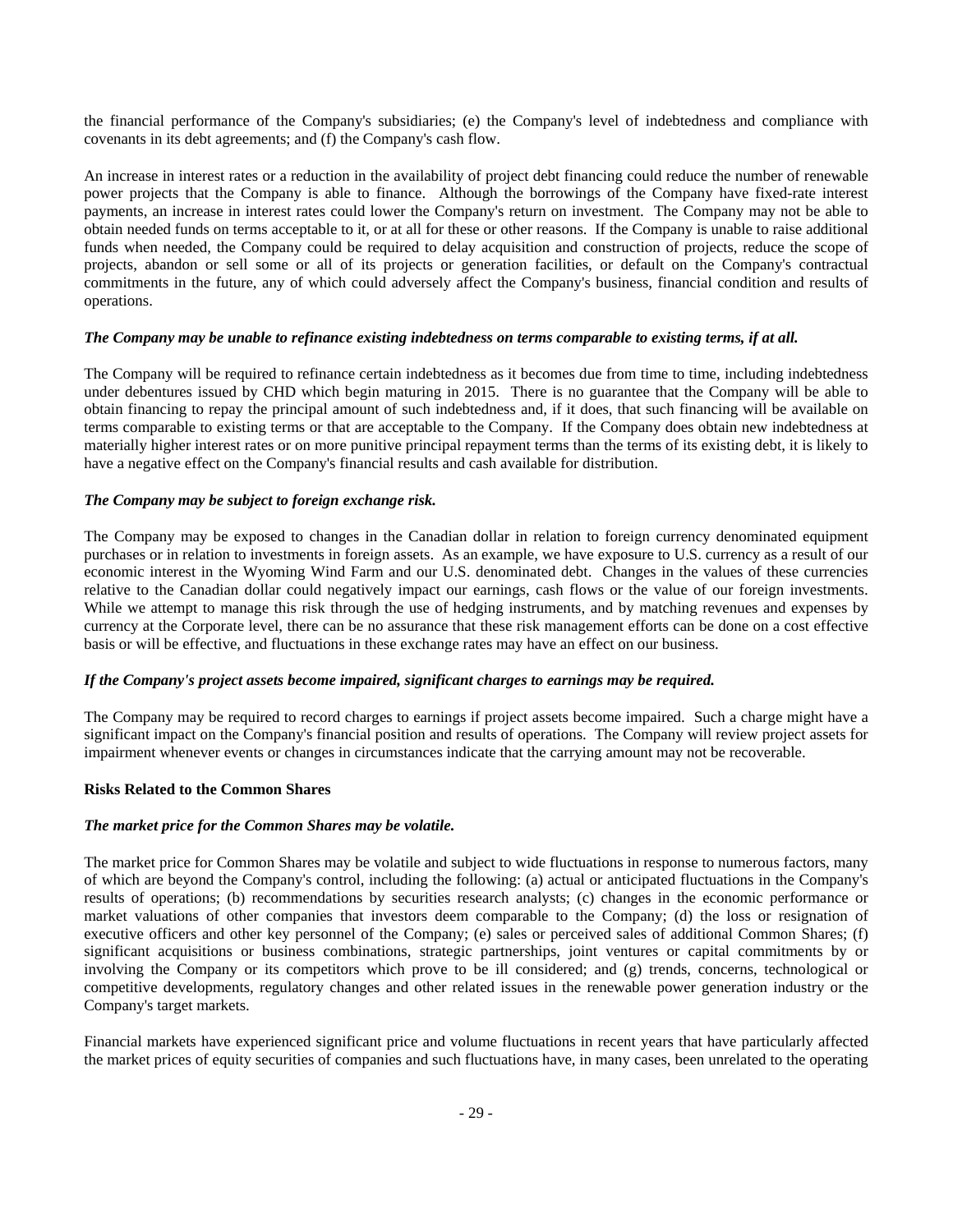the financial performance of the Company's subsidiaries; (e) the Company's level of indebtedness and compliance with covenants in its debt agreements; and (f) the Company's cash flow.

An increase in interest rates or a reduction in the availability of project debt financing could reduce the number of renewable power projects that the Company is able to finance. Although the borrowings of the Company have fixed-rate interest payments, an increase in interest rates could lower the Company's return on investment. The Company may not be able to obtain needed funds on terms acceptable to it, or at all for these or other reasons. If the Company is unable to raise additional funds when needed, the Company could be required to delay acquisition and construction of projects, reduce the scope of projects, abandon or sell some or all of its projects or generation facilities, or default on the Company's contractual commitments in the future, any of which could adversely affect the Company's business, financial condition and results of operations.

***The Company may be unable to refinance existing indebtedness on terms comparable to existing terms, if at all.***

The Company will be required to refinance certain indebtedness as it becomes due from time to time, including indebtedness under debentures issued by CHD which begin maturing in 2015. There is no guarantee that the Company will be able to obtain financing to repay the principal amount of such indebtedness and, if it does, that such financing will be available on terms comparable to existing terms or that are acceptable to the Company. If the Company does obtain new indebtedness at materially higher interest rates or on more punitive principal repayment terms than the terms of its existing debt, it is likely to have a negative effect on the Company's financial results and cash available for distribution.

***The Company may be subject to foreign exchange risk.***

The Company may be exposed to changes in the Canadian dollar in relation to foreign currency denominated equipment purchases or in relation to investments in foreign assets. As an example, we have exposure to U.S. currency as a result of our economic interest in the Wyoming Wind Farm and our U.S. denominated debt. Changes in the values of these currencies relative to the Canadian dollar could negatively impact our earnings, cash flows or the value of our foreign investments. While we attempt to manage this risk through the use of hedging instruments, and by matching revenues and expenses by currency at the Corporate level, there can be no assurance that these risk management efforts can be done on a cost effective basis or will be effective, and fluctuations in these exchange rates may have an effect on our business.

***If the Company's project assets become impaired, significant charges to earnings may be required.***

The Company may be required to record charges to earnings if project assets become impaired. Such a charge might have a significant impact on the Company's financial position and results of operations. The Company will review project assets for impairment whenever events or changes in circumstances indicate that the carrying amount may not be recoverable.

**Risks Related to the Common Shares**

***The market price for the Common Shares may be volatile.***

The market price for Common Shares may be volatile and subject to wide fluctuations in response to numerous factors, many of which are beyond the Company's control, including the following: (a) actual or anticipated fluctuations in the Company's results of operations; (b) recommendations by securities research analysts; (c) changes in the economic performance or market valuations of other companies that investors deem comparable to the Company; (d) the loss or resignation of executive officers and other key personnel of the Company; (e) sales or perceived sales of additional Common Shares; (f) significant acquisitions or business combinations, strategic partnerships, joint ventures or capital commitments by or involving the Company or its competitors which prove to be ill considered; and (g) trends, concerns, technological or competitive developments, regulatory changes and other related issues in the renewable power generation industry or the Company's target markets.

Financial markets have experienced significant price and volume fluctuations in recent years that have particularly affected the market prices of equity securities of companies and such fluctuations have, in many cases, been unrelated to the operating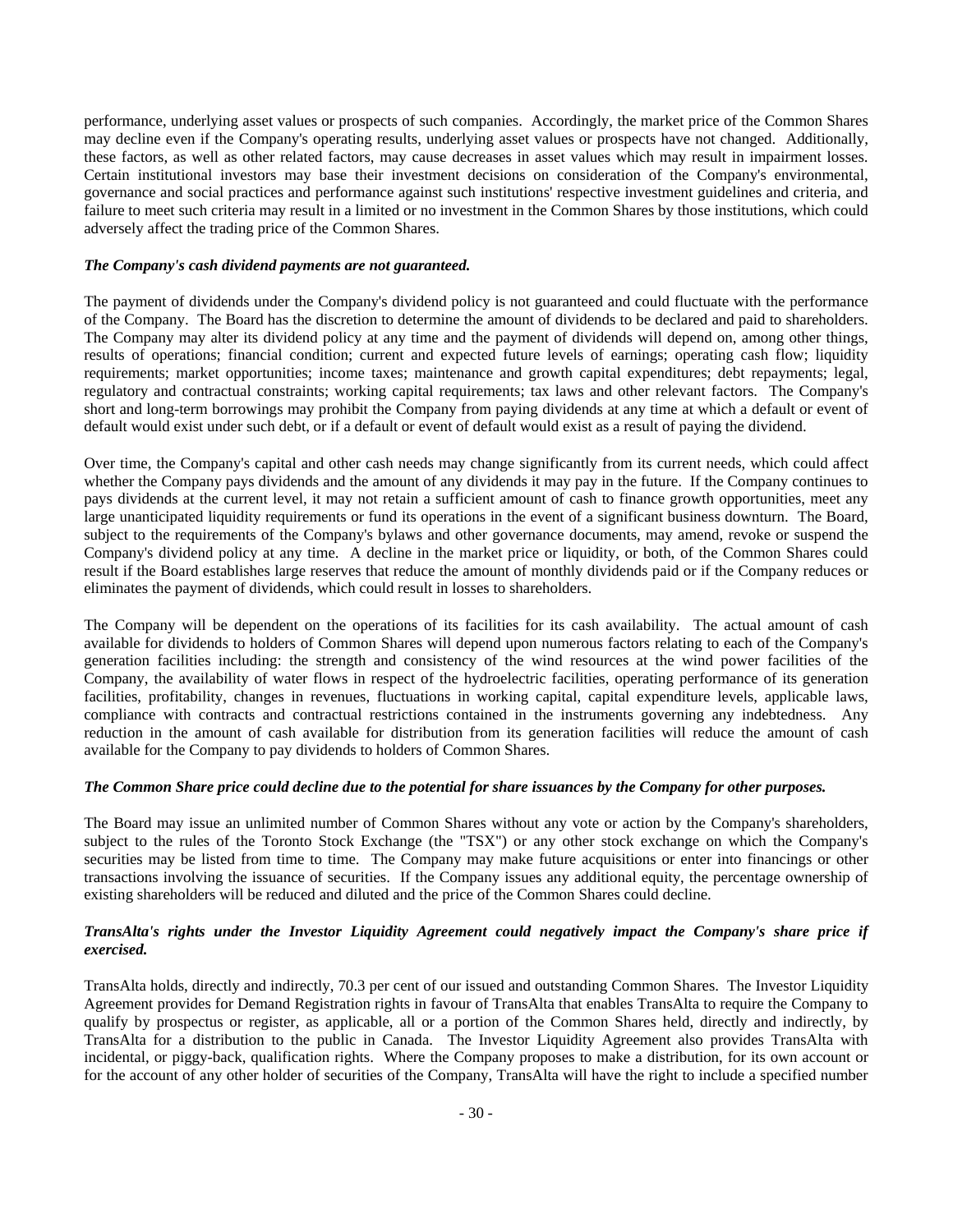performance, underlying asset values or prospects of such companies. Accordingly, the market price of the Common Shares may decline even if the Company's operating results, underlying asset values or prospects have not changed. Additionally, these factors, as well as other related factors, may cause decreases in asset values which may result in impairment losses. Certain institutional investors may base their investment decisions on consideration of the Company's environmental, governance and social practices and performance against such institutions' respective investment guidelines and criteria, and failure to meet such criteria may result in a limited or no investment in the Common Shares by those institutions, which could adversely affect the trading price of the Common Shares.

***The Company's cash dividend payments are not guaranteed.***

The payment of dividends under the Company's dividend policy is not guaranteed and could fluctuate with the performance of the Company. The Board has the discretion to determine the amount of dividends to be declared and paid to shareholders. The Company may alter its dividend policy at any time and the payment of dividends will depend on, among other things, results of operations; financial condition; current and expected future levels of earnings; operating cash flow; liquidity requirements; market opportunities; income taxes; maintenance and growth capital expenditures; debt repayments; legal, regulatory and contractual constraints; working capital requirements; tax laws and other relevant factors. The Company's short and long-term borrowings may prohibit the Company from paying dividends at any time at which a default or event of default would exist under such debt, or if a default or event of default would exist as a result of paying the dividend.

Over time, the Company's capital and other cash needs may change significantly from its current needs, which could affect whether the Company pays dividends and the amount of any dividends it may pay in the future. If the Company continues to pays dividends at the current level, it may not retain a sufficient amount of cash to finance growth opportunities, meet any large unanticipated liquidity requirements or fund its operations in the event of a significant business downturn. The Board, subject to the requirements of the Company's bylaws and other governance documents, may amend, revoke or suspend the Company's dividend policy at any time. A decline in the market price or liquidity, or both, of the Common Shares could result if the Board establishes large reserves that reduce the amount of monthly dividends paid or if the Company reduces or eliminates the payment of dividends, which could result in losses to shareholders.

The Company will be dependent on the operations of its facilities for its cash availability. The actual amount of cash available for dividends to holders of Common Shares will depend upon numerous factors relating to each of the Company's generation facilities including: the strength and consistency of the wind resources at the wind power facilities of the Company, the availability of water flows in respect of the hydroelectric facilities, operating performance of its generation facilities, profitability, changes in revenues, fluctuations in working capital, capital expenditure levels, applicable laws, compliance with contracts and contractual restrictions contained in the instruments governing any indebtedness. Any reduction in the amount of cash available for distribution from its generation facilities will reduce the amount of cash available for the Company to pay dividends to holders of Common Shares.

***The Common Share price could decline due to the potential for share issuances by the Company for other purposes.***

The Board may issue an unlimited number of Common Shares without any vote or action by the Company's shareholders, subject to the rules of the Toronto Stock Exchange (the "TSX") or any other stock exchange on which the Company's securities may be listed from time to time. The Company may make future acquisitions or enter into financings or other transactions involving the issuance of securities. If the Company issues any additional equity, the percentage ownership of existing shareholders will be reduced and diluted and the price of the Common Shares could decline.

***TransAlta's rights under the Investor Liquidity Agreement could negatively impact the Company's share price if exercised.***

TransAlta holds, directly and indirectly, 70.3 per cent of our issued and outstanding Common Shares. The Investor Liquidity Agreement provides for Demand Registration rights in favour of TransAlta that enables TransAlta to require the Company to qualify by prospectus or register, as applicable, all or a portion of the Common Shares held, directly and indirectly, by TransAlta for a distribution to the public in Canada. The Investor Liquidity Agreement also provides TransAlta with incidental, or piggy-back, qualification rights. Where the Company proposes to make a distribution, for its own account or for the account of any other holder of securities of the Company, TransAlta will have the right to include a specified number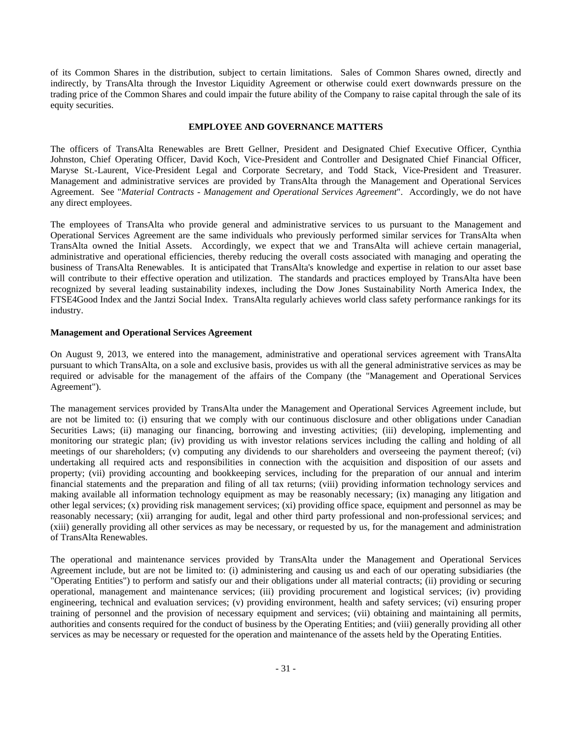of its Common Shares in the distribution, subject to certain limitations. Sales of Common Shares owned, directly and indirectly, by TransAlta through the Investor Liquidity Agreement or otherwise could exert downwards pressure on the trading price of the Common Shares and could impair the future ability of the Company to raise capital through the sale of its equity securities.

## EMPLOYEE AND GOVERNANCE MATTERS

The officers of TransAlta Renewables are Brett Gellner, President and Designated Chief Executive Officer, Cynthia Johnston, Chief Operating Officer, David Koch, Vice-President and Controller and Designated Chief Financial Officer, Maryse St.-Laurent, Vice-President Legal and Corporate Secretary, and Todd Stack, Vice-President and Treasurer. Management and administrative services are provided by TransAlta through the Management and Operational Services Agreement. See "*Material Contracts - Management and Operational Services Agreement*". Accordingly, we do not have any direct employees.

The employees of TransAlta who provide general and administrative services to us pursuant to the Management and Operational Services Agreement are the same individuals who previously performed similar services for TransAlta when TransAlta owned the Initial Assets. Accordingly, we expect that we and TransAlta will achieve certain managerial, administrative and operational efficiencies, thereby reducing the overall costs associated with managing and operating the business of TransAlta Renewables. It is anticipated that TransAlta's knowledge and expertise in relation to our asset base will contribute to their effective operation and utilization. The standards and practices employed by TransAlta have been recognized by several leading sustainability indexes, including the Dow Jones Sustainability North America Index, the FTSE4Good Index and the Jantzi Social Index. TransAlta regularly achieves world class safety performance rankings for its industry.

### Management and Operational Services Agreement

On August 9, 2013, we entered into the management, administrative and operational services agreement with TransAlta pursuant to which TransAlta, on a sole and exclusive basis, provides us with all the general administrative services as may be required or advisable for the management of the affairs of the Company (the "Management and Operational Services Agreement").

The management services provided by TransAlta under the Management and Operational Services Agreement include, but are not be limited to: (i) ensuring that we comply with our continuous disclosure and other obligations under Canadian Securities Laws; (ii) managing our financing, borrowing and investing activities; (iii) developing, implementing and monitoring our strategic plan; (iv) providing us with investor relations services including the calling and holding of all meetings of our shareholders; (v) computing any dividends to our shareholders and overseeing the payment thereof; (vi) undertaking all required acts and responsibilities in connection with the acquisition and disposition of our assets and property; (vii) providing accounting and bookkeeping services, including for the preparation of our annual and interim financial statements and the preparation and filing of all tax returns; (viii) providing information technology services and making available all information technology equipment as may be reasonably necessary; (ix) managing any litigation and other legal services; (x) providing risk management services; (xi) providing office space, equipment and personnel as may be reasonably necessary; (xii) arranging for audit, legal and other third party professional and non-professional services; and (xiii) generally providing all other services as may be necessary, or requested by us, for the management and administration of TransAlta Renewables.

The operational and maintenance services provided by TransAlta under the Management and Operational Services Agreement include, but are not be limited to: (i) administering and causing us and each of our operating subsidiaries (the "Operating Entities") to perform and satisfy our and their obligations under all material contracts; (ii) providing or securing operational, management and maintenance services; (iii) providing procurement and logistical services; (iv) providing engineering, technical and evaluation services; (v) providing environment, health and safety services; (vi) ensuring proper training of personnel and the provision of necessary equipment and services; (vii) obtaining and maintaining all permits, authorities and consents required for the conduct of business by the Operating Entities; and (viii) generally providing all other services as may be necessary or requested for the operation and maintenance of the assets held by the Operating Entities.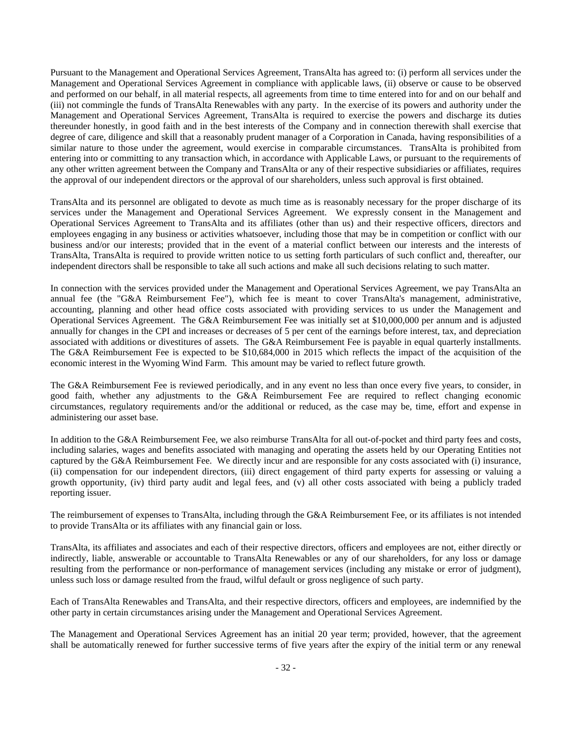Pursuant to the Management and Operational Services Agreement, TransAlta has agreed to: (i) perform all services under the Management and Operational Services Agreement in compliance with applicable laws, (ii) observe or cause to be observed and performed on our behalf, in all material respects, all agreements from time to time entered into for and on our behalf and (iii) not commingle the funds of TransAlta Renewables with any party. In the exercise of its powers and authority under the Management and Operational Services Agreement, TransAlta is required to exercise the powers and discharge its duties thereunder honestly, in good faith and in the best interests of the Company and in connection therewith shall exercise that degree of care, diligence and skill that a reasonably prudent manager of a Corporation in Canada, having responsibilities of a similar nature to those under the agreement, would exercise in comparable circumstances. TransAlta is prohibited from entering into or committing to any transaction which, in accordance with Applicable Laws, or pursuant to the requirements of any other written agreement between the Company and TransAlta or any of their respective subsidiaries or affiliates, requires the approval of our independent directors or the approval of our shareholders, unless such approval is first obtained.

TransAlta and its personnel are obligated to devote as much time as is reasonably necessary for the proper discharge of its services under the Management and Operational Services Agreement. We expressly consent in the Management and Operational Services Agreement to TransAlta and its affiliates (other than us) and their respective officers, directors and employees engaging in any business or activities whatsoever, including those that may be in competition or conflict with our business and/or our interests; provided that in the event of a material conflict between our interests and the interests of TransAlta, TransAlta is required to provide written notice to us setting forth particulars of such conflict and, thereafter, our independent directors shall be responsible to take all such actions and make all such decisions relating to such matter.

In connection with the services provided under the Management and Operational Services Agreement, we pay TransAlta an annual fee (the "G&A Reimbursement Fee"), which fee is meant to cover TransAlta's management, administrative, accounting, planning and other head office costs associated with providing services to us under the Management and Operational Services Agreement. The G&A Reimbursement Fee was initially set at $10,000,000 per annum and is adjusted annually for changes in the CPI and increases or decreases of 5 per cent of the earnings before interest, tax, and depreciation associated with additions or divestitures of assets. The G&A Reimbursement Fee is payable in equal quarterly installments. The G&A Reimbursement Fee is expected to be $10,684,000 in 2015 which reflects the impact of the acquisition of the economic interest in the Wyoming Wind Farm. This amount may be varied to reflect future growth.

The G&A Reimbursement Fee is reviewed periodically, and in any event no less than once every five years, to consider, in good faith, whether any adjustments to the G&A Reimbursement Fee are required to reflect changing economic circumstances, regulatory requirements and/or the additional or reduced, as the case may be, time, effort and expense in administering our asset base.

In addition to the G&A Reimbursement Fee, we also reimburse TransAlta for all out-of-pocket and third party fees and costs, including salaries, wages and benefits associated with managing and operating the assets held by our Operating Entities not captured by the G&A Reimbursement Fee. We directly incur and are responsible for any costs associated with (i) insurance, (ii) compensation for our independent directors, (iii) direct engagement of third party experts for assessing or valuing a growth opportunity, (iv) third party audit and legal fees, and (v) all other costs associated with being a publicly traded reporting issuer.

The reimbursement of expenses to TransAlta, including through the G&A Reimbursement Fee, or its affiliates is not intended to provide TransAlta or its affiliates with any financial gain or loss.

TransAlta, its affiliates and associates and each of their respective directors, officers and employees are not, either directly or indirectly, liable, answerable or accountable to TransAlta Renewables or any of our shareholders, for any loss or damage resulting from the performance or non-performance of management services (including any mistake or error of judgment), unless such loss or damage resulted from the fraud, wilful default or gross negligence of such party.

Each of TransAlta Renewables and TransAlta, and their respective directors, officers and employees, are indemnified by the other party in certain circumstances arising under the Management and Operational Services Agreement.

The Management and Operational Services Agreement has an initial 20 year term; provided, however, that the agreement shall be automatically renewed for further successive terms of five years after the expiry of the initial term or any renewal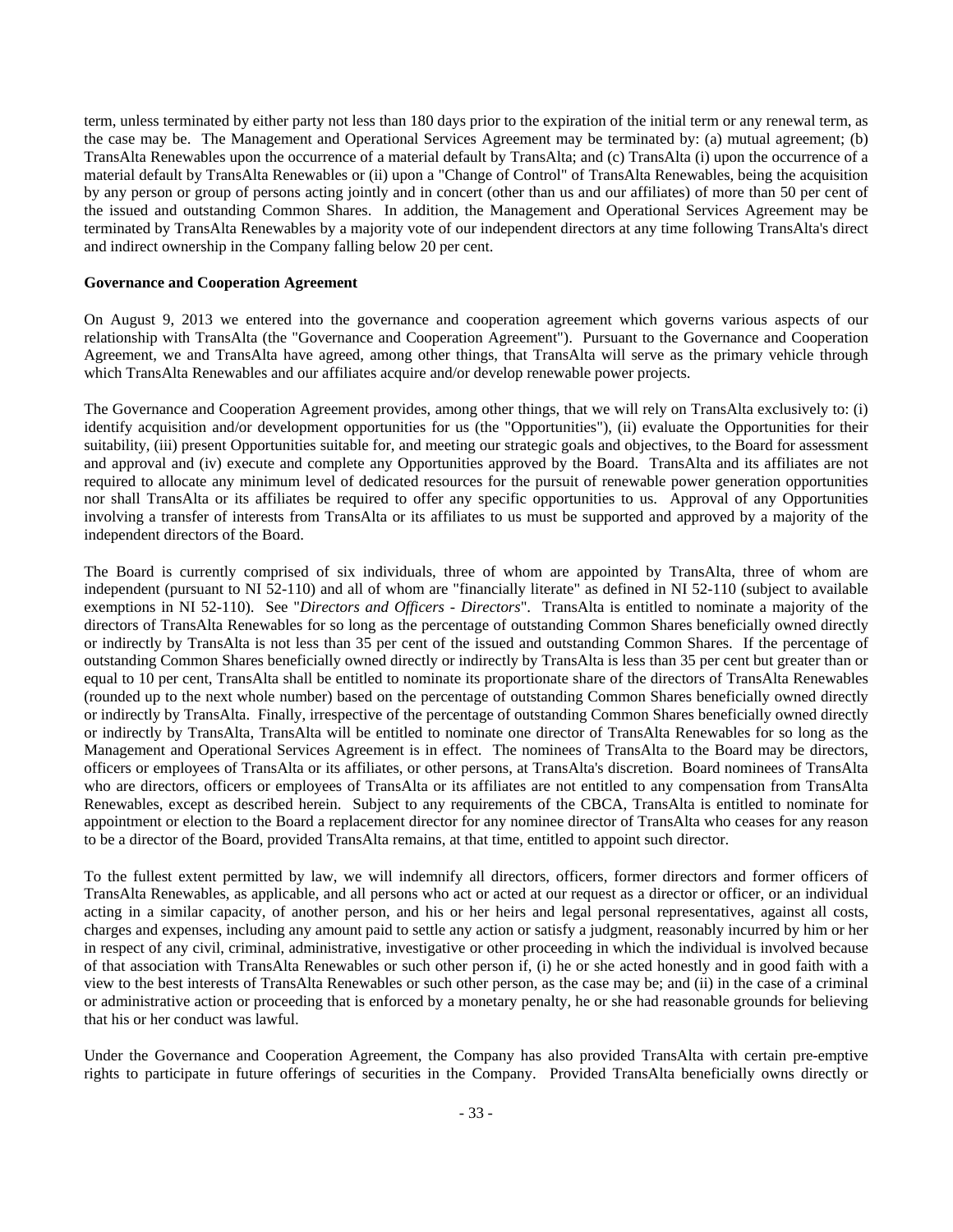term, unless terminated by either party not less than 180 days prior to the expiration of the initial term or any renewal term, as the case may be. The Management and Operational Services Agreement may be terminated by: (a) mutual agreement; (b) TransAlta Renewables upon the occurrence of a material default by TransAlta; and (c) TransAlta (i) upon the occurrence of a material default by TransAlta Renewables or (ii) upon a "Change of Control" of TransAlta Renewables, being the acquisition by any person or group of persons acting jointly and in concert (other than us and our affiliates) of more than 50 per cent of the issued and outstanding Common Shares. In addition, the Management and Operational Services Agreement may be terminated by TransAlta Renewables by a majority vote of our independent directors at any time following TransAlta's direct and indirect ownership in the Company falling below 20 per cent.

**Governance and Cooperation Agreement**

On August 9, 2013 we entered into the governance and cooperation agreement which governs various aspects of our relationship with TransAlta (the "Governance and Cooperation Agreement"). Pursuant to the Governance and Cooperation Agreement, we and TransAlta have agreed, among other things, that TransAlta will serve as the primary vehicle through which TransAlta Renewables and our affiliates acquire and/or develop renewable power projects.

The Governance and Cooperation Agreement provides, among other things, that we will rely on TransAlta exclusively to: (i) identify acquisition and/or development opportunities for us (the "Opportunities"), (ii) evaluate the Opportunities for their suitability, (iii) present Opportunities suitable for, and meeting our strategic goals and objectives, to the Board for assessment and approval and (iv) execute and complete any Opportunities approved by the Board. TransAlta and its affiliates are not required to allocate any minimum level of dedicated resources for the pursuit of renewable power generation opportunities nor shall TransAlta or its affiliates be required to offer any specific opportunities to us. Approval of any Opportunities involving a transfer of interests from TransAlta or its affiliates to us must be supported and approved by a majority of the independent directors of the Board.

The Board is currently comprised of six individuals, three of whom are appointed by TransAlta, three of whom are independent (pursuant to NI 52-110) and all of whom are "financially literate" as defined in NI 52-110 (subject to available exemptions in NI 52-110). See "*Directors and Officers - Directors*". TransAlta is entitled to nominate a majority of the directors of TransAlta Renewables for so long as the percentage of outstanding Common Shares beneficially owned directly or indirectly by TransAlta is not less than 35 per cent of the issued and outstanding Common Shares. If the percentage of outstanding Common Shares beneficially owned directly or indirectly by TransAlta is less than 35 per cent but greater than or equal to 10 per cent, TransAlta shall be entitled to nominate its proportionate share of the directors of TransAlta Renewables (rounded up to the next whole number) based on the percentage of outstanding Common Shares beneficially owned directly or indirectly by TransAlta. Finally, irrespective of the percentage of outstanding Common Shares beneficially owned directly or indirectly by TransAlta, TransAlta will be entitled to nominate one director of TransAlta Renewables for so long as the Management and Operational Services Agreement is in effect. The nominees of TransAlta to the Board may be directors, officers or employees of TransAlta or its affiliates, or other persons, at TransAlta's discretion. Board nominees of TransAlta who are directors, officers or employees of TransAlta or its affiliates are not entitled to any compensation from TransAlta Renewables, except as described herein. Subject to any requirements of the CBCA, TransAlta is entitled to nominate for appointment or election to the Board a replacement director for any nominee director of TransAlta who ceases for any reason to be a director of the Board, provided TransAlta remains, at that time, entitled to appoint such director.

To the fullest extent permitted by law, we will indemnify all directors, officers, former directors and former officers of TransAlta Renewables, as applicable, and all persons who act or acted at our request as a director or officer, or an individual acting in a similar capacity, of another person, and his or her heirs and legal personal representatives, against all costs, charges and expenses, including any amount paid to settle any action or satisfy a judgment, reasonably incurred by him or her in respect of any civil, criminal, administrative, investigative or other proceeding in which the individual is involved because of that association with TransAlta Renewables or such other person if, (i) he or she acted honestly and in good faith with a view to the best interests of TransAlta Renewables or such other person, as the case may be; and (ii) in the case of a criminal or administrative action or proceeding that is enforced by a monetary penalty, he or she had reasonable grounds for believing that his or her conduct was lawful.

Under the Governance and Cooperation Agreement, the Company has also provided TransAlta with certain pre-emptive rights to participate in future offerings of securities in the Company. Provided TransAlta beneficially owns directly or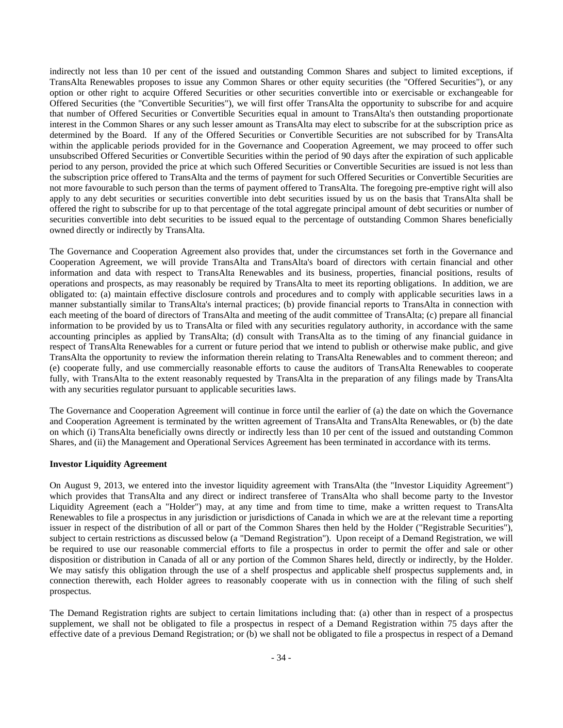indirectly not less than 10 per cent of the issued and outstanding Common Shares and subject to limited exceptions, if TransAlta Renewables proposes to issue any Common Shares or other equity securities (the "Offered Securities"), or any option or other right to acquire Offered Securities or other securities convertible into or exercisable or exchangeable for Offered Securities (the "Convertible Securities"), we will first offer TransAlta the opportunity to subscribe for and acquire that number of Offered Securities or Convertible Securities equal in amount to TransAlta's then outstanding proportionate interest in the Common Shares or any such lesser amount as TransAlta may elect to subscribe for at the subscription price as determined by the Board. If any of the Offered Securities or Convertible Securities are not subscribed for by TransAlta within the applicable periods provided for in the Governance and Cooperation Agreement, we may proceed to offer such unsubscribed Offered Securities or Convertible Securities within the period of 90 days after the expiration of such applicable period to any person, provided the price at which such Offered Securities or Convertible Securities are issued is not less than the subscription price offered to TransAlta and the terms of payment for such Offered Securities or Convertible Securities are not more favourable to such person than the terms of payment offered to TransAlta. The foregoing pre-emptive right will also apply to any debt securities or securities convertible into debt securities issued by us on the basis that TransAlta shall be offered the right to subscribe for up to that percentage of the total aggregate principal amount of debt securities or number of securities convertible into debt securities to be issued equal to the percentage of outstanding Common Shares beneficially owned directly or indirectly by TransAlta.

The Governance and Cooperation Agreement also provides that, under the circumstances set forth in the Governance and Cooperation Agreement, we will provide TransAlta and TransAlta's board of directors with certain financial and other information and data with respect to TransAlta Renewables and its business, properties, financial positions, results of operations and prospects, as may reasonably be required by TransAlta to meet its reporting obligations. In addition, we are obligated to: (a) maintain effective disclosure controls and procedures and to comply with applicable securities laws in a manner substantially similar to TransAlta's internal practices; (b) provide financial reports to TransAlta in connection with each meeting of the board of directors of TransAlta and meeting of the audit committee of TransAlta; (c) prepare all financial information to be provided by us to TransAlta or filed with any securities regulatory authority, in accordance with the same accounting principles as applied by TransAlta; (d) consult with TransAlta as to the timing of any financial guidance in respect of TransAlta Renewables for a current or future period that we intend to publish or otherwise make public, and give TransAlta the opportunity to review the information therein relating to TransAlta Renewables and to comment thereon; and (e) cooperate fully, and use commercially reasonable efforts to cause the auditors of TransAlta Renewables to cooperate fully, with TransAlta to the extent reasonably requested by TransAlta in the preparation of any filings made by TransAlta with any securities regulator pursuant to applicable securities laws.

The Governance and Cooperation Agreement will continue in force until the earlier of (a) the date on which the Governance and Cooperation Agreement is terminated by the written agreement of TransAlta and TransAlta Renewables, or (b) the date on which (i) TransAlta beneficially owns directly or indirectly less than 10 per cent of the issued and outstanding Common Shares, and (ii) the Management and Operational Services Agreement has been terminated in accordance with its terms.

**Investor Liquidity Agreement**

On August 9, 2013, we entered into the investor liquidity agreement with TransAlta (the "Investor Liquidity Agreement") which provides that TransAlta and any direct or indirect transferee of TransAlta who shall become party to the Investor Liquidity Agreement (each a "Holder") may, at any time and from time to time, make a written request to TransAlta Renewables to file a prospectus in any jurisdiction or jurisdictions of Canada in which we are at the relevant time a reporting issuer in respect of the distribution of all or part of the Common Shares then held by the Holder ("Registrable Securities"), subject to certain restrictions as discussed below (a "Demand Registration"). Upon receipt of a Demand Registration, we will be required to use our reasonable commercial efforts to file a prospectus in order to permit the offer and sale or other disposition or distribution in Canada of all or any portion of the Common Shares held, directly or indirectly, by the Holder. We may satisfy this obligation through the use of a shelf prospectus and applicable shelf prospectus supplements and, in connection therewith, each Holder agrees to reasonably cooperate with us in connection with the filing of such shelf prospectus.

The Demand Registration rights are subject to certain limitations including that: (a) other than in respect of a prospectus supplement, we shall not be obligated to file a prospectus in respect of a Demand Registration within 75 days after the effective date of a previous Demand Registration; or (b) we shall not be obligated to file a prospectus in respect of a Demand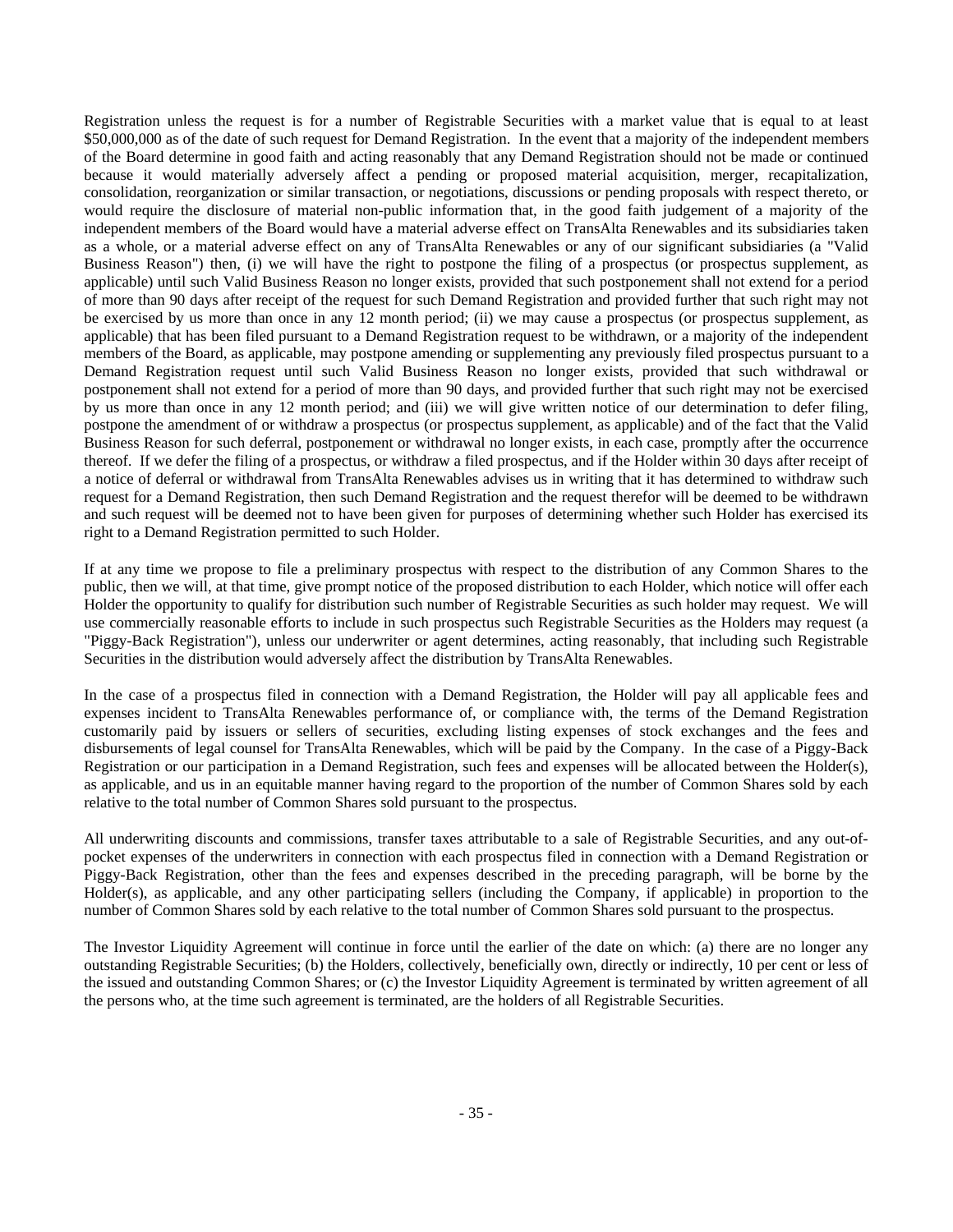Registration unless the request is for a number of Registrable Securities with a market value that is equal to at least $50,000,000 as of the date of such request for Demand Registration. In the event that a majority of the independent members of the Board determine in good faith and acting reasonably that any Demand Registration should not be made or continued because it would materially adversely affect a pending or proposed material acquisition, merger, recapitalization, consolidation, reorganization or similar transaction, or negotiations, discussions or pending proposals with respect thereto, or would require the disclosure of material non-public information that, in the good faith judgement of a majority of the independent members of the Board would have a material adverse effect on TransAlta Renewables and its subsidiaries taken as a whole, or a material adverse effect on any of TransAlta Renewables or any of our significant subsidiaries (a "Valid Business Reason") then, (i) we will have the right to postpone the filing of a prospectus (or prospectus supplement, as applicable) until such Valid Business Reason no longer exists, provided that such postponement shall not extend for a period of more than 90 days after receipt of the request for such Demand Registration and provided further that such right may not be exercised by us more than once in any 12 month period; (ii) we may cause a prospectus (or prospectus supplement, as applicable) that has been filed pursuant to a Demand Registration request to be withdrawn, or a majority of the independent members of the Board, as applicable, may postpone amending or supplementing any previously filed prospectus pursuant to a Demand Registration request until such Valid Business Reason no longer exists, provided that such withdrawal or postponement shall not extend for a period of more than 90 days, and provided further that such right may not be exercised by us more than once in any 12 month period; and (iii) we will give written notice of our determination to defer filing, postpone the amendment of or withdraw a prospectus (or prospectus supplement, as applicable) and of the fact that the Valid Business Reason for such deferral, postponement or withdrawal no longer exists, in each case, promptly after the occurrence thereof. If we defer the filing of a prospectus, or withdraw a filed prospectus, and if the Holder within 30 days after receipt of a notice of deferral or withdrawal from TransAlta Renewables advises us in writing that it has determined to withdraw such request for a Demand Registration, then such Demand Registration and the request therefor will be deemed to be withdrawn and such request will be deemed not to have been given for purposes of determining whether such Holder has exercised its right to a Demand Registration permitted to such Holder.

If at any time we propose to file a preliminary prospectus with respect to the distribution of any Common Shares to the public, then we will, at that time, give prompt notice of the proposed distribution to each Holder, which notice will offer each Holder the opportunity to qualify for distribution such number of Registrable Securities as such holder may request. We will use commercially reasonable efforts to include in such prospectus such Registrable Securities as the Holders may request (a "Piggy-Back Registration"), unless our underwriter or agent determines, acting reasonably, that including such Registrable Securities in the distribution would adversely affect the distribution by TransAlta Renewables.

In the case of a prospectus filed in connection with a Demand Registration, the Holder will pay all applicable fees and expenses incident to TransAlta Renewables performance of, or compliance with, the terms of the Demand Registration customarily paid by issuers or sellers of securities, excluding listing expenses of stock exchanges and the fees and disbursements of legal counsel for TransAlta Renewables, which will be paid by the Company. In the case of a Piggy-Back Registration or our participation in a Demand Registration, such fees and expenses will be allocated between the Holder(s), as applicable, and us in an equitable manner having regard to the proportion of the number of Common Shares sold by each relative to the total number of Common Shares sold pursuant to the prospectus.

All underwriting discounts and commissions, transfer taxes attributable to a sale of Registrable Securities, and any out-of-pocket expenses of the underwriters in connection with each prospectus filed in connection with a Demand Registration or Piggy-Back Registration, other than the fees and expenses described in the preceding paragraph, will be borne by the Holder(s), as applicable, and any other participating sellers (including the Company, if applicable) in proportion to the number of Common Shares sold by each relative to the total number of Common Shares sold pursuant to the prospectus.

The Investor Liquidity Agreement will continue in force until the earlier of the date on which: (a) there are no longer any outstanding Registrable Securities; (b) the Holders, collectively, beneficially own, directly or indirectly, 10 per cent or less of the issued and outstanding Common Shares; or (c) the Investor Liquidity Agreement is terminated by written agreement of all the persons who, at the time such agreement is terminated, are the holders of all Registrable Securities.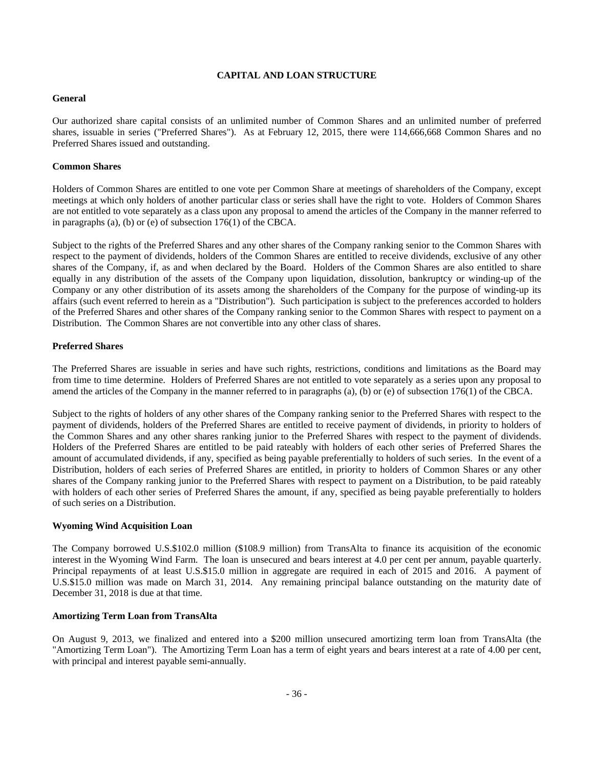## CAPITAL AND LOAN STRUCTURE

### General

Our authorized share capital consists of an unlimited number of Common Shares and an unlimited number of preferred shares, issuable in series ("Preferred Shares"). As at February 12, 2015, there were 114,666,668 Common Shares and no Preferred Shares issued and outstanding.

### Common Shares

Holders of Common Shares are entitled to one vote per Common Share at meetings of shareholders of the Company, except meetings at which only holders of another particular class or series shall have the right to vote. Holders of Common Shares are not entitled to vote separately as a class upon any proposal to amend the articles of the Company in the manner referred to in paragraphs (a), (b) or (e) of subsection 176(1) of the CBCA.

Subject to the rights of the Preferred Shares and any other shares of the Company ranking senior to the Common Shares with respect to the payment of dividends, holders of the Common Shares are entitled to receive dividends, exclusive of any other shares of the Company, if, as and when declared by the Board. Holders of the Common Shares are also entitled to share equally in any distribution of the assets of the Company upon liquidation, dissolution, bankruptcy or winding-up of the Company or any other distribution of its assets among the shareholders of the Company for the purpose of winding-up its affairs (such event referred to herein as a "Distribution"). Such participation is subject to the preferences accorded to holders of the Preferred Shares and other shares of the Company ranking senior to the Common Shares with respect to payment on a Distribution. The Common Shares are not convertible into any other class of shares.

### Preferred Shares

The Preferred Shares are issuable in series and have such rights, restrictions, conditions and limitations as the Board may from time to time determine. Holders of Preferred Shares are not entitled to vote separately as a series upon any proposal to amend the articles of the Company in the manner referred to in paragraphs (a), (b) or (e) of subsection 176(1) of the CBCA.

Subject to the rights of holders of any other shares of the Company ranking senior to the Preferred Shares with respect to the payment of dividends, holders of the Preferred Shares are entitled to receive payment of dividends, in priority to holders of the Common Shares and any other shares ranking junior to the Preferred Shares with respect to the payment of dividends. Holders of the Preferred Shares are entitled to be paid rateably with holders of each other series of Preferred Shares the amount of accumulated dividends, if any, specified as being payable preferentially to holders of such series. In the event of a Distribution, holders of each series of Preferred Shares are entitled, in priority to holders of Common Shares or any other shares of the Company ranking junior to the Preferred Shares with respect to payment on a Distribution, to be paid rateably with holders of each other series of Preferred Shares the amount, if any, specified as being payable preferentially to holders of such series on a Distribution.

### Wyoming Wind Acquisition Loan

The Company borrowed U.S.$102.0 million ($108.9 million) from TransAlta to finance its acquisition of the economic interest in the Wyoming Wind Farm. The loan is unsecured and bears interest at 4.0 per cent per annum, payable quarterly. Principal repayments of at least U.S.$15.0 million in aggregate are required in each of 2015 and 2016. A payment of U.S.$15.0 million was made on March 31, 2014. Any remaining principal balance outstanding on the maturity date of December 31, 2018 is due at that time.

### Amortizing Term Loan from TransAlta

On August 9, 2013, we finalized and entered into a $200 million unsecured amortizing term loan from TransAlta (the "Amortizing Term Loan"). The Amortizing Term Loan has a term of eight years and bears interest at a rate of 4.00 per cent, with principal and interest payable semi-annually.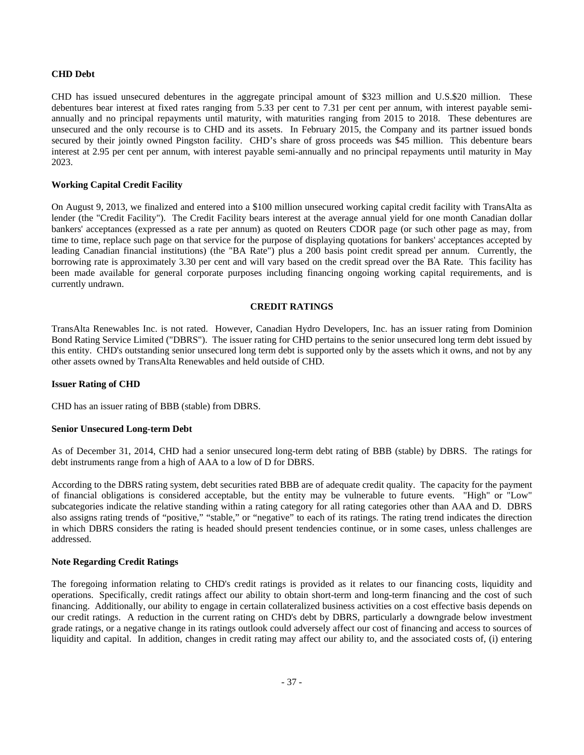**CHD Debt**

CHD has issued unsecured debentures in the aggregate principal amount of $323 million and U.S.$20 million. These debentures bear interest at fixed rates ranging from 5.33 per cent to 7.31 per cent per annum, with interest payable semi-annually and no principal repayments until maturity, with maturities ranging from 2015 to 2018. These debentures are unsecured and the only recourse is to CHD and its assets. In February 2015, the Company and its partner issued bonds secured by their jointly owned Pingston facility. CHD's share of gross proceeds was $45 million. This debenture bears interest at 2.95 per cent per annum, with interest payable semi-annually and no principal repayments until maturity in May 2023.

**Working Capital Credit Facility**

On August 9, 2013, we finalized and entered into a $100 million unsecured working capital credit facility with TransAlta as lender (the "Credit Facility"). The Credit Facility bears interest at the average annual yield for one month Canadian dollar bankers' acceptances (expressed as a rate per annum) as quoted on Reuters CDOR page (or such other page as may, from time to time, replace such page on that service for the purpose of displaying quotations for bankers' acceptances accepted by leading Canadian financial institutions) (the "BA Rate") plus a 200 basis point credit spread per annum. Currently, the borrowing rate is approximately 3.30 per cent and will vary based on the credit spread over the BA Rate. This facility has been made available for general corporate purposes including financing ongoing working capital requirements, and is currently undrawn.

## CREDIT RATINGS

TransAlta Renewables Inc. is not rated. However, Canadian Hydro Developers, Inc. has an issuer rating from Dominion Bond Rating Service Limited ("DBRS"). The issuer rating for CHD pertains to the senior unsecured long term debt issued by this entity. CHD's outstanding senior unsecured long term debt is supported only by the assets which it owns, and not by any other assets owned by TransAlta Renewables and held outside of CHD.

**Issuer Rating of CHD**

CHD has an issuer rating of BBB (stable) from DBRS.

**Senior Unsecured Long-term Debt**

As of December 31, 2014, CHD had a senior unsecured long-term debt rating of BBB (stable) by DBRS. The ratings for debt instruments range from a high of AAA to a low of D for DBRS.

According to the DBRS rating system, debt securities rated BBB are of adequate credit quality. The capacity for the payment of financial obligations is considered acceptable, but the entity may be vulnerable to future events. "High" or "Low" subcategories indicate the relative standing within a rating category for all rating categories other than AAA and D. DBRS also assigns rating trends of "positive," "stable," or "negative" to each of its ratings. The rating trend indicates the direction in which DBRS considers the rating is headed should present tendencies continue, or in some cases, unless challenges are addressed.

**Note Regarding Credit Ratings**

The foregoing information relating to CHD's credit ratings is provided as it relates to our financing costs, liquidity and operations. Specifically, credit ratings affect our ability to obtain short-term and long-term financing and the cost of such financing. Additionally, our ability to engage in certain collateralized business activities on a cost effective basis depends on our credit ratings. A reduction in the current rating on CHD's debt by DBRS, particularly a downgrade below investment grade ratings, or a negative change in its ratings outlook could adversely affect our cost of financing and access to sources of liquidity and capital. In addition, changes in credit rating may affect our ability to, and the associated costs of, (i) entering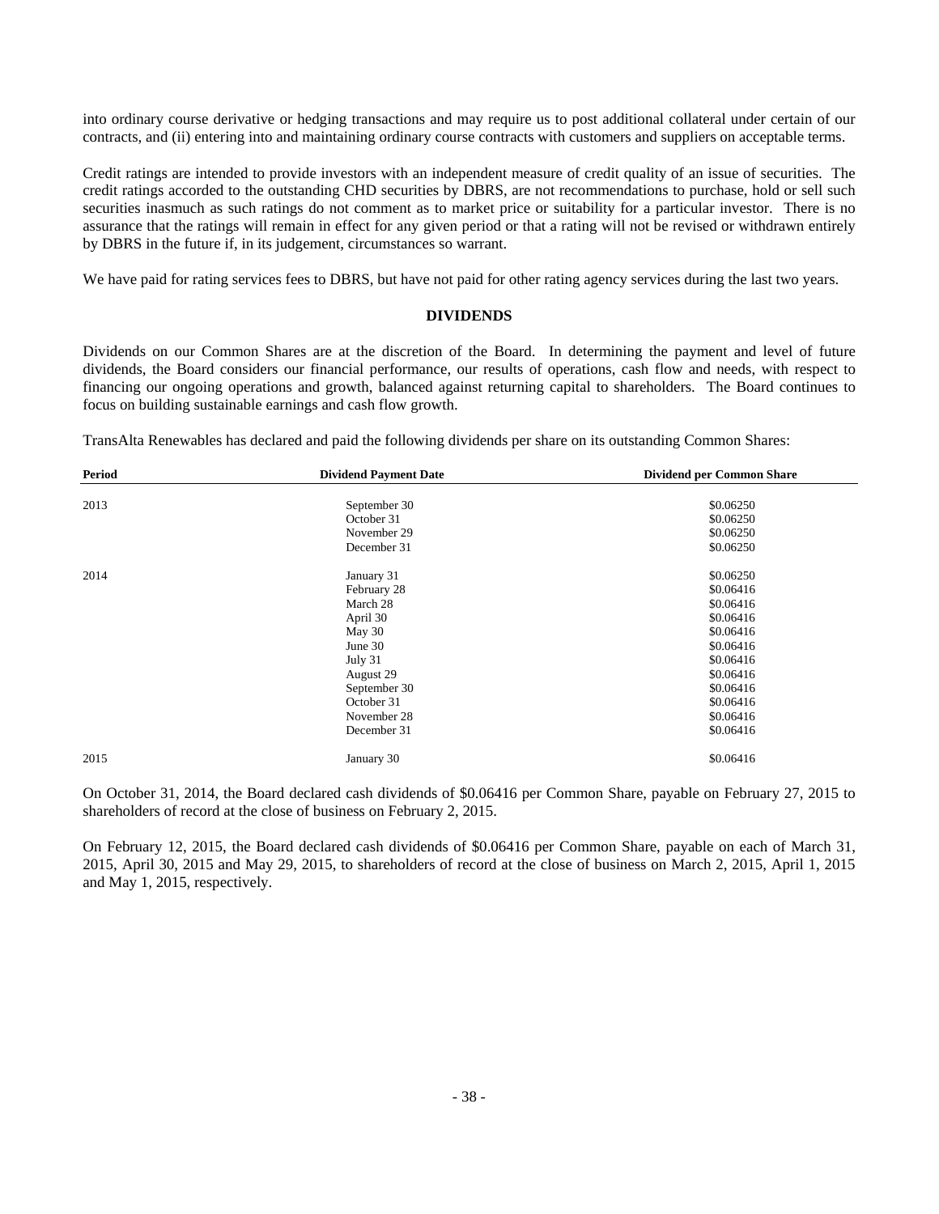into ordinary course derivative or hedging transactions and may require us to post additional collateral under certain of our contracts, and (ii) entering into and maintaining ordinary course contracts with customers and suppliers on acceptable terms.

Credit ratings are intended to provide investors with an independent measure of credit quality of an issue of securities. The credit ratings accorded to the outstanding CHD securities by DBRS, are not recommendations to purchase, hold or sell such securities inasmuch as such ratings do not comment as to market price or suitability for a particular investor. There is no assurance that the ratings will remain in effect for any given period or that a rating will not be revised or withdrawn entirely by DBRS in the future if, in its judgement, circumstances so warrant.

We have paid for rating services fees to DBRS, but have not paid for other rating agency services during the last two years.

## DIVIDENDS

Dividends on our Common Shares are at the discretion of the Board. In determining the payment and level of future dividends, the Board considers our financial performance, our results of operations, cash flow and needs, with respect to financing our ongoing operations and growth, balanced against returning capital to shareholders. The Board continues to focus on building sustainable earnings and cash flow growth.

TransAlta Renewables has declared and paid the following dividends per share on its outstanding Common Shares:

| Period | Dividend Payment Date | Dividend per Common Share |
|---|---|---|
| 2013 | September 30 | $0.06250 |
| | October 31 | $0.06250 |
| | November 29 | $0.06250 |
| | December 31 | $0.06250 |
| 2014 | January 31 | $0.06250 |
| | February 28 | $0.06416 |
| | March 28 | $0.06416 |
| | April 30 | $0.06416 |
| | May 30 | $0.06416 |
| | June 30 | $0.06416 |
| | July 31 | $0.06416 |
| | August 29 | $0.06416 |
| | September 30 | $0.06416 |
| | October 31 | $0.06416 |
| | November 28 | $0.06416 |
| | December 31 | $0.06416 |
| 2015 | January 30 | $0.06416 |

On October 31, 2014, the Board declared cash dividends of $0.06416 per Common Share, payable on February 27, 2015 to shareholders of record at the close of business on February 2, 2015.

On February 12, 2015, the Board declared cash dividends of $0.06416 per Common Share, payable on each of March 31, 2015, April 30, 2015 and May 29, 2015, to shareholders of record at the close of business on March 2, 2015, April 1, 2015 and May 1, 2015, respectively.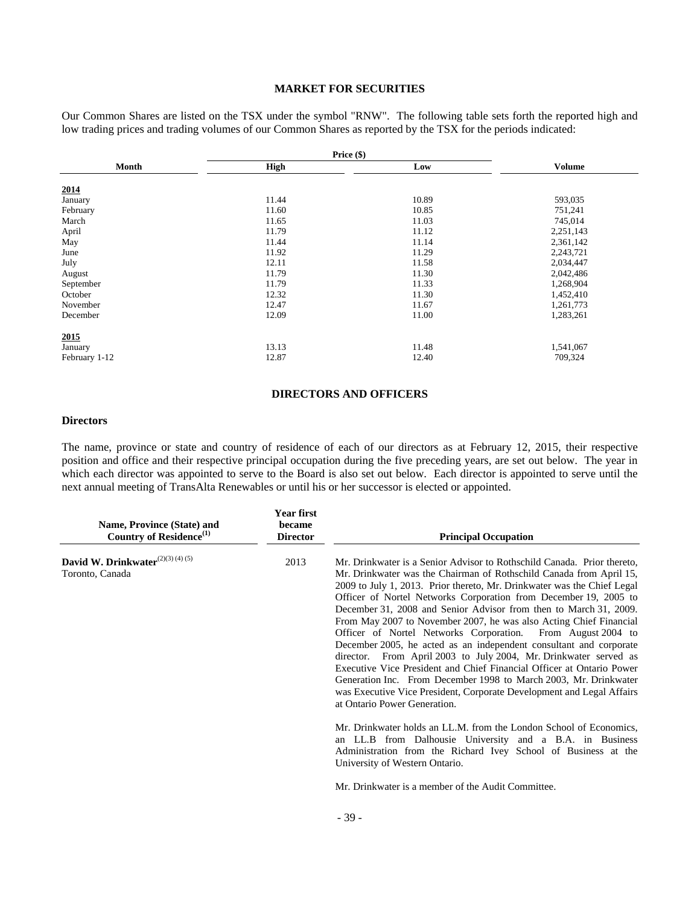## MARKET FOR SECURITIES

Our Common Shares are listed on the TSX under the symbol "RNW". The following table sets forth the reported high and low trading prices and trading volumes of our Common Shares as reported by the TSX for the periods indicated:

| Month | Price ($) | | Volume |
|---|---|---|---|
| | High | Low | |
| **2014** | | | |
| January | 11.44 | 10.89 | 593,035 |
| February | 11.60 | 10.85 | 751,241 |
| March | 11.65 | 11.03 | 745,014 |
| April | 11.79 | 11.12 | 2,251,143 |
| May | 11.44 | 11.14 | 2,361,142 |
| June | 11.92 | 11.29 | 2,243,721 |
| July | 12.11 | 11.58 | 2,034,447 |
| August | 11.79 | 11.30 | 2,042,486 |
| September | 11.79 | 11.33 | 1,268,904 |
| October | 12.32 | 11.30 | 1,452,410 |
| November | 12.47 | 11.67 | 1,261,773 |
| December | 12.09 | 11.00 | 1,283,261 |
| **2015** | | | |
| January | 13.13 | 11.48 | 1,541,067 |
| February 1-12 | 12.87 | 12.40 | 709,324 |

## DIRECTORS AND OFFICERS

### Directors

The name, province or state and country of residence of each of our directors as at February 12, 2015, their respective position and office and their respective principal occupation during the five preceding years, are set out below. The year in which each director was appointed to serve to the Board is also set out below. Each director is appointed to serve until the next annual meeting of TransAlta Renewables or until his or her successor is elected or appointed.

| Name, Province (State) and Country of Residence(1) | Year first became Director | Principal Occupation |
|---|---|---|
| **David W. Drinkwater**(2)(3)(4)(5)<br>Toronto, Canada | 2013 | Mr. Drinkwater is a Senior Advisor to Rothschild Canada. Prior thereto, Mr. Drinkwater was the Chairman of Rothschild Canada from April 15, 2009 to July 1, 2013. Prior thereto, Mr. Drinkwater was the Chief Legal Officer of Nortel Networks Corporation from December 19, 2005 to December 31, 2008 and Senior Advisor from then to March 31, 2009. From May 2007 to November 2007, he was also Acting Chief Financial Officer of Nortel Networks Corporation. From August 2004 to December 2005, he acted as an independent consultant and corporate director. From April 2003 to July 2004, Mr. Drinkwater served as Executive Vice President and Chief Financial Officer at Ontario Power Generation Inc. From December 1998 to March 2003, Mr. Drinkwater was Executive Vice President, Corporate Development and Legal Affairs at Ontario Power Generation.<br><br>Mr. Drinkwater holds an LL.M. from the London School of Economics, an LL.B from Dalhousie University and a B.A. in Business Administration from the Richard Ivey School of Business at the University of Western Ontario.<br><br>Mr. Drinkwater is a member of the Audit Committee. |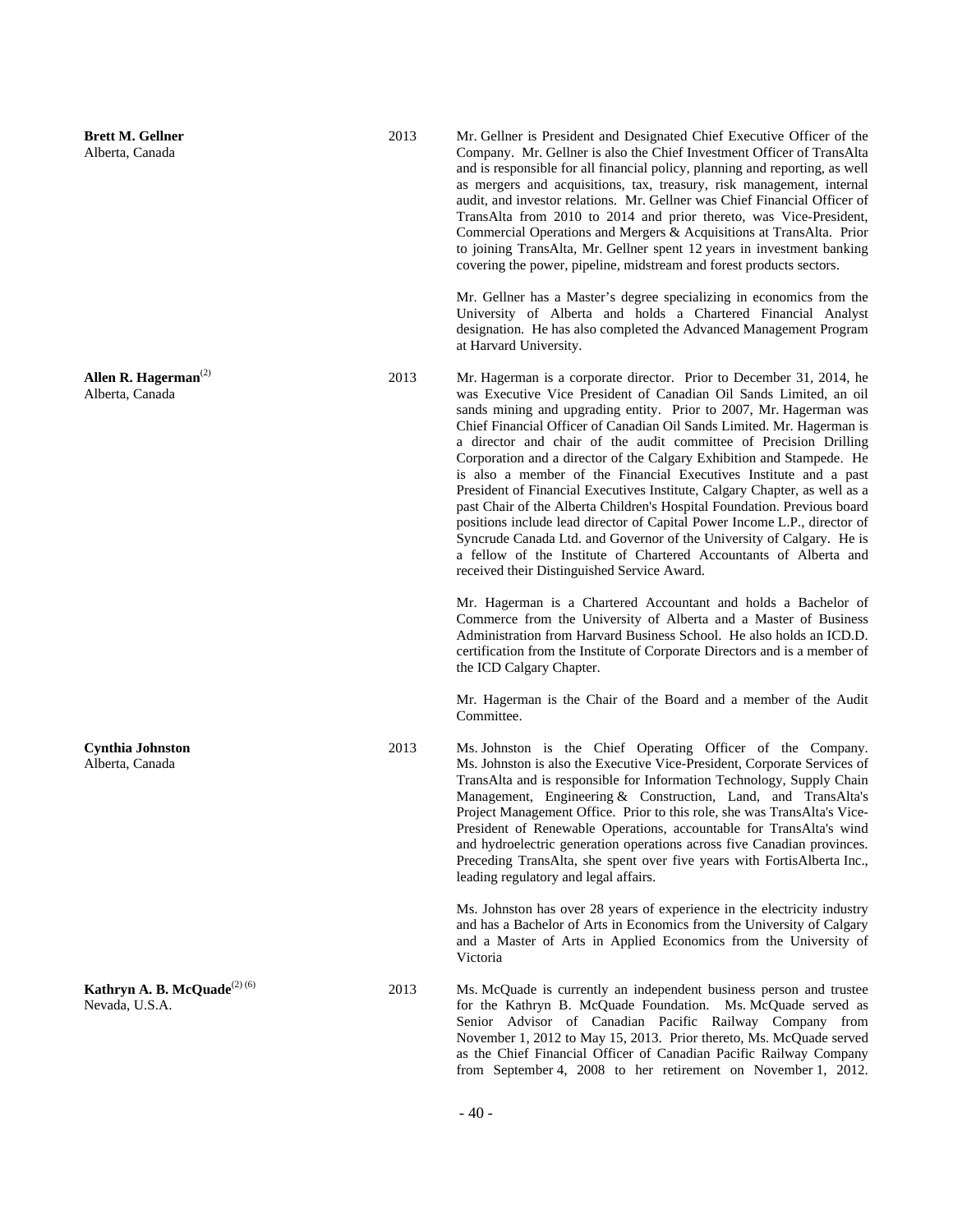| | | |
|---|---|---|
| **Brett M. Gellner**<br>Alberta, Canada | 2013 | Mr. Gellner is President and Designated Chief Executive Officer of the Company. Mr. Gellner is also the Chief Investment Officer of TransAlta and is responsible for all financial policy, planning and reporting, as well as mergers and acquisitions, tax, treasury, risk management, internal audit, and investor relations. Mr. Gellner was Chief Financial Officer of TransAlta from 2010 to 2014 and prior thereto, was Vice-President, Commercial Operations and Mergers & Acquisitions at TransAlta. Prior to joining TransAlta, Mr. Gellner spent 12 years in investment banking covering the power, pipeline, midstream and forest products sectors.<br><br>Mr. Gellner has a Master's degree specializing in economics from the University of Alberta and holds a Chartered Financial Analyst designation. He has also completed the Advanced Management Program at Harvard University. |
| **Allen R. Hagerman**[(2)]<br>Alberta, Canada | 2013 | Mr. Hagerman is a corporate director. Prior to December 31, 2014, he was Executive Vice President of Canadian Oil Sands Limited, an oil sands mining and upgrading entity. Prior to 2007, Mr. Hagerman was Chief Financial Officer of Canadian Oil Sands Limited. Mr. Hagerman is a director and chair of the audit committee of Precision Drilling Corporation and a director of the Calgary Exhibition and Stampede. He is also a member of the Financial Executives Institute and a past President of Financial Executives Institute, Calgary Chapter, as well as a past Chair of the Alberta Children's Hospital Foundation. Previous board positions include lead director of Capital Power Income L.P., director of Syncrude Canada Ltd. and Governor of the University of Calgary. He is a fellow of the Institute of Chartered Accountants of Alberta and received their Distinguished Service Award.<br><br>Mr. Hagerman is a Chartered Accountant and holds a Bachelor of Commerce from the University of Alberta and a Master of Business Administration from Harvard Business School. He also holds an ICD.D. certification from the Institute of Corporate Directors and is a member of the ICD Calgary Chapter.<br><br>Mr. Hagerman is the Chair of the Board and a member of the Audit Committee. |
| **Cynthia Johnston**<br>Alberta, Canada | 2013 | Ms. Johnston is the Chief Operating Officer of the Company. Ms. Johnston is also the Executive Vice-President, Corporate Services of TransAlta and is responsible for Information Technology, Supply Chain Management, Engineering & Construction, Land, and TransAlta's Project Management Office. Prior to this role, she was TransAlta's Vice-President of Renewable Operations, accountable for TransAlta's wind and hydroelectric generation operations across five Canadian provinces. Preceding TransAlta, she spent over five years with FortisAlberta Inc., leading regulatory and legal affairs.<br><br>Ms. Johnston has over 28 years of experience in the electricity industry and has a Bachelor of Arts in Economics from the University of Calgary and a Master of Arts in Applied Economics from the University of Victoria |
| **Kathryn A. B. McQuade**[(2) (6)]<br>Nevada, U.S.A. | 2013 | Ms. McQuade is currently an independent business person and trustee for the Kathryn B. McQuade Foundation. Ms. McQuade served as Senior Advisor of Canadian Pacific Railway Company from November 1, 2012 to May 15, 2013. Prior thereto, Ms. McQuade served as the Chief Financial Officer of Canadian Pacific Railway Company from September 4, 2008 to her retirement on November 1, 2012. |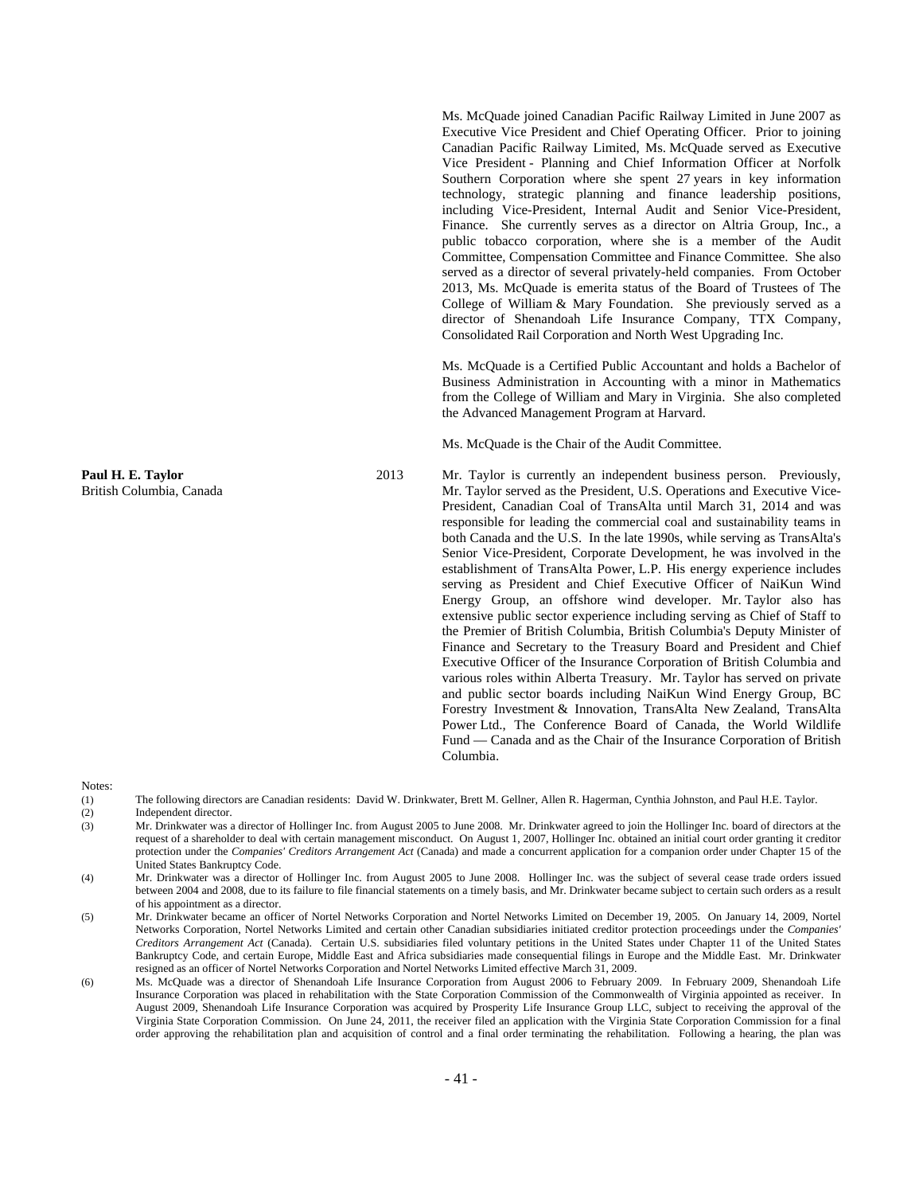| | | |
|---|---|---|
| | | Ms. McQuade joined Canadian Pacific Railway Limited in June 2007 as Executive Vice President and Chief Operating Officer. Prior to joining Canadian Pacific Railway Limited, Ms. McQuade served as Executive Vice President - Planning and Chief Information Officer at Norfolk Southern Corporation where she spent 27 years in key information technology, strategic planning and finance leadership positions, including Vice-President, Internal Audit and Senior Vice-President, Finance. She currently serves as a director on Altria Group, Inc., a public tobacco corporation, where she is a member of the Audit Committee, Compensation Committee and Finance Committee. She also served as a director of several privately-held companies. From October 2013, Ms. McQuade is emerita status of the Board of Trustees of The College of William & Mary Foundation. She previously served as a director of Shenandoah Life Insurance Company, TTX Company, Consolidated Rail Corporation and North West Upgrading Inc.<br><br>Ms. McQuade is a Certified Public Accountant and holds a Bachelor of Business Administration in Accounting with a minor in Mathematics from the College of William and Mary in Virginia. She also completed the Advanced Management Program at Harvard.<br><br>Ms. McQuade is the Chair of the Audit Committee. |
| **Paul H. E. Taylor**<br>British Columbia, Canada | 2013 | Mr. Taylor is currently an independent business person. Previously, Mr. Taylor served as the President, U.S. Operations and Executive Vice-President, Canadian Coal of TransAlta until March 31, 2014 and was responsible for leading the commercial coal and sustainability teams in both Canada and the U.S. In the late 1990s, while serving as TransAlta's Senior Vice-President, Corporate Development, he was involved in the establishment of TransAlta Power, L.P. His energy experience includes serving as President and Chief Executive Officer of NaiKun Wind Energy Group, an offshore wind developer. Mr. Taylor also has extensive public sector experience including serving as Chief of Staff to the Premier of British Columbia, British Columbia's Deputy Minister of Finance and Secretary to the Treasury Board and President and Chief Executive Officer of the Insurance Corporation of British Columbia and various roles within Alberta Treasury. Mr. Taylor has served on private and public sector boards including NaiKun Wind Energy Group, BC Forestry Investment & Innovation, TransAlta New Zealand, TransAlta Power Ltd., The Conference Board of Canada, the World Wildlife Fund — Canada and as the Chair of the Insurance Corporation of British Columbia. |

Notes:

(1) The following directors are Canadian residents: David W. Drinkwater, Brett M. Gellner, Allen R. Hagerman, Cynthia Johnston, and Paul H.E. Taylor.

(2) Independent director.

(3) Mr. Drinkwater was a director of Hollinger Inc. from August 2005 to June 2008. Mr. Drinkwater agreed to join the Hollinger Inc. board of directors at the request of a shareholder to deal with certain management misconduct. On August 1, 2007, Hollinger Inc. obtained an initial court order granting it creditor protection under the *Companies' Creditors Arrangement Act* (Canada) and made a concurrent application for a companion order under Chapter 15 of the United States Bankruptcy Code.

(4) Mr. Drinkwater was a director of Hollinger Inc. from August 2005 to June 2008. Hollinger Inc. was the subject of several cease trade orders issued between 2004 and 2008, due to its failure to file financial statements on a timely basis, and Mr. Drinkwater became subject to certain such orders as a result of his appointment as a director.

(5) Mr. Drinkwater became an officer of Nortel Networks Corporation and Nortel Networks Limited on December 19, 2005. On January 14, 2009, Nortel Networks Corporation, Nortel Networks Limited and certain other Canadian subsidiaries initiated creditor protection proceedings under the *Companies' Creditors Arrangement Act* (Canada). Certain U.S. subsidiaries filed voluntary petitions in the United States under Chapter 11 of the United States Bankruptcy Code, and certain Europe, Middle East and Africa subsidiaries made consequential filings in Europe and the Middle East. Mr. Drinkwater resigned as an officer of Nortel Networks Corporation and Nortel Networks Limited effective March 31, 2009.

(6) Ms. McQuade was a director of Shenandoah Life Insurance Corporation from August 2006 to February 2009. In February 2009, Shenandoah Life Insurance Corporation was placed in rehabilitation with the State Corporation Commission of the Commonwealth of Virginia appointed as receiver. In August 2009, Shenandoah Life Insurance Corporation was acquired by Prosperity Life Insurance Group LLC, subject to receiving the approval of the Virginia State Corporation Commission. On June 24, 2011, the receiver filed an application with the Virginia State Corporation Commission for a final order approving the rehabilitation plan and acquisition of control and a final order terminating the rehabilitation. Following a hearing, the plan was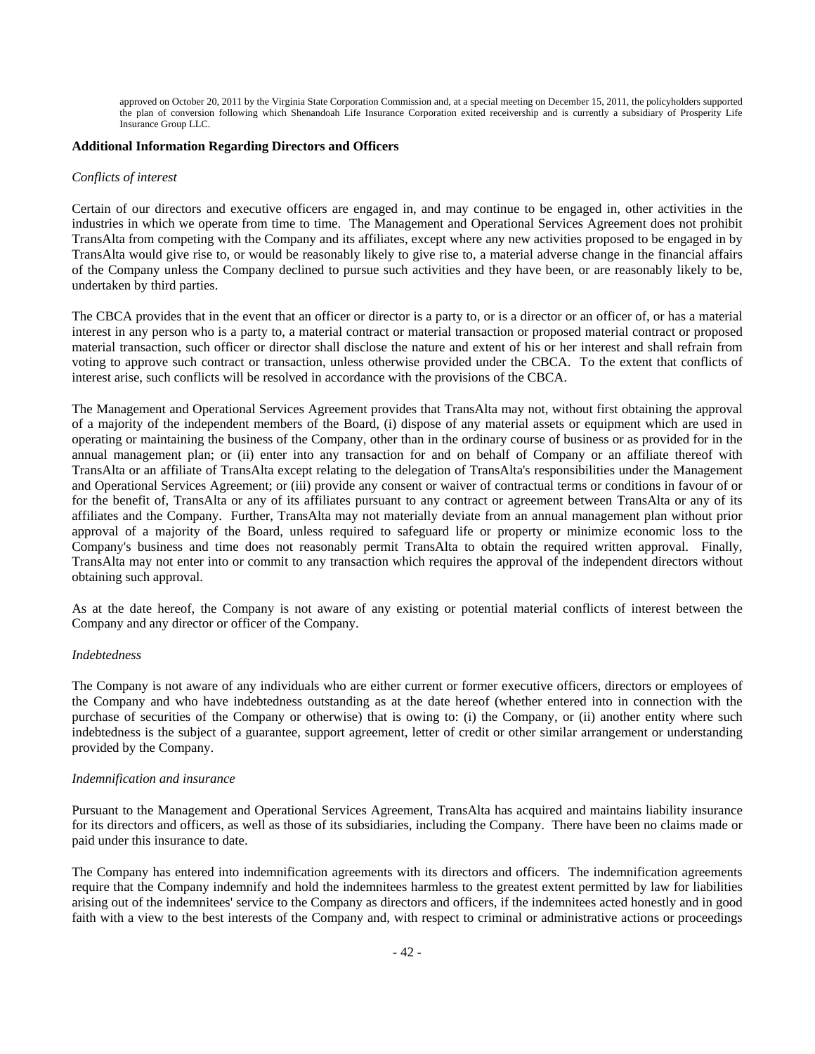approved on October 20, 2011 by the Virginia State Corporation Commission and, at a special meeting on December 15, 2011, the policyholders supported the plan of conversion following which Shenandoah Life Insurance Corporation exited receivership and is currently a subsidiary of Prosperity Life Insurance Group LLC.

**Additional Information Regarding Directors and Officers**

*Conflicts of interest*

Certain of our directors and executive officers are engaged in, and may continue to be engaged in, other activities in the industries in which we operate from time to time. The Management and Operational Services Agreement does not prohibit TransAlta from competing with the Company and its affiliates, except where any new activities proposed to be engaged in by TransAlta would give rise to, or would be reasonably likely to give rise to, a material adverse change in the financial affairs of the Company unless the Company declined to pursue such activities and they have been, or are reasonably likely to be, undertaken by third parties.

The CBCA provides that in the event that an officer or director is a party to, or is a director or an officer of, or has a material interest in any person who is a party to, a material contract or material transaction or proposed material contract or proposed material transaction, such officer or director shall disclose the nature and extent of his or her interest and shall refrain from voting to approve such contract or transaction, unless otherwise provided under the CBCA. To the extent that conflicts of interest arise, such conflicts will be resolved in accordance with the provisions of the CBCA.

The Management and Operational Services Agreement provides that TransAlta may not, without first obtaining the approval of a majority of the independent members of the Board, (i) dispose of any material assets or equipment which are used in operating or maintaining the business of the Company, other than in the ordinary course of business or as provided for in the annual management plan; or (ii) enter into any transaction for and on behalf of Company or an affiliate thereof with TransAlta or an affiliate of TransAlta except relating to the delegation of TransAlta's responsibilities under the Management and Operational Services Agreement; or (iii) provide any consent or waiver of contractual terms or conditions in favour of or for the benefit of, TransAlta or any of its affiliates pursuant to any contract or agreement between TransAlta or any of its affiliates and the Company. Further, TransAlta may not materially deviate from an annual management plan without prior approval of a majority of the Board, unless required to safeguard life or property or minimize economic loss to the Company's business and time does not reasonably permit TransAlta to obtain the required written approval. Finally, TransAlta may not enter into or commit to any transaction which requires the approval of the independent directors without obtaining such approval.

As at the date hereof, the Company is not aware of any existing or potential material conflicts of interest between the Company and any director or officer of the Company.

*Indebtedness*

The Company is not aware of any individuals who are either current or former executive officers, directors or employees of the Company and who have indebtedness outstanding as at the date hereof (whether entered into in connection with the purchase of securities of the Company or otherwise) that is owing to: (i) the Company, or (ii) another entity where such indebtedness is the subject of a guarantee, support agreement, letter of credit or other similar arrangement or understanding provided by the Company.

*Indemnification and insurance*

Pursuant to the Management and Operational Services Agreement, TransAlta has acquired and maintains liability insurance for its directors and officers, as well as those of its subsidiaries, including the Company. There have been no claims made or paid under this insurance to date.

The Company has entered into indemnification agreements with its directors and officers. The indemnification agreements require that the Company indemnify and hold the indemnitees harmless to the greatest extent permitted by law for liabilities arising out of the indemnitees' service to the Company as directors and officers, if the indemnitees acted honestly and in good faith with a view to the best interests of the Company and, with respect to criminal or administrative actions or proceedings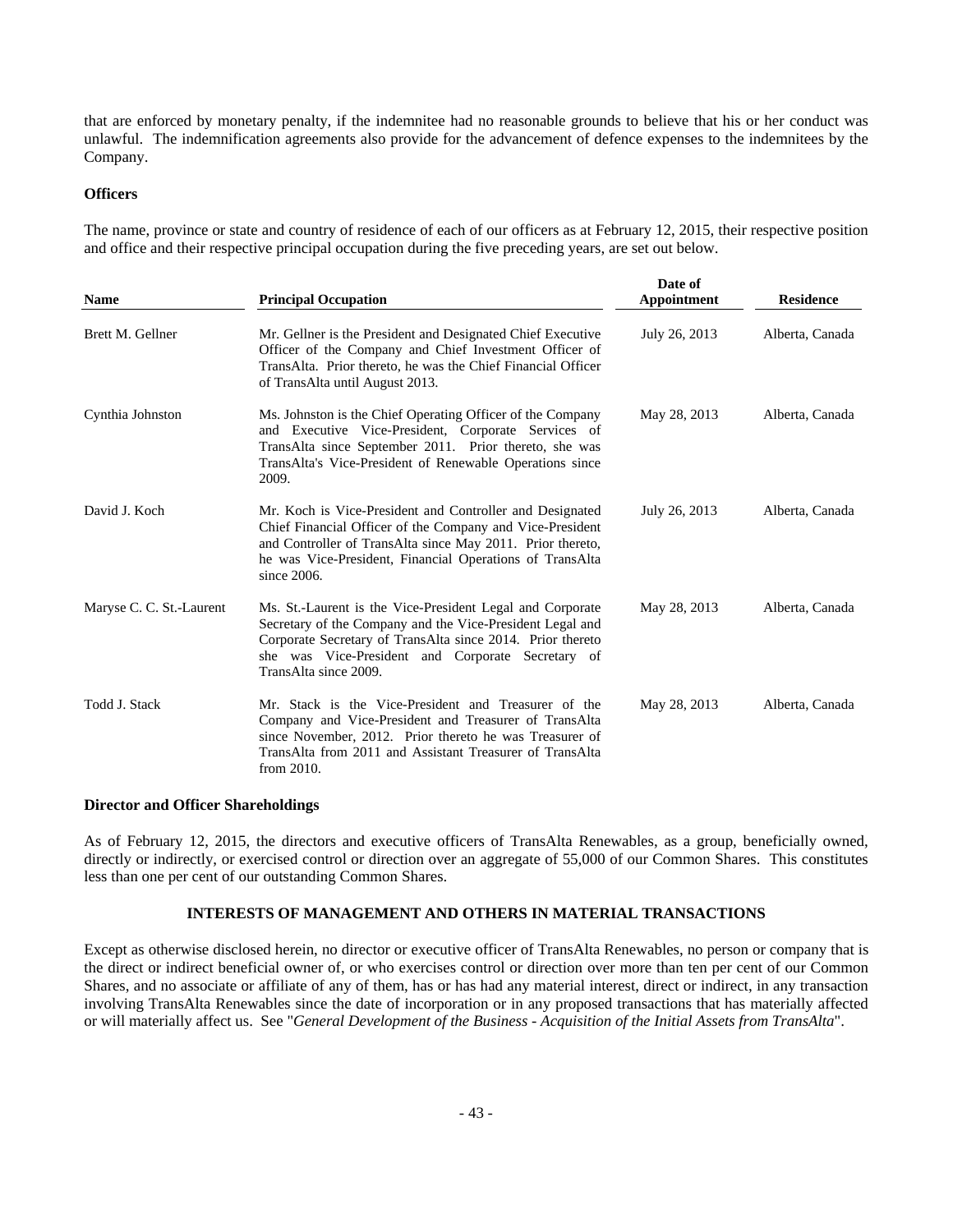that are enforced by monetary penalty, if the indemnitee had no reasonable grounds to believe that his or her conduct was unlawful. The indemnification agreements also provide for the advancement of defence expenses to the indemnitees by the Company.

**Officers**

The name, province or state and country of residence of each of our officers as at February 12, 2015, their respective position and office and their respective principal occupation during the five preceding years, are set out below.

| Name | Principal Occupation | Date of Appointment | Residence |
|---|---|---|---|
| Brett M. Gellner | Mr. Gellner is the President and Designated Chief Executive Officer of the Company and Chief Investment Officer of TransAlta. Prior thereto, he was the Chief Financial Officer of TransAlta until August 2013. | July 26, 2013 | Alberta, Canada |
| Cynthia Johnston | Ms. Johnston is the Chief Operating Officer of the Company and Executive Vice-President, Corporate Services of TransAlta since September 2011. Prior thereto, she was TransAlta's Vice-President of Renewable Operations since 2009. | May 28, 2013 | Alberta, Canada |
| David J. Koch | Mr. Koch is Vice-President and Controller and Designated Chief Financial Officer of the Company and Vice-President and Controller of TransAlta since May 2011. Prior thereto, he was Vice-President, Financial Operations of TransAlta since 2006. | July 26, 2013 | Alberta, Canada |
| Maryse C. C. St.-Laurent | Ms. St.-Laurent is the Vice-President Legal and Corporate Secretary of the Company and the Vice-President Legal and Corporate Secretary of TransAlta since 2014. Prior thereto she was Vice-President and Corporate Secretary of TransAlta since 2009. | May 28, 2013 | Alberta, Canada |
| Todd J. Stack | Mr. Stack is the Vice-President and Treasurer of the Company and Vice-President and Treasurer of TransAlta since November, 2012. Prior thereto he was Treasurer of TransAlta from 2011 and Assistant Treasurer of TransAlta from 2010. | May 28, 2013 | Alberta, Canada |

**Director and Officer Shareholdings**

As of February 12, 2015, the directors and executive officers of TransAlta Renewables, as a group, beneficially owned, directly or indirectly, or exercised control or direction over an aggregate of 55,000 of our Common Shares. This constitutes less than one per cent of our outstanding Common Shares.

## INTERESTS OF MANAGEMENT AND OTHERS IN MATERIAL TRANSACTIONS

Except as otherwise disclosed herein, no director or executive officer of TransAlta Renewables, no person or company that is the direct or indirect beneficial owner of, or who exercises control or direction over more than ten per cent of our Common Shares, and no associate or affiliate of any of them, has or has had any material interest, direct or indirect, in any transaction involving TransAlta Renewables since the date of incorporation or in any proposed transactions that has materially affected or will materially affect us. See "*General Development of the Business - Acquisition of the Initial Assets from TransAlta*".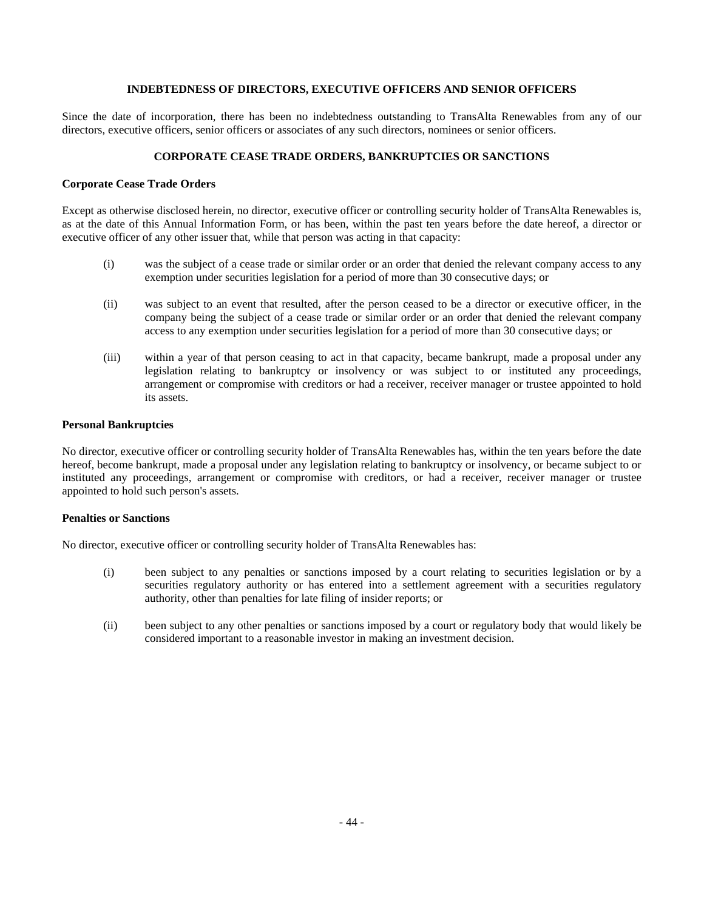## INDEBTEDNESS OF DIRECTORS, EXECUTIVE OFFICERS AND SENIOR OFFICERS

Since the date of incorporation, there has been no indebtedness outstanding to TransAlta Renewables from any of our directors, executive officers, senior officers or associates of any such directors, nominees or senior officers.

## CORPORATE CEASE TRADE ORDERS, BANKRUPTCIES OR SANCTIONS

### Corporate Cease Trade Orders

Except as otherwise disclosed herein, no director, executive officer or controlling security holder of TransAlta Renewables is, as at the date of this Annual Information Form, or has been, within the past ten years before the date hereof, a director or executive officer of any other issuer that, while that person was acting in that capacity:

(i) was the subject of a cease trade or similar order or an order that denied the relevant company access to any exemption under securities legislation for a period of more than 30 consecutive days; or

(ii) was subject to an event that resulted, after the person ceased to be a director or executive officer, in the company being the subject of a cease trade or similar order or an order that denied the relevant company access to any exemption under securities legislation for a period of more than 30 consecutive days; or

(iii) within a year of that person ceasing to act in that capacity, became bankrupt, made a proposal under any legislation relating to bankruptcy or insolvency or was subject to or instituted any proceedings, arrangement or compromise with creditors or had a receiver, receiver manager or trustee appointed to hold its assets.

### Personal Bankruptcies

No director, executive officer or controlling security holder of TransAlta Renewables has, within the ten years before the date hereof, become bankrupt, made a proposal under any legislation relating to bankruptcy or insolvency, or became subject to or instituted any proceedings, arrangement or compromise with creditors, or had a receiver, receiver manager or trustee appointed to hold such person's assets.

### Penalties or Sanctions

No director, executive officer or controlling security holder of TransAlta Renewables has:

(i) been subject to any penalties or sanctions imposed by a court relating to securities legislation or by a securities regulatory authority or has entered into a settlement agreement with a securities regulatory authority, other than penalties for late filing of insider reports; or

(ii) been subject to any other penalties or sanctions imposed by a court or regulatory body that would likely be considered important to a reasonable investor in making an investment decision.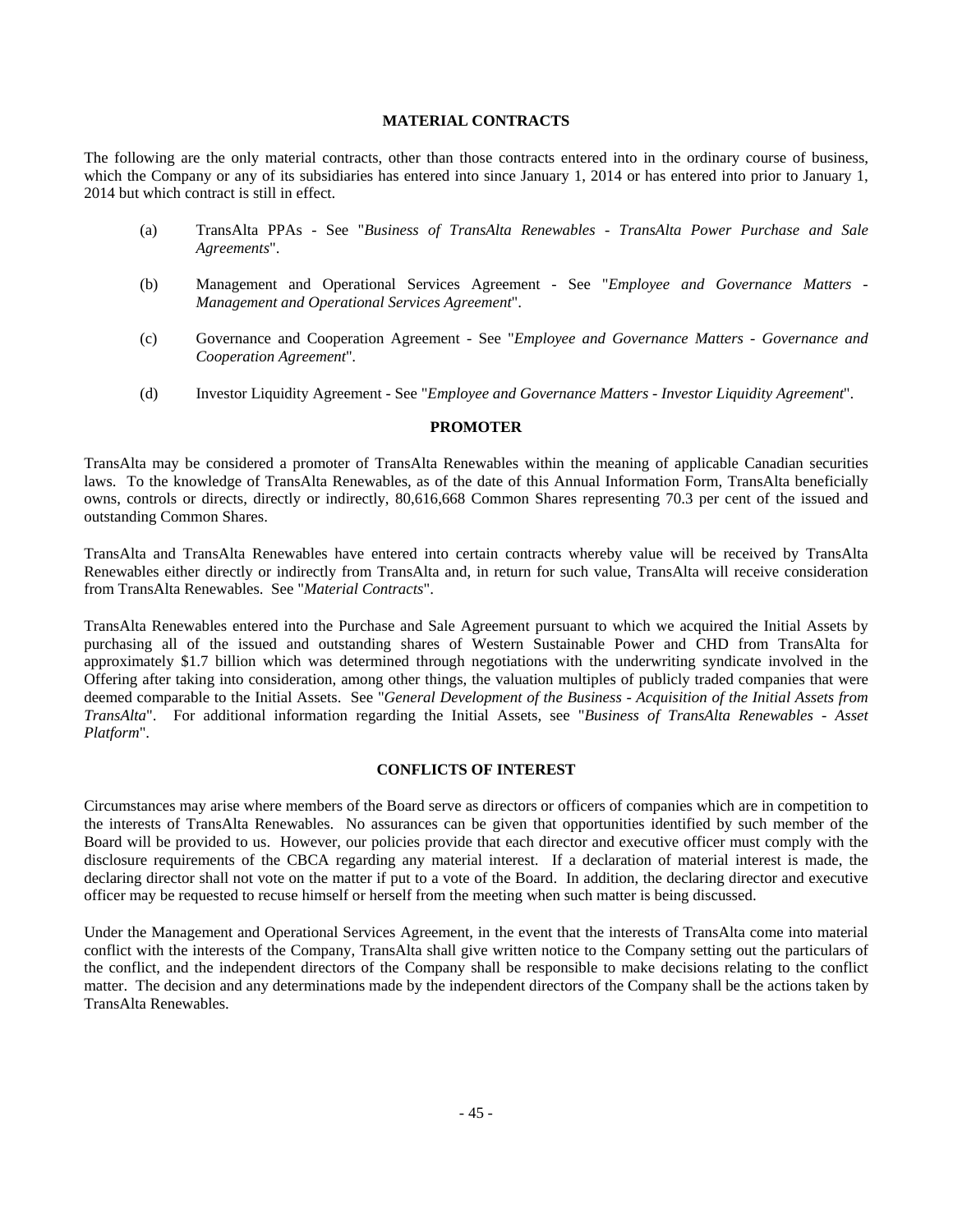## MATERIAL CONTRACTS

The following are the only material contracts, other than those contracts entered into in the ordinary course of business, which the Company or any of its subsidiaries has entered into since January 1, 2014 or has entered into prior to January 1, 2014 but which contract is still in effect.

(a) TransAlta PPAs - See "*Business of TransAlta Renewables - TransAlta Power Purchase and Sale Agreements*".

(b) Management and Operational Services Agreement - See "*Employee and Governance Matters - Management and Operational Services Agreement*".

(c) Governance and Cooperation Agreement - See "*Employee and Governance Matters - Governance and Cooperation Agreement*".

(d) Investor Liquidity Agreement - See "*Employee and Governance Matters - Investor Liquidity Agreement*".

## PROMOTER

TransAlta may be considered a promoter of TransAlta Renewables within the meaning of applicable Canadian securities laws. To the knowledge of TransAlta Renewables, as of the date of this Annual Information Form, TransAlta beneficially owns, controls or directs, directly or indirectly, 80,616,668 Common Shares representing 70.3 per cent of the issued and outstanding Common Shares.

TransAlta and TransAlta Renewables have entered into certain contracts whereby value will be received by TransAlta Renewables either directly or indirectly from TransAlta and, in return for such value, TransAlta will receive consideration from TransAlta Renewables. See "*Material Contracts*".

TransAlta Renewables entered into the Purchase and Sale Agreement pursuant to which we acquired the Initial Assets by purchasing all of the issued and outstanding shares of Western Sustainable Power and CHD from TransAlta for approximately $1.7 billion which was determined through negotiations with the underwriting syndicate involved in the Offering after taking into consideration, among other things, the valuation multiples of publicly traded companies that were deemed comparable to the Initial Assets. See "*General Development of the Business - Acquisition of the Initial Assets from TransAlta*". For additional information regarding the Initial Assets, see "*Business of TransAlta Renewables - Asset Platform*".

## CONFLICTS OF INTEREST

Circumstances may arise where members of the Board serve as directors or officers of companies which are in competition to the interests of TransAlta Renewables. No assurances can be given that opportunities identified by such member of the Board will be provided to us. However, our policies provide that each director and executive officer must comply with the disclosure requirements of the CBCA regarding any material interest. If a declaration of material interest is made, the declaring director shall not vote on the matter if put to a vote of the Board. In addition, the declaring director and executive officer may be requested to recuse himself or herself from the meeting when such matter is being discussed.

Under the Management and Operational Services Agreement, in the event that the interests of TransAlta come into material conflict with the interests of the Company, TransAlta shall give written notice to the Company setting out the particulars of the conflict, and the independent directors of the Company shall be responsible to make decisions relating to the conflict matter. The decision and any determinations made by the independent directors of the Company shall be the actions taken by TransAlta Renewables.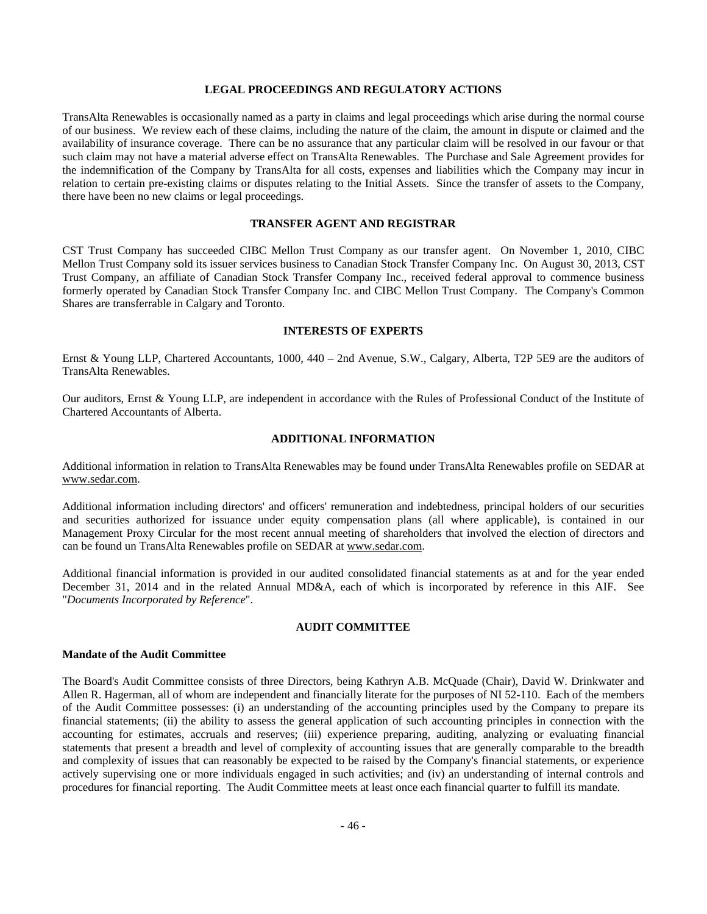## LEGAL PROCEEDINGS AND REGULATORY ACTIONS

TransAlta Renewables is occasionally named as a party in claims and legal proceedings which arise during the normal course of our business. We review each of these claims, including the nature of the claim, the amount in dispute or claimed and the availability of insurance coverage. There can be no assurance that any particular claim will be resolved in our favour or that such claim may not have a material adverse effect on TransAlta Renewables. The Purchase and Sale Agreement provides for the indemnification of the Company by TransAlta for all costs, expenses and liabilities which the Company may incur in relation to certain pre-existing claims or disputes relating to the Initial Assets. Since the transfer of assets to the Company, there have been no new claims or legal proceedings.

## TRANSFER AGENT AND REGISTRAR

CST Trust Company has succeeded CIBC Mellon Trust Company as our transfer agent. On November 1, 2010, CIBC Mellon Trust Company sold its issuer services business to Canadian Stock Transfer Company Inc. On August 30, 2013, CST Trust Company, an affiliate of Canadian Stock Transfer Company Inc., received federal approval to commence business formerly operated by Canadian Stock Transfer Company Inc. and CIBC Mellon Trust Company. The Company's Common Shares are transferrable in Calgary and Toronto.

## INTERESTS OF EXPERTS

Ernst & Young LLP, Chartered Accountants, 1000, 440 – 2nd Avenue, S.W., Calgary, Alberta, T2P 5E9 are the auditors of TransAlta Renewables.

Our auditors, Ernst & Young LLP, are independent in accordance with the Rules of Professional Conduct of the Institute of Chartered Accountants of Alberta.

## ADDITIONAL INFORMATION

Additional information in relation to TransAlta Renewables may be found under TransAlta Renewables profile on SEDAR at www.sedar.com.

Additional information including directors' and officers' remuneration and indebtedness, principal holders of our securities and securities authorized for issuance under equity compensation plans (all where applicable), is contained in our Management Proxy Circular for the most recent annual meeting of shareholders that involved the election of directors and can be found un TransAlta Renewables profile on SEDAR at www.sedar.com.

Additional financial information is provided in our audited consolidated financial statements as at and for the year ended December 31, 2014 and in the related Annual MD&A, each of which is incorporated by reference in this AIF. See "*Documents Incorporated by Reference*".

## AUDIT COMMITTEE

### Mandate of the Audit Committee

The Board's Audit Committee consists of three Directors, being Kathryn A.B. McQuade (Chair), David W. Drinkwater and Allen R. Hagerman, all of whom are independent and financially literate for the purposes of NI 52-110. Each of the members of the Audit Committee possesses: (i) an understanding of the accounting principles used by the Company to prepare its financial statements; (ii) the ability to assess the general application of such accounting principles in connection with the accounting for estimates, accruals and reserves; (iii) experience preparing, auditing, analyzing or evaluating financial statements that present a breadth and level of complexity of accounting issues that are generally comparable to the breadth and complexity of issues that can reasonably be expected to be raised by the Company's financial statements, or experience actively supervising one or more individuals engaged in such activities; and (iv) an understanding of internal controls and procedures for financial reporting. The Audit Committee meets at least once each financial quarter to fulfill its mandate.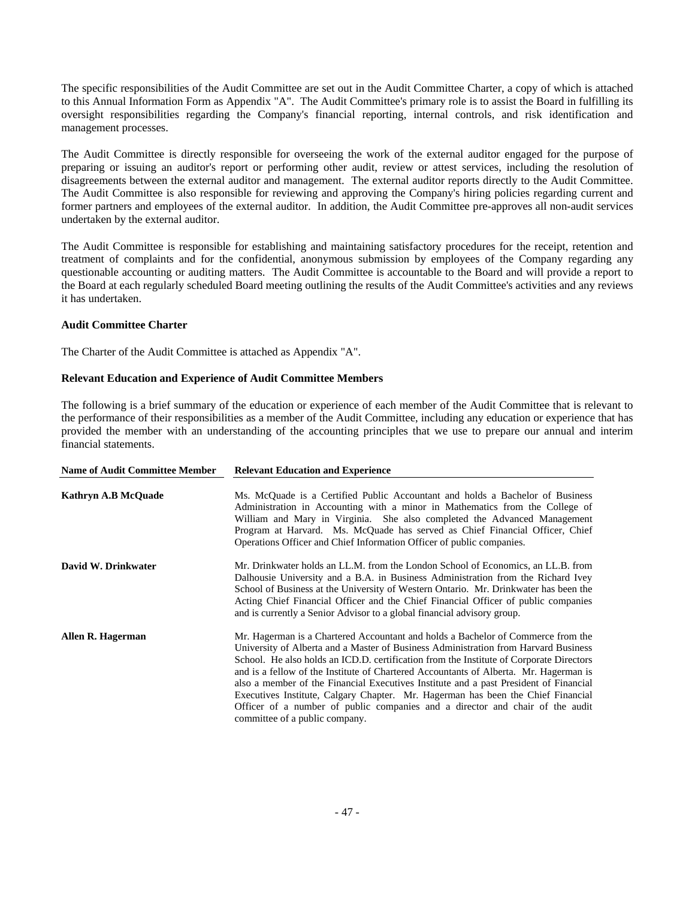The specific responsibilities of the Audit Committee are set out in the Audit Committee Charter, a copy of which is attached to this Annual Information Form as Appendix "A". The Audit Committee's primary role is to assist the Board in fulfilling its oversight responsibilities regarding the Company's financial reporting, internal controls, and risk identification and management processes.

The Audit Committee is directly responsible for overseeing the work of the external auditor engaged for the purpose of preparing or issuing an auditor's report or performing other audit, review or attest services, including the resolution of disagreements between the external auditor and management. The external auditor reports directly to the Audit Committee. The Audit Committee is also responsible for reviewing and approving the Company's hiring policies regarding current and former partners and employees of the external auditor. In addition, the Audit Committee pre-approves all non-audit services undertaken by the external auditor.

The Audit Committee is responsible for establishing and maintaining satisfactory procedures for the receipt, retention and treatment of complaints and for the confidential, anonymous submission by employees of the Company regarding any questionable accounting or auditing matters. The Audit Committee is accountable to the Board and will provide a report to the Board at each regularly scheduled Board meeting outlining the results of the Audit Committee's activities and any reviews it has undertaken.

**Audit Committee Charter**

The Charter of the Audit Committee is attached as Appendix "A".

**Relevant Education and Experience of Audit Committee Members**

The following is a brief summary of the education or experience of each member of the Audit Committee that is relevant to the performance of their responsibilities as a member of the Audit Committee, including any education or experience that has provided the member with an understanding of the accounting principles that we use to prepare our annual and interim financial statements.

| Name of Audit Committee Member | Relevant Education and Experience |
|---|---|
| **Kathryn A.B McQuade** | Ms. McQuade is a Certified Public Accountant and holds a Bachelor of Business Administration in Accounting with a minor in Mathematics from the College of William and Mary in Virginia. She also completed the Advanced Management Program at Harvard. Ms. McQuade has served as Chief Financial Officer, Chief Operations Officer and Chief Information Officer of public companies. |
| **David W. Drinkwater** | Mr. Drinkwater holds an LL.M. from the London School of Economics, an LL.B. from Dalhousie University and a B.A. in Business Administration from the Richard Ivey School of Business at the University of Western Ontario. Mr. Drinkwater has been the Acting Chief Financial Officer and the Chief Financial Officer of public companies and is currently a Senior Advisor to a global financial advisory group. |
| **Allen R. Hagerman** | Mr. Hagerman is a Chartered Accountant and holds a Bachelor of Commerce from the University of Alberta and a Master of Business Administration from Harvard Business School. He also holds an ICD.D. certification from the Institute of Corporate Directors and is a fellow of the Institute of Chartered Accountants of Alberta. Mr. Hagerman is also a member of the Financial Executives Institute and a past President of Financial Executives Institute, Calgary Chapter. Mr. Hagerman has been the Chief Financial Officer of a number of public companies and a director and chair of the audit committee of a public company. |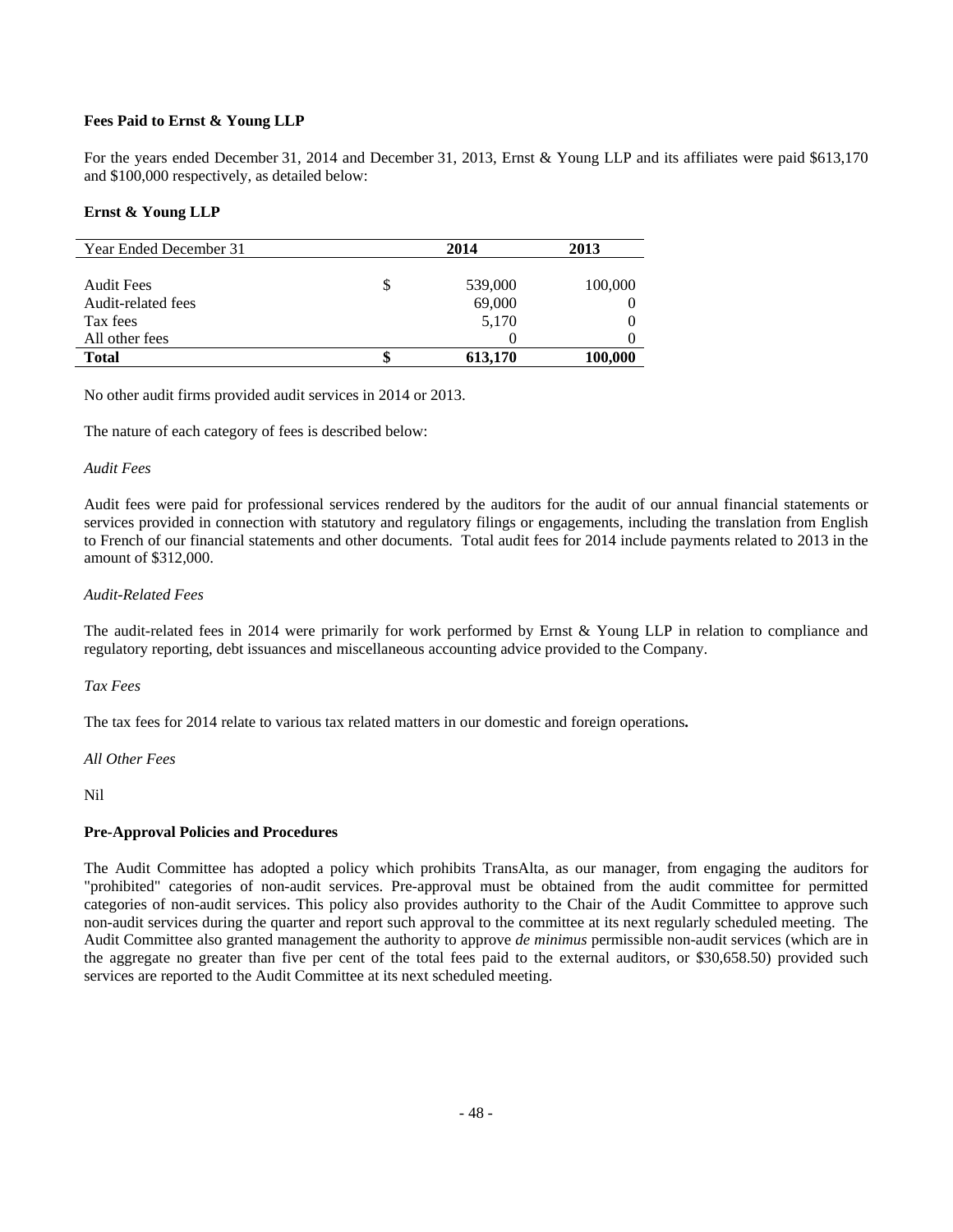**Fees Paid to Ernst & Young LLP**

For the years ended December 31, 2014 and December 31, 2013, Ernst & Young LLP and its affiliates were paid $613,170 and $100,000 respectively, as detailed below:

**Ernst & Young LLP**

| Year Ended December 31 | | 2014 | 2013 |
|---|---|---|---|
| Audit Fees | $ | 539,000 | 100,000 |
| Audit-related fees | | 69,000 | 0 |
| Tax fees | | 5,170 | 0 |
| All other fees | | 0 | 0 |
| **Total** | **$** | **613,170** | **100,000** |

No other audit firms provided audit services in 2014 or 2013.

The nature of each category of fees is described below:

*Audit Fees*

Audit fees were paid for professional services rendered by the auditors for the audit of our annual financial statements or services provided in connection with statutory and regulatory filings or engagements, including the translation from English to French of our financial statements and other documents. Total audit fees for 2014 include payments related to 2013 in the amount of $312,000.

*Audit-Related Fees*

The audit-related fees in 2014 were primarily for work performed by Ernst & Young LLP in relation to compliance and regulatory reporting, debt issuances and miscellaneous accounting advice provided to the Company.

*Tax Fees*

The tax fees for 2014 relate to various tax related matters in our domestic and foreign operations**.**

*All Other Fees*

Nil

**Pre-Approval Policies and Procedures**

The Audit Committee has adopted a policy which prohibits TransAlta, as our manager, from engaging the auditors for "prohibited" categories of non-audit services. Pre-approval must be obtained from the audit committee for permitted categories of non-audit services. This policy also provides authority to the Chair of the Audit Committee to approve such non-audit services during the quarter and report such approval to the committee at its next regularly scheduled meeting. The Audit Committee also granted management the authority to approve *de minimus* permissible non-audit services (which are in the aggregate no greater than five per cent of the total fees paid to the external auditors, or $30,658.50) provided such services are reported to the Audit Committee at its next scheduled meeting.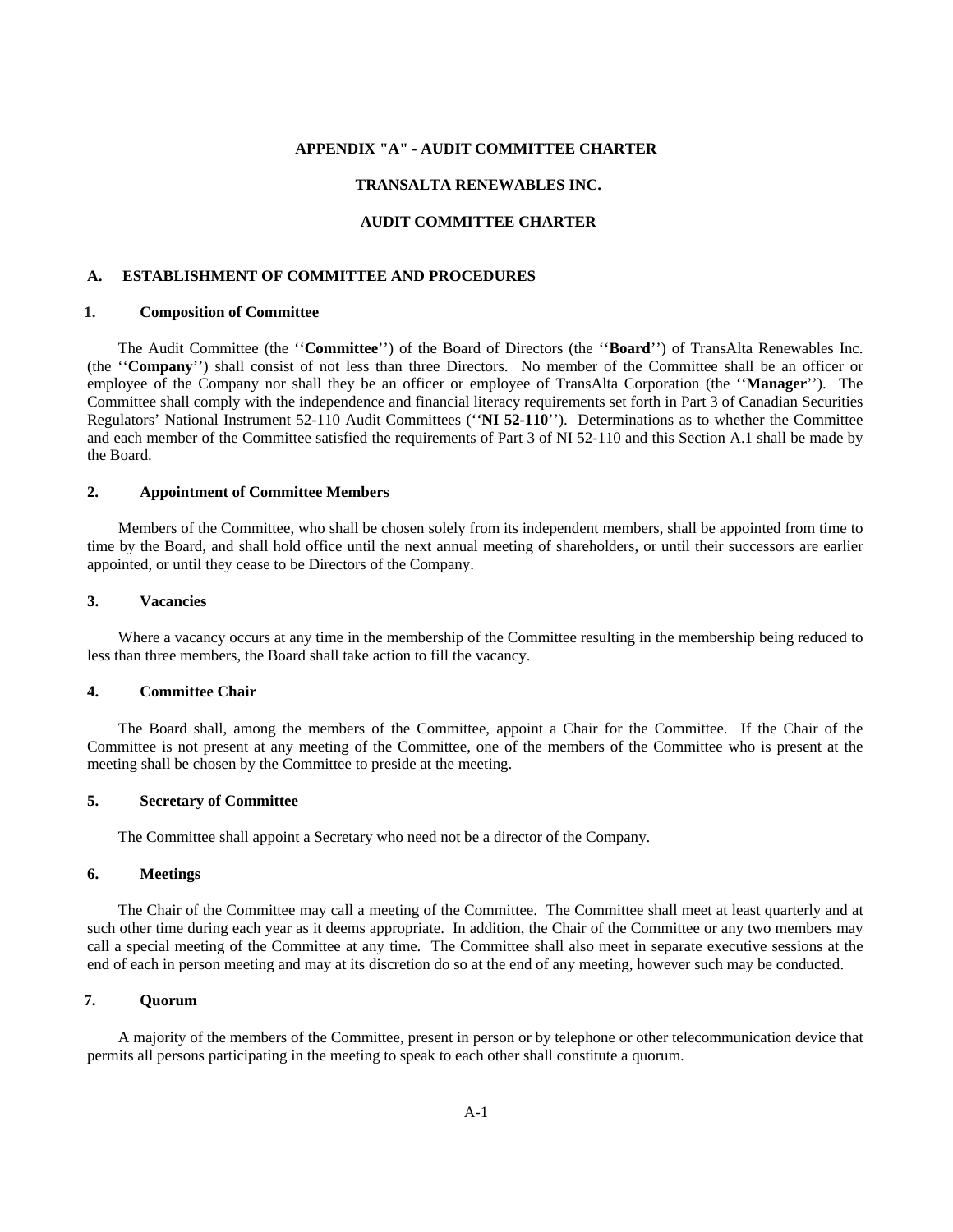**APPENDIX "A" - AUDIT COMMITTEE CHARTER**

**TRANSALTA RENEWABLES INC.**

**AUDIT COMMITTEE CHARTER**

## A. ESTABLISHMENT OF COMMITTEE AND PROCEDURES

### 1. Composition of Committee

The Audit Committee (the ''**Committee**'') of the Board of Directors (the ''**Board**'') of TransAlta Renewables Inc. (the ''**Company**'') shall consist of not less than three Directors. No member of the Committee shall be an officer or employee of the Company nor shall they be an officer or employee of TransAlta Corporation (the ''**Manager**''). The Committee shall comply with the independence and financial literacy requirements set forth in Part 3 of Canadian Securities Regulators' National Instrument 52-110 Audit Committees (''**NI 52-110**''). Determinations as to whether the Committee and each member of the Committee satisfied the requirements of Part 3 of NI 52-110 and this Section A.1 shall be made by the Board.

### 2. Appointment of Committee Members

Members of the Committee, who shall be chosen solely from its independent members, shall be appointed from time to time by the Board, and shall hold office until the next annual meeting of shareholders, or until their successors are earlier appointed, or until they cease to be Directors of the Company.

### 3. Vacancies

Where a vacancy occurs at any time in the membership of the Committee resulting in the membership being reduced to less than three members, the Board shall take action to fill the vacancy.

### 4. Committee Chair

The Board shall, among the members of the Committee, appoint a Chair for the Committee. If the Chair of the Committee is not present at any meeting of the Committee, one of the members of the Committee who is present at the meeting shall be chosen by the Committee to preside at the meeting.

### 5. Secretary of Committee

The Committee shall appoint a Secretary who need not be a director of the Company.

### 6. Meetings

The Chair of the Committee may call a meeting of the Committee. The Committee shall meet at least quarterly and at such other time during each year as it deems appropriate. In addition, the Chair of the Committee or any two members may call a special meeting of the Committee at any time. The Committee shall also meet in separate executive sessions at the end of each in person meeting and may at its discretion do so at the end of any meeting, however such may be conducted.

### 7. Quorum

A majority of the members of the Committee, present in person or by telephone or other telecommunication device that permits all persons participating in the meeting to speak to each other shall constitute a quorum.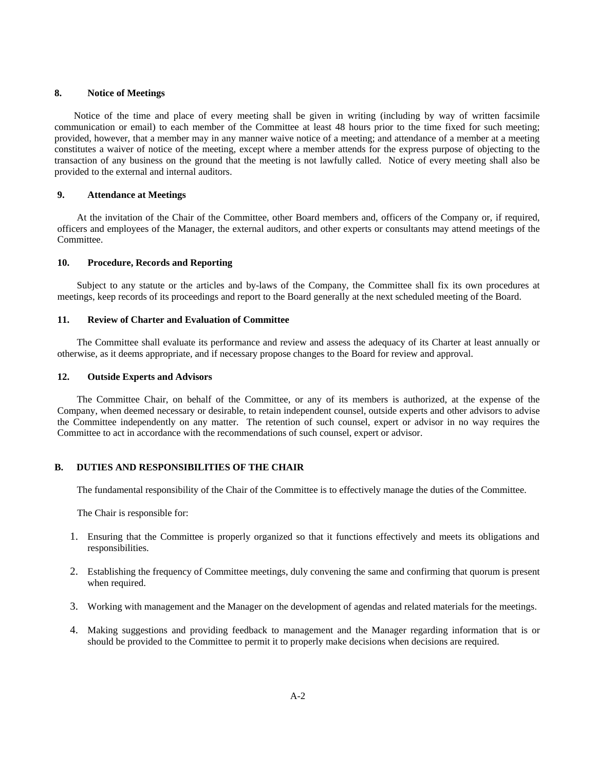### 8. Notice of Meetings

Notice of the time and place of every meeting shall be given in writing (including by way of written facsimile communication or email) to each member of the Committee at least 48 hours prior to the time fixed for such meeting; provided, however, that a member may in any manner waive notice of a meeting; and attendance of a member at a meeting constitutes a waiver of notice of the meeting, except where a member attends for the express purpose of objecting to the transaction of any business on the ground that the meeting is not lawfully called. Notice of every meeting shall also be provided to the external and internal auditors.

### 9. Attendance at Meetings

At the invitation of the Chair of the Committee, other Board members and, officers of the Company or, if required, officers and employees of the Manager, the external auditors, and other experts or consultants may attend meetings of the Committee.

### 10. Procedure, Records and Reporting

Subject to any statute or the articles and by-laws of the Company, the Committee shall fix its own procedures at meetings, keep records of its proceedings and report to the Board generally at the next scheduled meeting of the Board.

### 11. Review of Charter and Evaluation of Committee

The Committee shall evaluate its performance and review and assess the adequacy of its Charter at least annually or otherwise, as it deems appropriate, and if necessary propose changes to the Board for review and approval.

### 12. Outside Experts and Advisors

The Committee Chair, on behalf of the Committee, or any of its members is authorized, at the expense of the Company, when deemed necessary or desirable, to retain independent counsel, outside experts and other advisors to advise the Committee independently on any matter. The retention of such counsel, expert or advisor in no way requires the Committee to act in accordance with the recommendations of such counsel, expert or advisor.

## B. DUTIES AND RESPONSIBILITIES OF THE CHAIR

The fundamental responsibility of the Chair of the Committee is to effectively manage the duties of the Committee.

The Chair is responsible for:

1. Ensuring that the Committee is properly organized so that it functions effectively and meets its obligations and responsibilities.
2. Establishing the frequency of Committee meetings, duly convening the same and confirming that quorum is present when required.
3. Working with management and the Manager on the development of agendas and related materials for the meetings.
4. Making suggestions and providing feedback to management and the Manager regarding information that is or should be provided to the Committee to permit it to properly make decisions when decisions are required.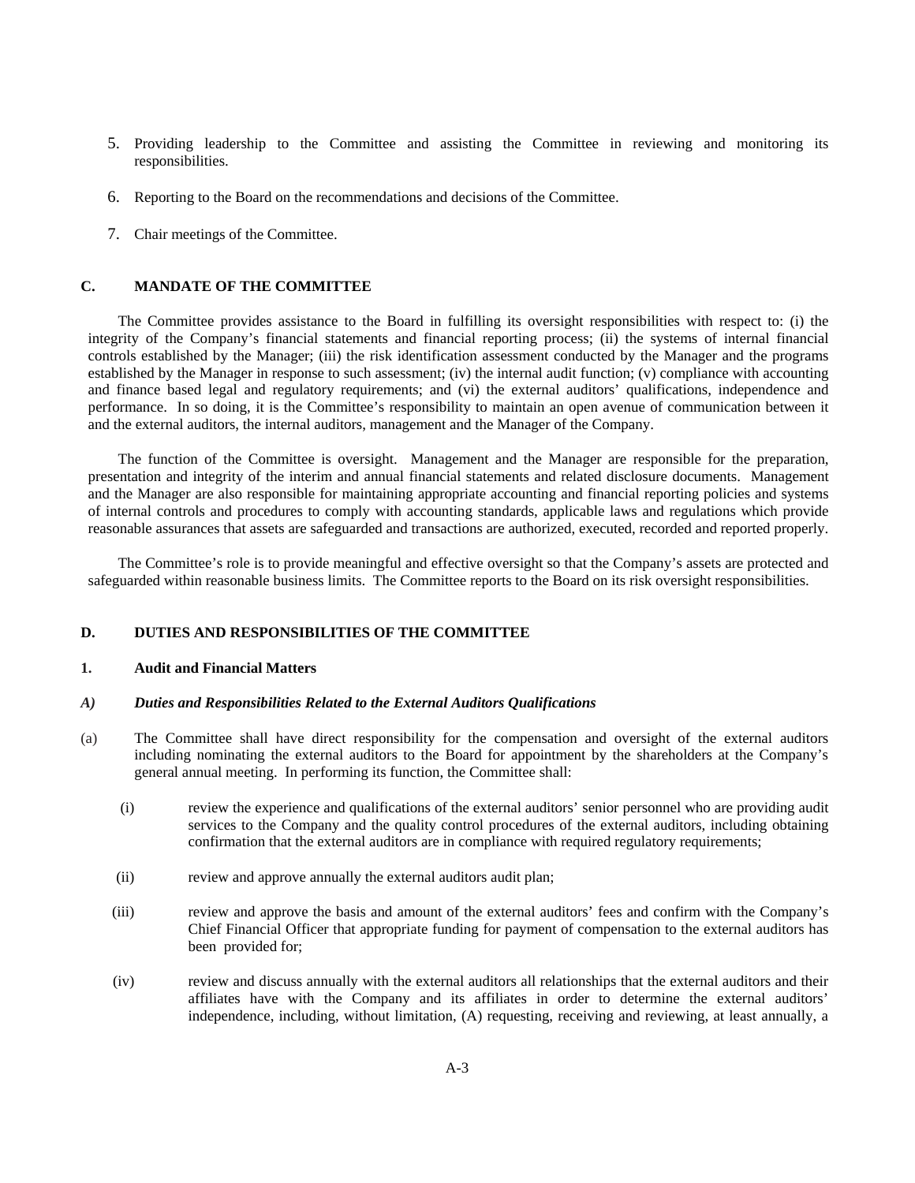5. Providing leadership to the Committee and assisting the Committee in reviewing and monitoring its responsibilities.

6. Reporting to the Board on the recommendations and decisions of the Committee.

7. Chair meetings of the Committee.

## C. MANDATE OF THE COMMITTEE

The Committee provides assistance to the Board in fulfilling its oversight responsibilities with respect to: (i) the integrity of the Company's financial statements and financial reporting process; (ii) the systems of internal financial controls established by the Manager; (iii) the risk identification assessment conducted by the Manager and the programs established by the Manager in response to such assessment; (iv) the internal audit function; (v) compliance with accounting and finance based legal and regulatory requirements; and (vi) the external auditors' qualifications, independence and performance. In so doing, it is the Committee's responsibility to maintain an open avenue of communication between it and the external auditors, the internal auditors, management and the Manager of the Company.

The function of the Committee is oversight. Management and the Manager are responsible for the preparation, presentation and integrity of the interim and annual financial statements and related disclosure documents. Management and the Manager are also responsible for maintaining appropriate accounting and financial reporting policies and systems of internal controls and procedures to comply with accounting standards, applicable laws and regulations which provide reasonable assurances that assets are safeguarded and transactions are authorized, executed, recorded and reported properly.

The Committee's role is to provide meaningful and effective oversight so that the Company's assets are protected and safeguarded within reasonable business limits. The Committee reports to the Board on its risk oversight responsibilities.

## D. DUTIES AND RESPONSIBILITIES OF THE COMMITTEE

### 1. Audit and Financial Matters

#### *A) Duties and Responsibilities Related to the External Auditors Qualifications*

(a) The Committee shall have direct responsibility for the compensation and oversight of the external auditors including nominating the external auditors to the Board for appointment by the shareholders at the Company's general annual meeting. In performing its function, the Committee shall:

(i) review the experience and qualifications of the external auditors' senior personnel who are providing audit services to the Company and the quality control procedures of the external auditors, including obtaining confirmation that the external auditors are in compliance with required regulatory requirements;

(ii) review and approve annually the external auditors audit plan;

(iii) review and approve the basis and amount of the external auditors' fees and confirm with the Company's Chief Financial Officer that appropriate funding for payment of compensation to the external auditors has been provided for;

(iv) review and discuss annually with the external auditors all relationships that the external auditors and their affiliates have with the Company and its affiliates in order to determine the external auditors' independence, including, without limitation, (A) requesting, receiving and reviewing, at least annually, a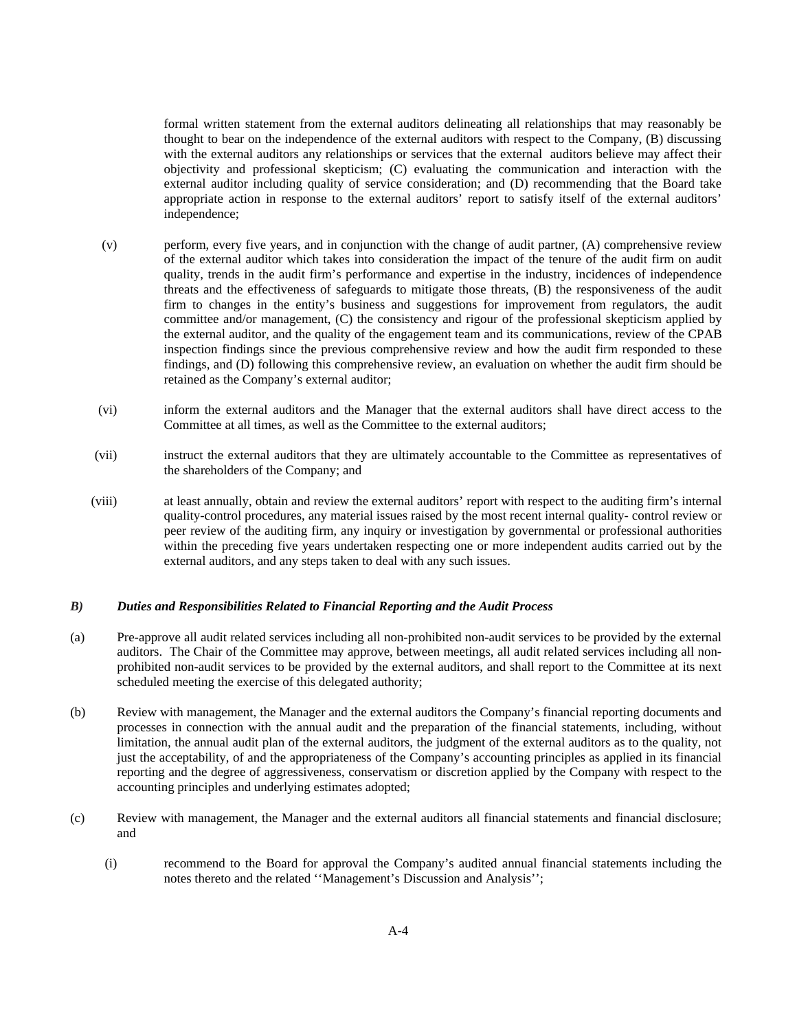formal written statement from the external auditors delineating all relationships that may reasonably be thought to bear on the independence of the external auditors with respect to the Company, (B) discussing with the external auditors any relationships or services that the external auditors believe may affect their objectivity and professional skepticism; (C) evaluating the communication and interaction with the external auditor including quality of service consideration; and (D) recommending that the Board take appropriate action in response to the external auditors' report to satisfy itself of the external auditors' independence;

(v) perform, every five years, and in conjunction with the change of audit partner, (A) comprehensive review of the external auditor which takes into consideration the impact of the tenure of the audit firm on audit quality, trends in the audit firm's performance and expertise in the industry, incidences of independence threats and the effectiveness of safeguards to mitigate those threats, (B) the responsiveness of the audit firm to changes in the entity's business and suggestions for improvement from regulators, the audit committee and/or management, (C) the consistency and rigour of the professional skepticism applied by the external auditor, and the quality of the engagement team and its communications, review of the CPAB inspection findings since the previous comprehensive review and how the audit firm responded to these findings, and (D) following this comprehensive review, an evaluation on whether the audit firm should be retained as the Company's external auditor;

(vi) inform the external auditors and the Manager that the external auditors shall have direct access to the Committee at all times, as well as the Committee to the external auditors;

(vii) instruct the external auditors that they are ultimately accountable to the Committee as representatives of the shareholders of the Company; and

(viii) at least annually, obtain and review the external auditors' report with respect to the auditing firm's internal quality-control procedures, any material issues raised by the most recent internal quality- control review or peer review of the auditing firm, any inquiry or investigation by governmental or professional authorities within the preceding five years undertaken respecting one or more independent audits carried out by the external auditors, and any steps taken to deal with any such issues.

***B) Duties and Responsibilities Related to Financial Reporting and the Audit Process***

(a) Pre-approve all audit related services including all non-prohibited non-audit services to be provided by the external auditors. The Chair of the Committee may approve, between meetings, all audit related services including all non-prohibited non-audit services to be provided by the external auditors, and shall report to the Committee at its next scheduled meeting the exercise of this delegated authority;

(b) Review with management, the Manager and the external auditors the Company's financial reporting documents and processes in connection with the annual audit and the preparation of the financial statements, including, without limitation, the annual audit plan of the external auditors, the judgment of the external auditors as to the quality, not just the acceptability, of and the appropriateness of the Company's accounting principles as applied in its financial reporting and the degree of aggressiveness, conservatism or discretion applied by the Company with respect to the accounting principles and underlying estimates adopted;

(c) Review with management, the Manager and the external auditors all financial statements and financial disclosure; and

(i) recommend to the Board for approval the Company's audited annual financial statements including the notes thereto and the related ''Management's Discussion and Analysis'';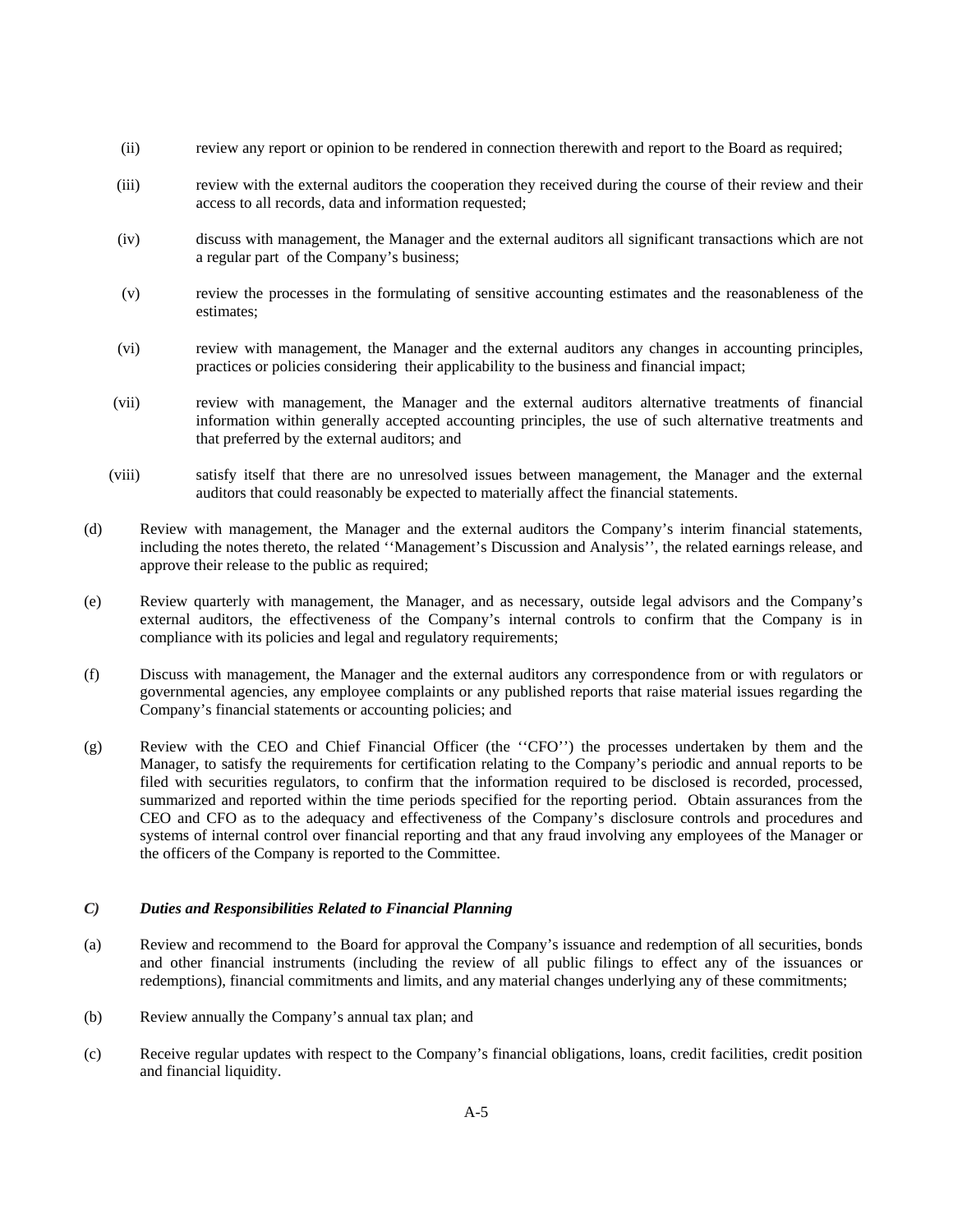(ii) review any report or opinion to be rendered in connection therewith and report to the Board as required;

(iii) review with the external auditors the cooperation they received during the course of their review and their access to all records, data and information requested;

(iv) discuss with management, the Manager and the external auditors all significant transactions which are not a regular part of the Company's business;

(v) review the processes in the formulating of sensitive accounting estimates and the reasonableness of the estimates;

(vi) review with management, the Manager and the external auditors any changes in accounting principles, practices or policies considering their applicability to the business and financial impact;

(vii) review with management, the Manager and the external auditors alternative treatments of financial information within generally accepted accounting principles, the use of such alternative treatments and that preferred by the external auditors; and

(viii) satisfy itself that there are no unresolved issues between management, the Manager and the external auditors that could reasonably be expected to materially affect the financial statements.

(d) Review with management, the Manager and the external auditors the Company's interim financial statements, including the notes thereto, the related ''Management's Discussion and Analysis'', the related earnings release, and approve their release to the public as required;

(e) Review quarterly with management, the Manager, and as necessary, outside legal advisors and the Company's external auditors, the effectiveness of the Company's internal controls to confirm that the Company is in compliance with its policies and legal and regulatory requirements;

(f) Discuss with management, the Manager and the external auditors any correspondence from or with regulators or governmental agencies, any employee complaints or any published reports that raise material issues regarding the Company's financial statements or accounting policies; and

(g) Review with the CEO and Chief Financial Officer (the ''CFO'') the processes undertaken by them and the Manager, to satisfy the requirements for certification relating to the Company's periodic and annual reports to be filed with securities regulators, to confirm that the information required to be disclosed is recorded, processed, summarized and reported within the time periods specified for the reporting period. Obtain assurances from the CEO and CFO as to the adequacy and effectiveness of the Company's disclosure controls and procedures and systems of internal control over financial reporting and that any fraud involving any employees of the Manager or the officers of the Company is reported to the Committee.

### *C) Duties and Responsibilities Related to Financial Planning*

(a) Review and recommend to the Board for approval the Company's issuance and redemption of all securities, bonds and other financial instruments (including the review of all public filings to effect any of the issuances or redemptions), financial commitments and limits, and any material changes underlying any of these commitments;

(b) Review annually the Company's annual tax plan; and

(c) Receive regular updates with respect to the Company's financial obligations, loans, credit facilities, credit position and financial liquidity.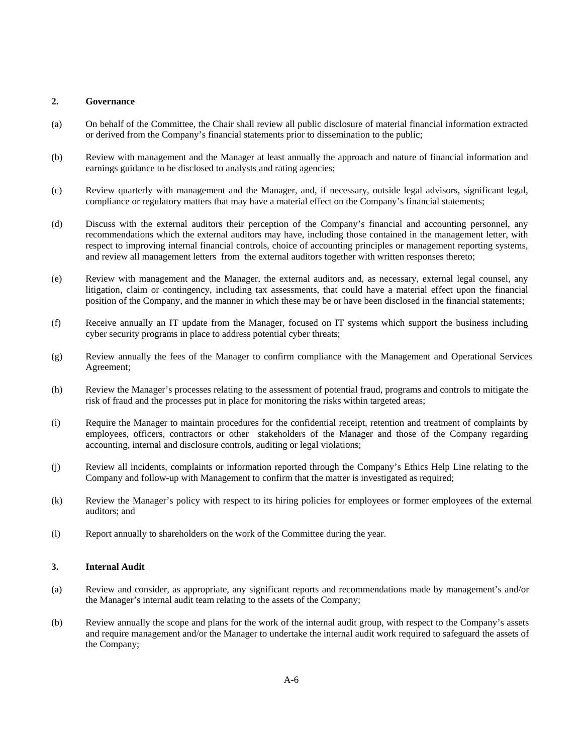## 2. Governance

(a) On behalf of the Committee, the Chair shall review all public disclosure of material financial information extracted or derived from the Company's financial statements prior to dissemination to the public;

(b) Review with management and the Manager at least annually the approach and nature of financial information and earnings guidance to be disclosed to analysts and rating agencies;

(c) Review quarterly with management and the Manager, and, if necessary, outside legal advisors, significant legal, compliance or regulatory matters that may have a material effect on the Company's financial statements;

(d) Discuss with the external auditors their perception of the Company's financial and accounting personnel, any recommendations which the external auditors may have, including those contained in the management letter, with respect to improving internal financial controls, choice of accounting principles or management reporting systems, and review all management letters from the external auditors together with written responses thereto;

(e) Review with management and the Manager, the external auditors and, as necessary, external legal counsel, any litigation, claim or contingency, including tax assessments, that could have a material effect upon the financial position of the Company, and the manner in which these may be or have been disclosed in the financial statements;

(f) Receive annually an IT update from the Manager, focused on IT systems which support the business including cyber security programs in place to address potential cyber threats;

(g) Review annually the fees of the Manager to confirm compliance with the Management and Operational Services Agreement;

(h) Review the Manager's processes relating to the assessment of potential fraud, programs and controls to mitigate the risk of fraud and the processes put in place for monitoring the risks within targeted areas;

(i) Require the Manager to maintain procedures for the confidential receipt, retention and treatment of complaints by employees, officers, contractors or other stakeholders of the Manager and those of the Company regarding accounting, internal and disclosure controls, auditing or legal violations;

(j) Review all incidents, complaints or information reported through the Company's Ethics Help Line relating to the Company and follow-up with Management to confirm that the matter is investigated as required;

(k) Review the Manager's policy with respect to its hiring policies for employees or former employees of the external auditors; and

(l) Report annually to shareholders on the work of the Committee during the year.

## 3. Internal Audit

(a) Review and consider, as appropriate, any significant reports and recommendations made by management's and/or the Manager's internal audit team relating to the assets of the Company;

(b) Review annually the scope and plans for the work of the internal audit group, with respect to the Company's assets and require management and/or the Manager to undertake the internal audit work required to safeguard the assets of the Company;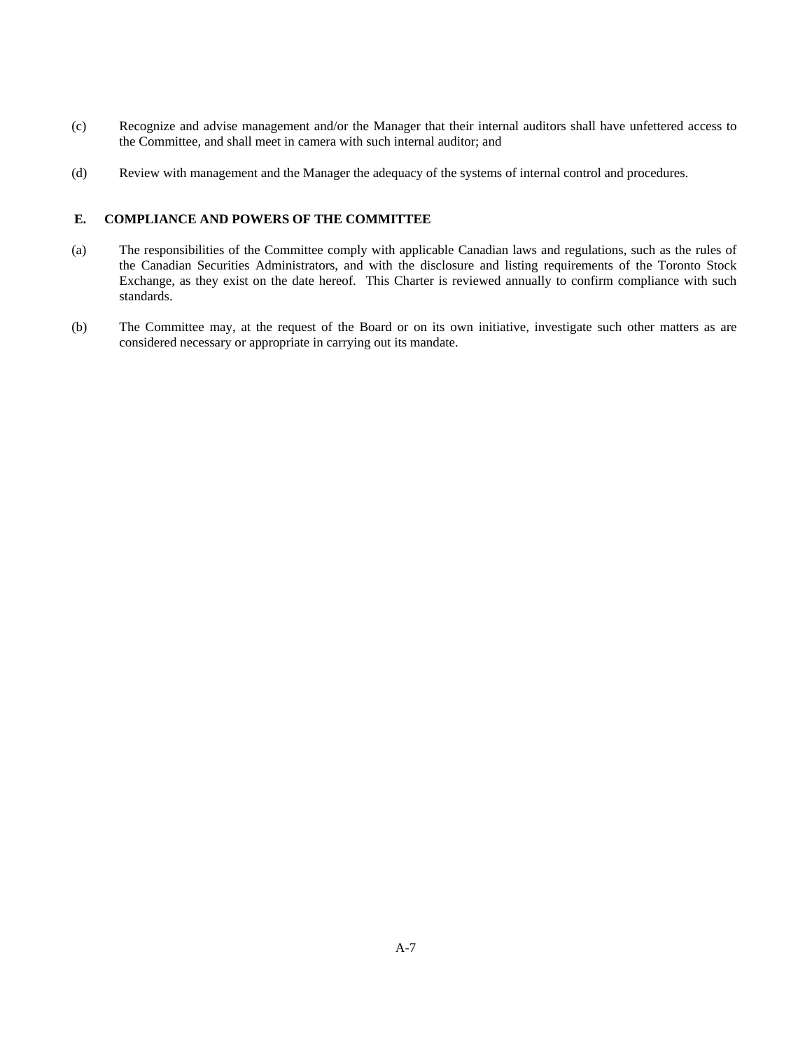(c) Recognize and advise management and/or the Manager that their internal auditors shall have unfettered access to the Committee, and shall meet in camera with such internal auditor; and

(d) Review with management and the Manager the adequacy of the systems of internal control and procedures.

## E. COMPLIANCE AND POWERS OF THE COMMITTEE

(a) The responsibilities of the Committee comply with applicable Canadian laws and regulations, such as the rules of the Canadian Securities Administrators, and with the disclosure and listing requirements of the Toronto Stock Exchange, as they exist on the date hereof. This Charter is reviewed annually to confirm compliance with such standards.

(b) The Committee may, at the request of the Board or on its own initiative, investigate such other matters as are considered necessary or appropriate in carrying out its mandate.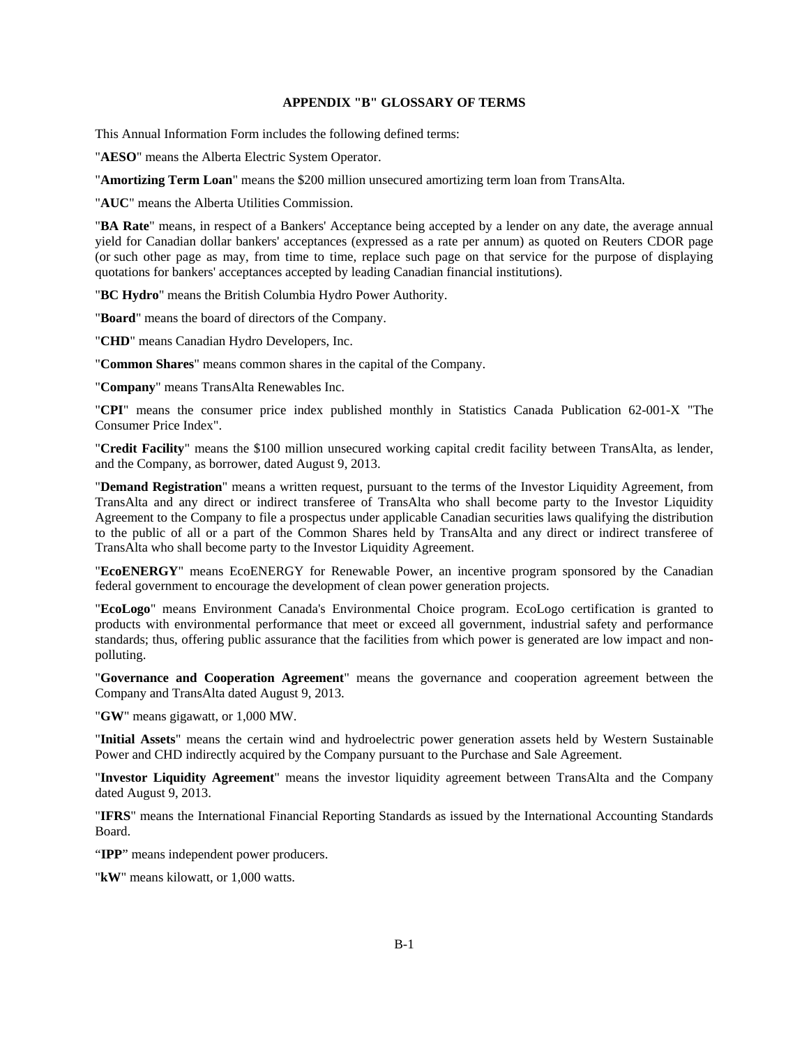## APPENDIX "B" GLOSSARY OF TERMS

This Annual Information Form includes the following defined terms:

"**AESO**" means the Alberta Electric System Operator.

"**Amortizing Term Loan**" means the $200 million unsecured amortizing term loan from TransAlta.

"**AUC**" means the Alberta Utilities Commission.

"**BA Rate**" means, in respect of a Bankers' Acceptance being accepted by a lender on any date, the average annual yield for Canadian dollar bankers' acceptances (expressed as a rate per annum) as quoted on Reuters CDOR page (or such other page as may, from time to time, replace such page on that service for the purpose of displaying quotations for bankers' acceptances accepted by leading Canadian financial institutions).

"**BC Hydro**" means the British Columbia Hydro Power Authority.

"**Board**" means the board of directors of the Company.

"**CHD**" means Canadian Hydro Developers, Inc.

"**Common Shares**" means common shares in the capital of the Company.

"**Company**" means TransAlta Renewables Inc.

"**CPI**" means the consumer price index published monthly in Statistics Canada Publication 62-001-X "The Consumer Price Index".

"**Credit Facility**" means the $100 million unsecured working capital credit facility between TransAlta, as lender, and the Company, as borrower, dated August 9, 2013.

"**Demand Registration**" means a written request, pursuant to the terms of the Investor Liquidity Agreement, from TransAlta and any direct or indirect transferee of TransAlta who shall become party to the Investor Liquidity Agreement to the Company to file a prospectus under applicable Canadian securities laws qualifying the distribution to the public of all or a part of the Common Shares held by TransAlta and any direct or indirect transferee of TransAlta who shall become party to the Investor Liquidity Agreement.

"**EcoENERGY**" means EcoENERGY for Renewable Power, an incentive program sponsored by the Canadian federal government to encourage the development of clean power generation projects.

"**EcoLogo**" means Environment Canada's Environmental Choice program. EcoLogo certification is granted to products with environmental performance that meet or exceed all government, industrial safety and performance standards; thus, offering public assurance that the facilities from which power is generated are low impact and non-polluting.

"**Governance and Cooperation Agreement**" means the governance and cooperation agreement between the Company and TransAlta dated August 9, 2013.

"**GW**" means gigawatt, or 1,000 MW.

"**Initial Assets**" means the certain wind and hydroelectric power generation assets held by Western Sustainable Power and CHD indirectly acquired by the Company pursuant to the Purchase and Sale Agreement.

"**Investor Liquidity Agreement**" means the investor liquidity agreement between TransAlta and the Company dated August 9, 2013.

"**IFRS**" means the International Financial Reporting Standards as issued by the International Accounting Standards Board.

"**IPP**" means independent power producers.

"**kW**" means kilowatt, or 1,000 watts.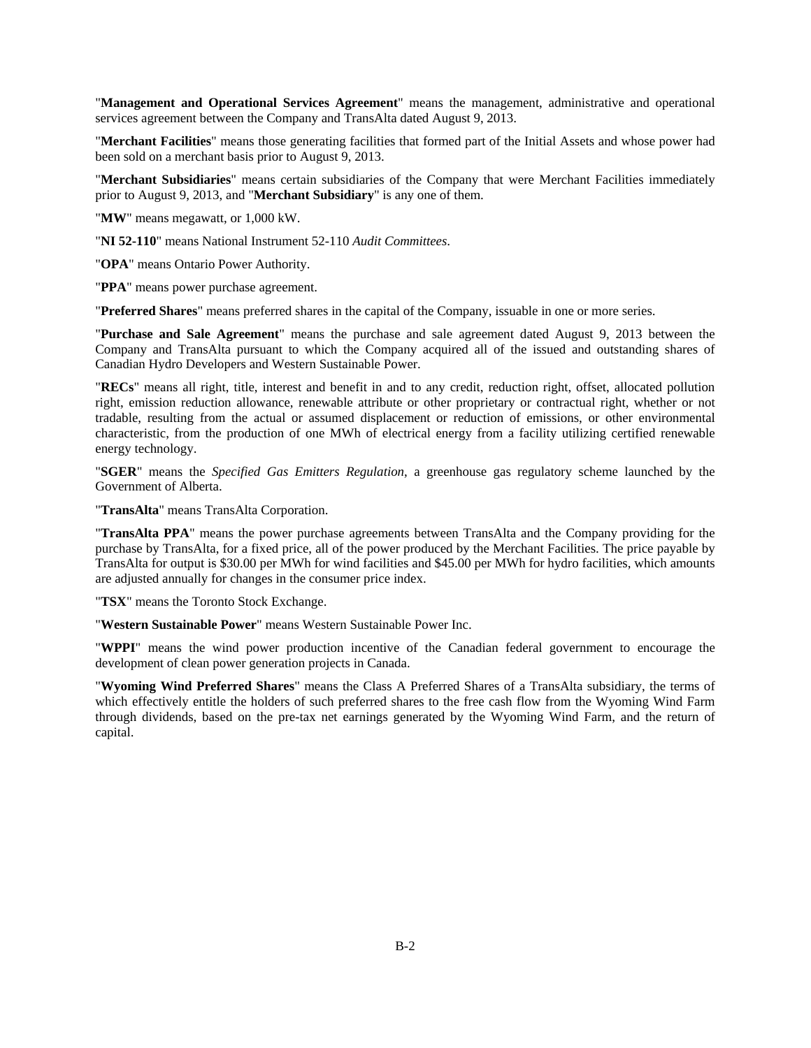"**Management and Operational Services Agreement**" means the management, administrative and operational services agreement between the Company and TransAlta dated August 9, 2013.

"**Merchant Facilities**" means those generating facilities that formed part of the Initial Assets and whose power had been sold on a merchant basis prior to August 9, 2013.

"**Merchant Subsidiaries**" means certain subsidiaries of the Company that were Merchant Facilities immediately prior to August 9, 2013, and "**Merchant Subsidiary**" is any one of them.

"**MW**" means megawatt, or 1,000 kW.

"**NI 52-110**" means National Instrument 52-110 *Audit Committees*.

"**OPA**" means Ontario Power Authority.

"**PPA**" means power purchase agreement.

"**Preferred Shares**" means preferred shares in the capital of the Company, issuable in one or more series.

"**Purchase and Sale Agreement**" means the purchase and sale agreement dated August 9, 2013 between the Company and TransAlta pursuant to which the Company acquired all of the issued and outstanding shares of Canadian Hydro Developers and Western Sustainable Power.

"**RECs**" means all right, title, interest and benefit in and to any credit, reduction right, offset, allocated pollution right, emission reduction allowance, renewable attribute or other proprietary or contractual right, whether or not tradable, resulting from the actual or assumed displacement or reduction of emissions, or other environmental characteristic, from the production of one MWh of electrical energy from a facility utilizing certified renewable energy technology.

"**SGER**" means the *Specified Gas Emitters Regulation*, a greenhouse gas regulatory scheme launched by the Government of Alberta.

"**TransAlta**" means TransAlta Corporation.

"**TransAlta PPA**" means the power purchase agreements between TransAlta and the Company providing for the purchase by TransAlta, for a fixed price, all of the power produced by the Merchant Facilities. The price payable by TransAlta for output is $30.00 per MWh for wind facilities and $45.00 per MWh for hydro facilities, which amounts are adjusted annually for changes in the consumer price index.

"**TSX**" means the Toronto Stock Exchange.

"**Western Sustainable Power**" means Western Sustainable Power Inc.

"**WPPI**" means the wind power production incentive of the Canadian federal government to encourage the development of clean power generation projects in Canada.

"**Wyoming Wind Preferred Shares**" means the Class A Preferred Shares of a TransAlta subsidiary, the terms of which effectively entitle the holders of such preferred shares to the free cash flow from the Wyoming Wind Farm through dividends, based on the pre-tax net earnings generated by the Wyoming Wind Farm, and the return of capital.